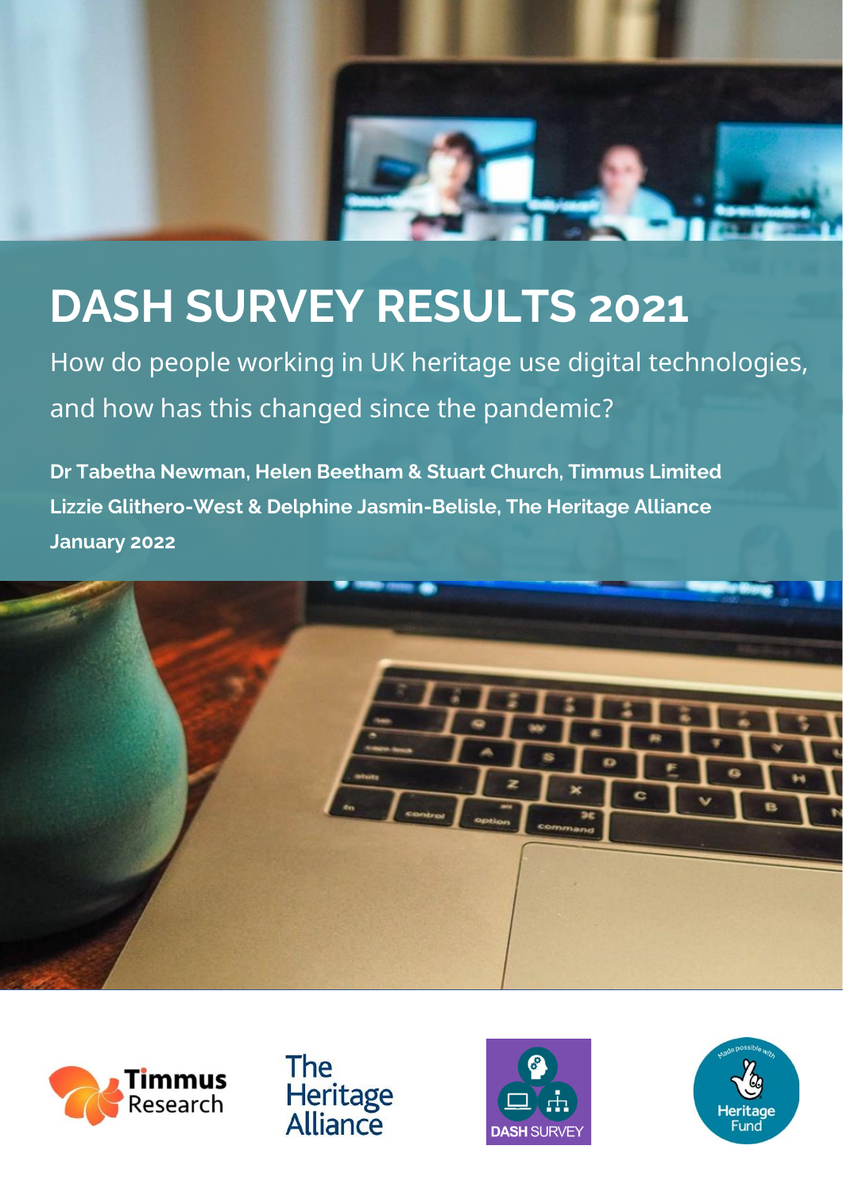# DASH SURVEY RESULTS 2021

How do people working in UK heritage use digital technologies, and how has this changed since the pandemic?

**Dr Tabetha Newman, Helen Beetham & Stuart Church, Timmus Limited**

**Lizzie Glithero-West & Delphine Jasmin-Belisle, The Heritage Alliance**

**January 2022**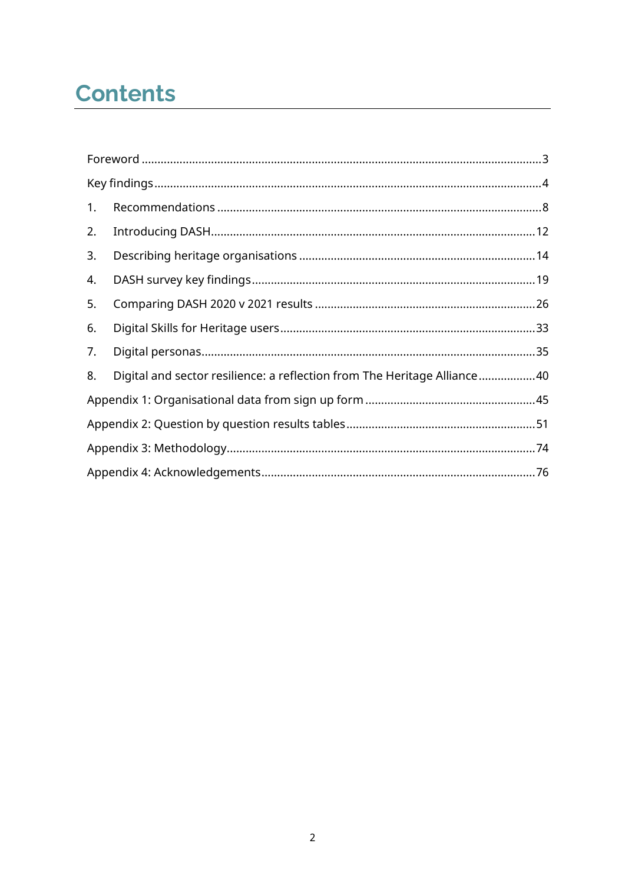# Contents

Foreword ............................................................................................................................3

Key findings.........................................................................................................................4

1. Recommendations .....................................................................................................8
2. Introducing DASH.....................................................................................................12
3. Describing heritage organisations .........................................................................14
4. DASH survey key findings........................................................................................19
5. Comparing DASH 2020 v 2021 results ....................................................................26
6. Digital Skills for Heritage users...............................................................................33
7. Digital personas........................................................................................................35
8. Digital and sector resilience: a reflection from The Heritage Alliance..................40

Appendix 1: Organisational data from sign up form ....................................................45

Appendix 2: Question by question results tables..........................................................51

Appendix 3: Methodology................................................................................................74

Appendix 4: Acknowledgements.....................................................................................76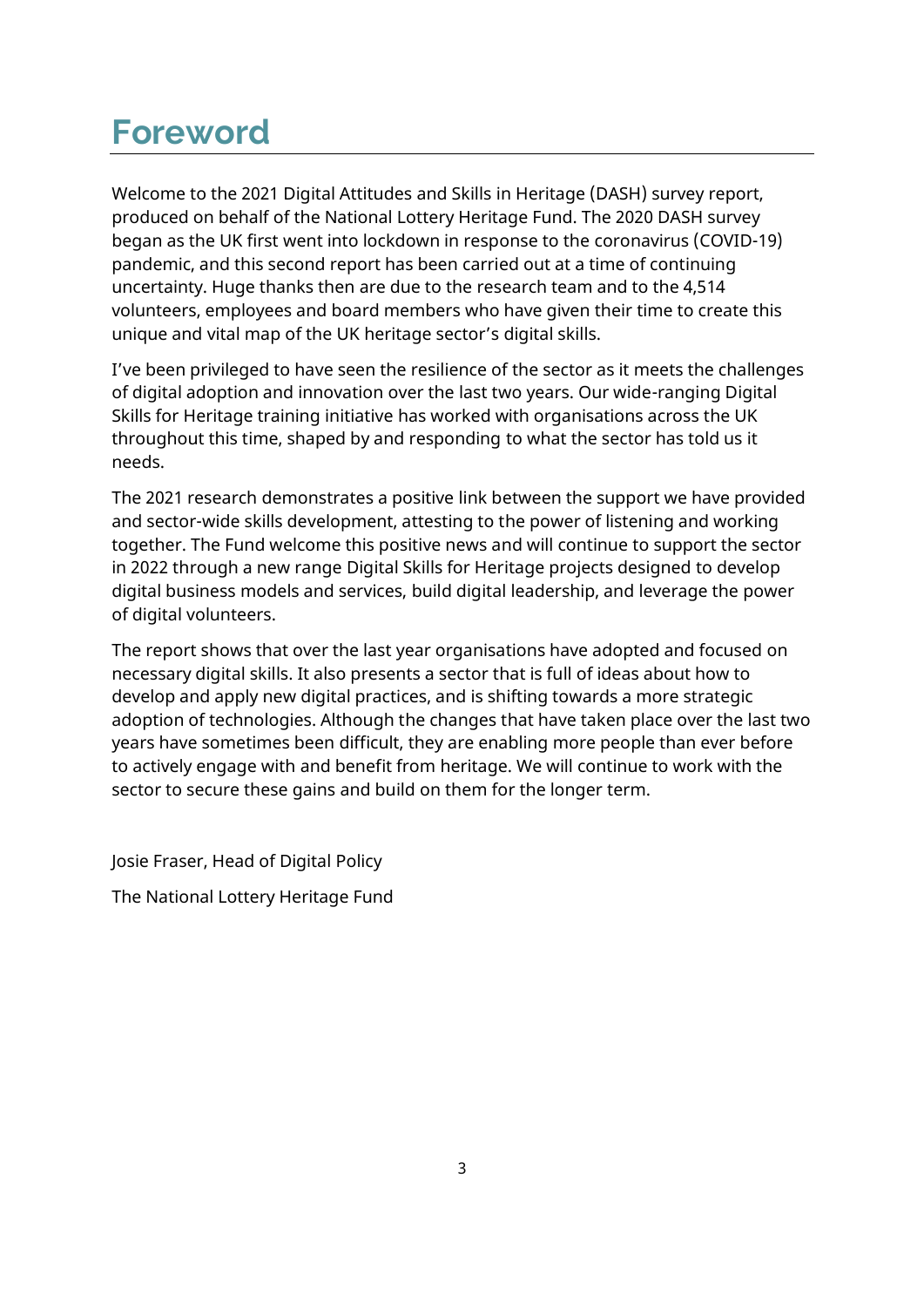# Foreword

Welcome to the 2021 Digital Attitudes and Skills in Heritage (DASH) survey report, produced on behalf of the National Lottery Heritage Fund. The 2020 DASH survey began as the UK first went into lockdown in response to the coronavirus (COVID-19) pandemic, and this second report has been carried out at a time of continuing uncertainty. Huge thanks then are due to the research team and to the 4,514 volunteers, employees and board members who have given their time to create this unique and vital map of the UK heritage sector's digital skills.

I've been privileged to have seen the resilience of the sector as it meets the challenges of digital adoption and innovation over the last two years. Our wide-ranging Digital Skills for Heritage training initiative has worked with organisations across the UK throughout this time, shaped by and responding to what the sector has told us it needs.

The 2021 research demonstrates a positive link between the support we have provided and sector-wide skills development, attesting to the power of listening and working together. The Fund welcome this positive news and will continue to support the sector in 2022 through a new range Digital Skills for Heritage projects designed to develop digital business models and services, build digital leadership, and leverage the power of digital volunteers.

The report shows that over the last year organisations have adopted and focused on necessary digital skills. It also presents a sector that is full of ideas about how to develop and apply new digital practices, and is shifting towards a more strategic adoption of technologies. Although the changes that have taken place over the last two years have sometimes been difficult, they are enabling more people than ever before to actively engage with and benefit from heritage. We will continue to work with the sector to secure these gains and build on them for the longer term.

Josie Fraser, Head of Digital Policy

The National Lottery Heritage Fund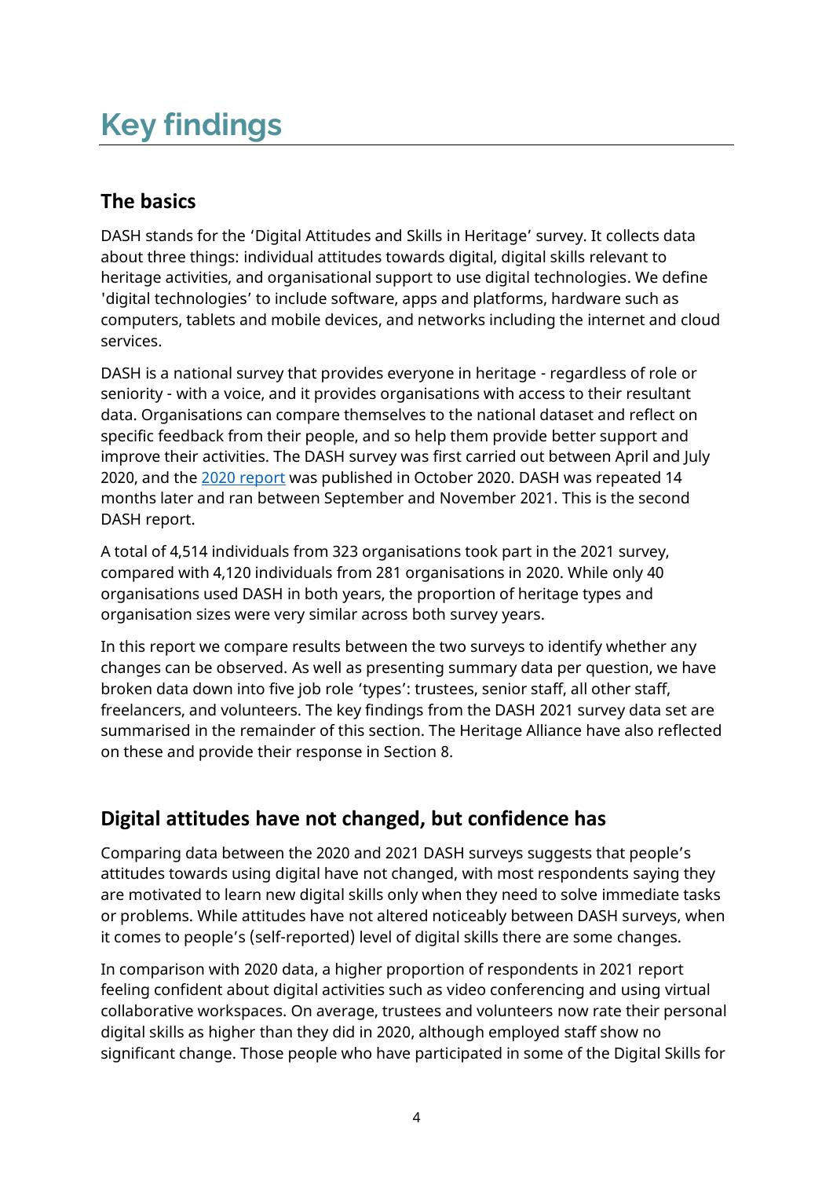# Key findings

## The basics

DASH stands for the 'Digital Attitudes and Skills in Heritage' survey. It collects data about three things: individual attitudes towards digital, digital skills relevant to heritage activities, and organisational support to use digital technologies. We define 'digital technologies' to include software, apps and platforms, hardware such as computers, tablets and mobile devices, and networks including the internet and cloud services.

DASH is a national survey that provides everyone in heritage - regardless of role or seniority - with a voice, and it provides organisations with access to their resultant data. Organisations can compare themselves to the national dataset and reflect on specific feedback from their people, and so help them provide better support and improve their activities. The DASH survey was first carried out between April and July 2020, and the [2020 report](2020 report) was published in October 2020. DASH was repeated 14 months later and ran between September and November 2021. This is the second DASH report.

A total of 4,514 individuals from 323 organisations took part in the 2021 survey, compared with 4,120 individuals from 281 organisations in 2020. While only 40 organisations used DASH in both years, the proportion of heritage types and organisation sizes were very similar across both survey years.

In this report we compare results between the two surveys to identify whether any changes can be observed. As well as presenting summary data per question, we have broken data down into five job role 'types': trustees, senior staff, all other staff, freelancers, and volunteers. The key findings from the DASH 2021 survey data set are summarised in the remainder of this section. The Heritage Alliance have also reflected on these and provide their response in Section 8.

## Digital attitudes have not changed, but confidence has

Comparing data between the 2020 and 2021 DASH surveys suggests that people's attitudes towards using digital have not changed, with most respondents saying they are motivated to learn new digital skills only when they need to solve immediate tasks or problems. While attitudes have not altered noticeably between DASH surveys, when it comes to people's (self-reported) level of digital skills there are some changes.

In comparison with 2020 data, a higher proportion of respondents in 2021 report feeling confident about digital activities such as video conferencing and using virtual collaborative workspaces. On average, trustees and volunteers now rate their personal digital skills as higher than they did in 2020, although employed staff show no significant change. Those people who have participated in some of the Digital Skills for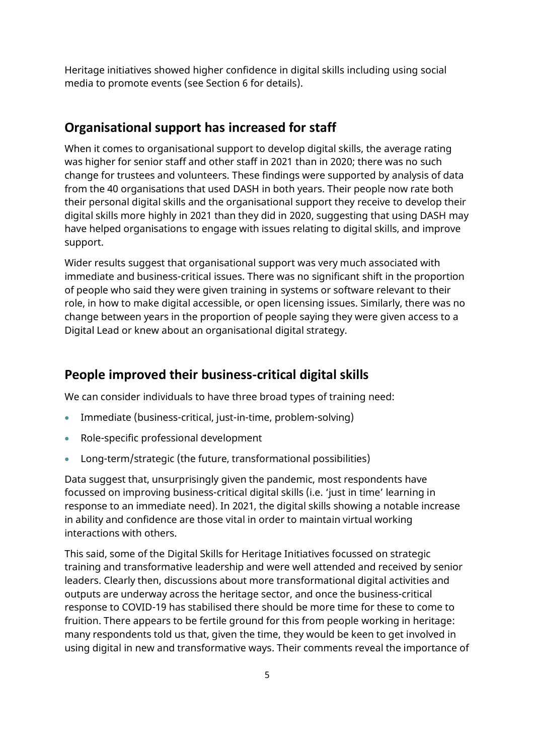Heritage initiatives showed higher confidence in digital skills including using social media to promote events (see Section 6 for details).

## Organisational support has increased for staff

When it comes to organisational support to develop digital skills, the average rating was higher for senior staff and other staff in 2021 than in 2020; there was no such change for trustees and volunteers. These findings were supported by analysis of data from the 40 organisations that used DASH in both years. Their people now rate both their personal digital skills and the organisational support they receive to develop their digital skills more highly in 2021 than they did in 2020, suggesting that using DASH may have helped organisations to engage with issues relating to digital skills, and improve support.

Wider results suggest that organisational support was very much associated with immediate and business-critical issues. There was no significant shift in the proportion of people who said they were given training in systems or software relevant to their role, in how to make digital accessible, or open licensing issues. Similarly, there was no change between years in the proportion of people saying they were given access to a Digital Lead or knew about an organisational digital strategy.

## People improved their business-critical digital skills

We can consider individuals to have three broad types of training need:

- Immediate (business-critical, just-in-time, problem-solving)
- Role-specific professional development
- Long-term/strategic (the future, transformational possibilities)

Data suggest that, unsurprisingly given the pandemic, most respondents have focussed on improving business-critical digital skills (i.e. 'just in time' learning in response to an immediate need). In 2021, the digital skills showing a notable increase in ability and confidence are those vital in order to maintain virtual working interactions with others.

This said, some of the Digital Skills for Heritage Initiatives focussed on strategic training and transformative leadership and were well attended and received by senior leaders. Clearly then, discussions about more transformational digital activities and outputs are underway across the heritage sector, and once the business-critical response to COVID-19 has stabilised there should be more time for these to come to fruition. There appears to be fertile ground for this from people working in heritage: many respondents told us that, given the time, they would be keen to get involved in using digital in new and transformative ways. Their comments reveal the importance of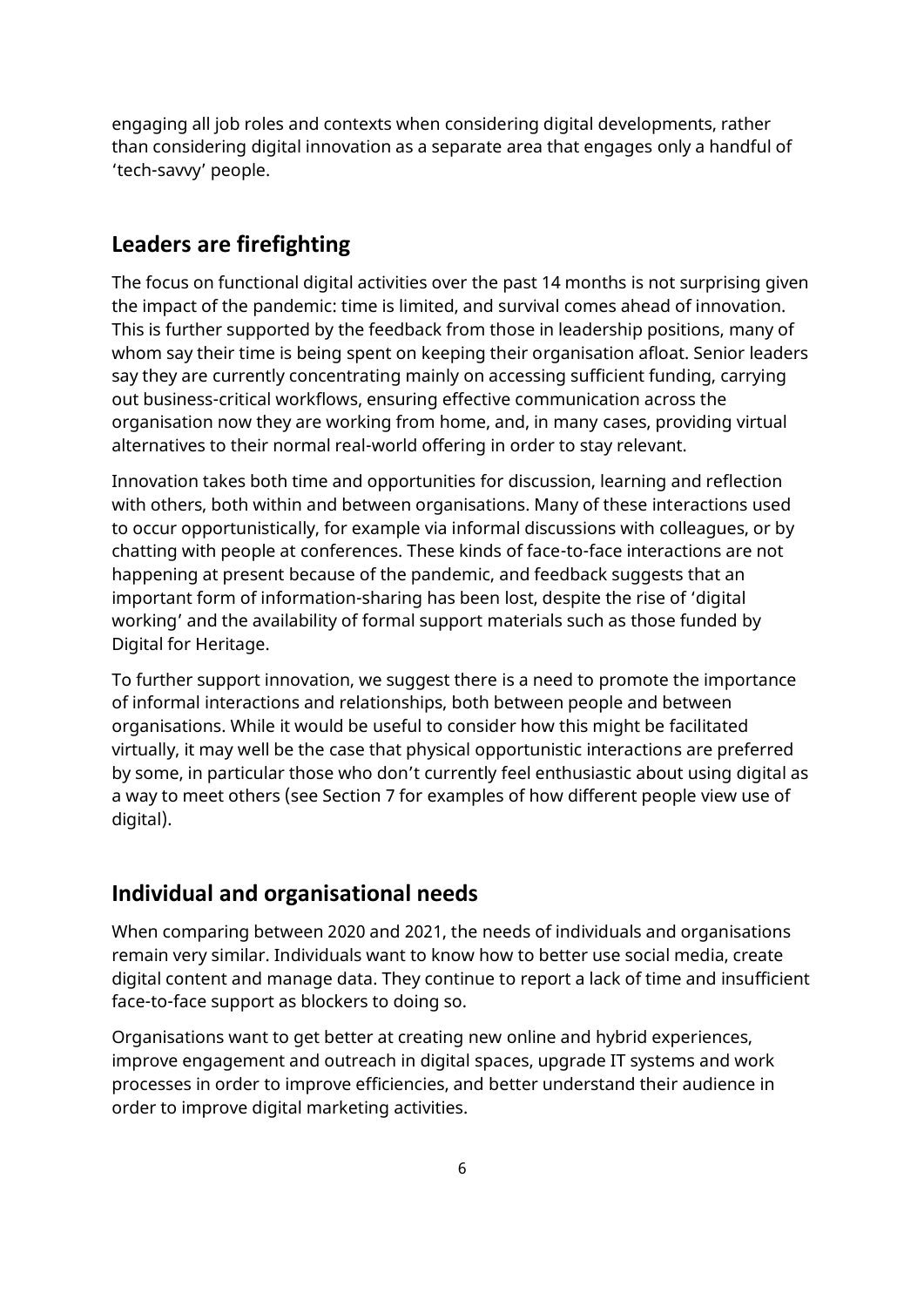engaging all job roles and contexts when considering digital developments, rather than considering digital innovation as a separate area that engages only a handful of 'tech-savvy' people.

## Leaders are firefighting

The focus on functional digital activities over the past 14 months is not surprising given the impact of the pandemic: time is limited, and survival comes ahead of innovation. This is further supported by the feedback from those in leadership positions, many of whom say their time is being spent on keeping their organisation afloat. Senior leaders say they are currently concentrating mainly on accessing sufficient funding, carrying out business-critical workflows, ensuring effective communication across the organisation now they are working from home, and, in many cases, providing virtual alternatives to their normal real-world offering in order to stay relevant.

Innovation takes both time and opportunities for discussion, learning and reflection with others, both within and between organisations. Many of these interactions used to occur opportunistically, for example via informal discussions with colleagues, or by chatting with people at conferences. These kinds of face-to-face interactions are not happening at present because of the pandemic, and feedback suggests that an important form of information-sharing has been lost, despite the rise of 'digital working' and the availability of formal support materials such as those funded by Digital for Heritage.

To further support innovation, we suggest there is a need to promote the importance of informal interactions and relationships, both between people and between organisations. While it would be useful to consider how this might be facilitated virtually, it may well be the case that physical opportunistic interactions are preferred by some, in particular those who don't currently feel enthusiastic about using digital as a way to meet others (see Section 7 for examples of how different people view use of digital).

## Individual and organisational needs

When comparing between 2020 and 2021, the needs of individuals and organisations remain very similar. Individuals want to know how to better use social media, create digital content and manage data. They continue to report a lack of time and insufficient face-to-face support as blockers to doing so.

Organisations want to get better at creating new online and hybrid experiences, improve engagement and outreach in digital spaces, upgrade IT systems and work processes in order to improve efficiencies, and better understand their audience in order to improve digital marketing activities.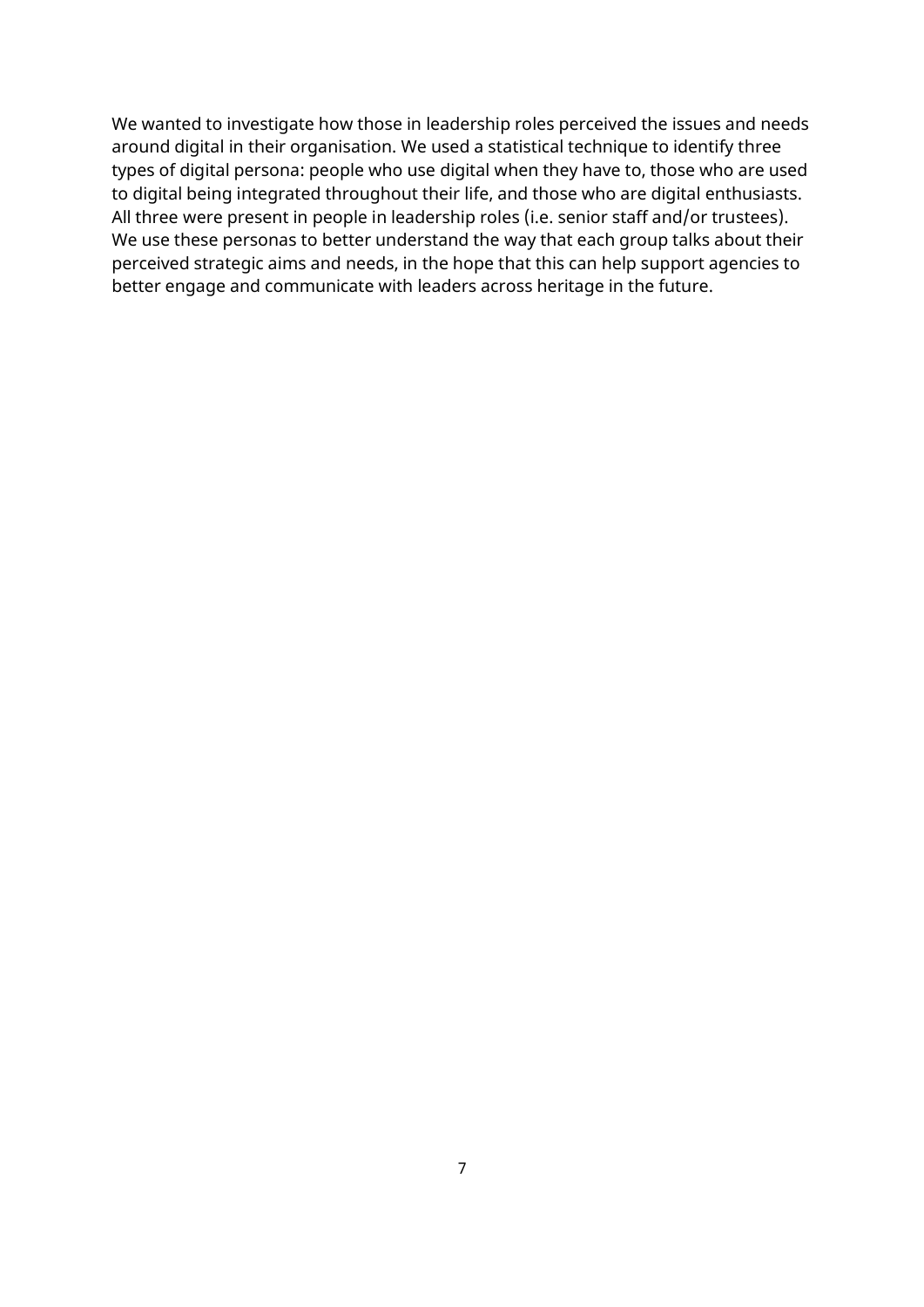We wanted to investigate how those in leadership roles perceived the issues and needs around digital in their organisation. We used a statistical technique to identify three types of digital persona: people who use digital when they have to, those who are used to digital being integrated throughout their life, and those who are digital enthusiasts. All three were present in people in leadership roles (i.e. senior staff and/or trustees). We use these personas to better understand the way that each group talks about their perceived strategic aims and needs, in the hope that this can help support agencies to better engage and communicate with leaders across heritage in the future.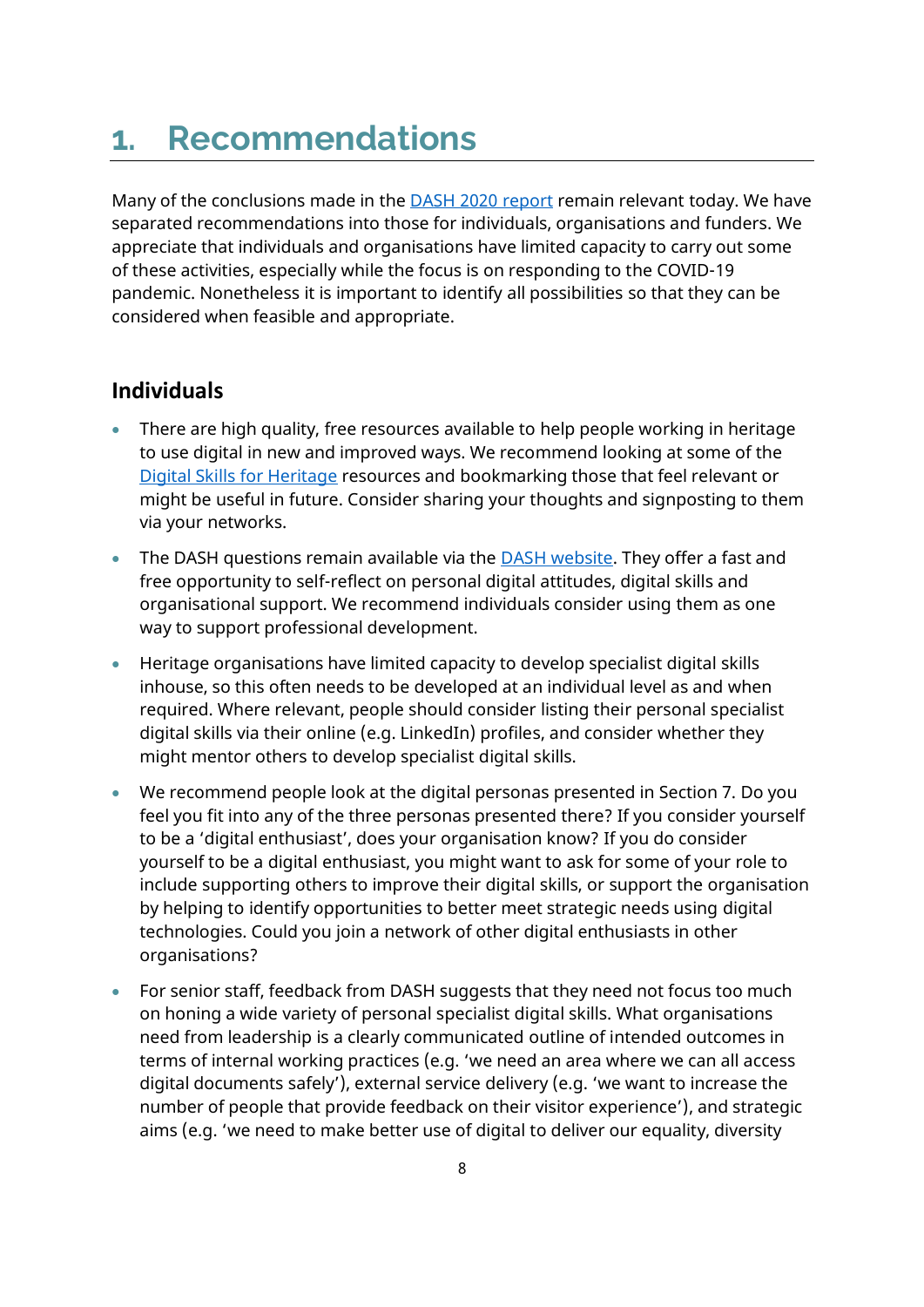# 1. Recommendations

Many of the conclusions made in the DASH 2020 report remain relevant today. We have separated recommendations into those for individuals, organisations and funders. We appreciate that individuals and organisations have limited capacity to carry out some of these activities, especially while the focus is on responding to the COVID-19 pandemic. Nonetheless it is important to identify all possibilities so that they can be considered when feasible and appropriate.

## Individuals

- There are high quality, free resources available to help people working in heritage to use digital in new and improved ways. We recommend looking at some of the Digital Skills for Heritage resources and bookmarking those that feel relevant or might be useful in future. Consider sharing your thoughts and signposting to them via your networks.
- The DASH questions remain available via the DASH website. They offer a fast and free opportunity to self-reflect on personal digital attitudes, digital skills and organisational support. We recommend individuals consider using them as one way to support professional development.
- Heritage organisations have limited capacity to develop specialist digital skills inhouse, so this often needs to be developed at an individual level as and when required. Where relevant, people should consider listing their personal specialist digital skills via their online (e.g. LinkedIn) profiles, and consider whether they might mentor others to develop specialist digital skills.
- We recommend people look at the digital personas presented in Section 7. Do you feel you fit into any of the three personas presented there? If you consider yourself to be a 'digital enthusiast', does your organisation know? If you do consider yourself to be a digital enthusiast, you might want to ask for some of your role to include supporting others to improve their digital skills, or support the organisation by helping to identify opportunities to better meet strategic needs using digital technologies. Could you join a network of other digital enthusiasts in other organisations?
- For senior staff, feedback from DASH suggests that they need not focus too much on honing a wide variety of personal specialist digital skills. What organisations need from leadership is a clearly communicated outline of intended outcomes in terms of internal working practices (e.g. 'we need an area where we can all access digital documents safely'), external service delivery (e.g. 'we want to increase the number of people that provide feedback on their visitor experience'), and strategic aims (e.g. 'we need to make better use of digital to deliver our equality, diversity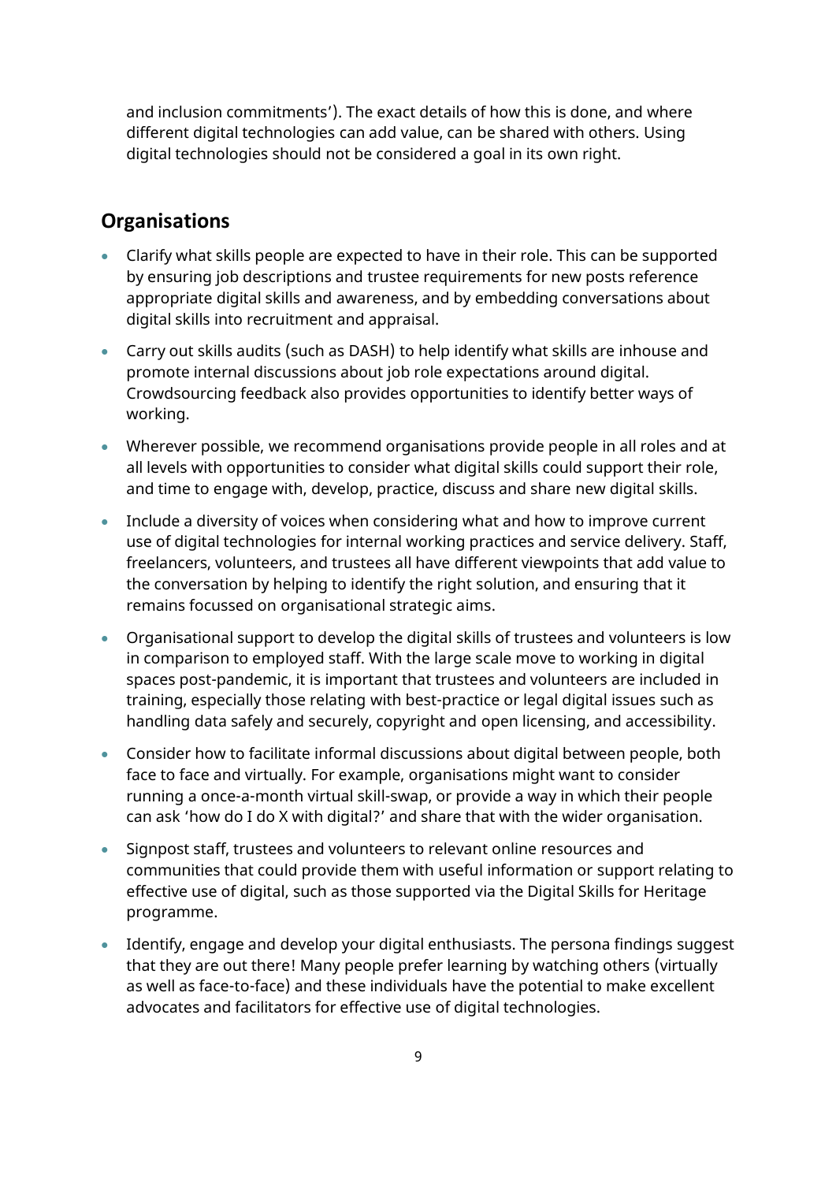and inclusion commitments'). The exact details of how this is done, and where different digital technologies can add value, can be shared with others. Using digital technologies should not be considered a goal in its own right.

## Organisations

- Clarify what skills people are expected to have in their role. This can be supported by ensuring job descriptions and trustee requirements for new posts reference appropriate digital skills and awareness, and by embedding conversations about digital skills into recruitment and appraisal.
- Carry out skills audits (such as DASH) to help identify what skills are inhouse and promote internal discussions about job role expectations around digital. Crowdsourcing feedback also provides opportunities to identify better ways of working.
- Wherever possible, we recommend organisations provide people in all roles and at all levels with opportunities to consider what digital skills could support their role, and time to engage with, develop, practice, discuss and share new digital skills.
- Include a diversity of voices when considering what and how to improve current use of digital technologies for internal working practices and service delivery. Staff, freelancers, volunteers, and trustees all have different viewpoints that add value to the conversation by helping to identify the right solution, and ensuring that it remains focussed on organisational strategic aims.
- Organisational support to develop the digital skills of trustees and volunteers is low in comparison to employed staff. With the large scale move to working in digital spaces post-pandemic, it is important that trustees and volunteers are included in training, especially those relating with best-practice or legal digital issues such as handling data safely and securely, copyright and open licensing, and accessibility.
- Consider how to facilitate informal discussions about digital between people, both face to face and virtually. For example, organisations might want to consider running a once-a-month virtual skill-swap, or provide a way in which their people can ask 'how do I do X with digital?' and share that with the wider organisation.
- Signpost staff, trustees and volunteers to relevant online resources and communities that could provide them with useful information or support relating to effective use of digital, such as those supported via the Digital Skills for Heritage programme.
- Identify, engage and develop your digital enthusiasts. The persona findings suggest that they are out there! Many people prefer learning by watching others (virtually as well as face-to-face) and these individuals have the potential to make excellent advocates and facilitators for effective use of digital technologies.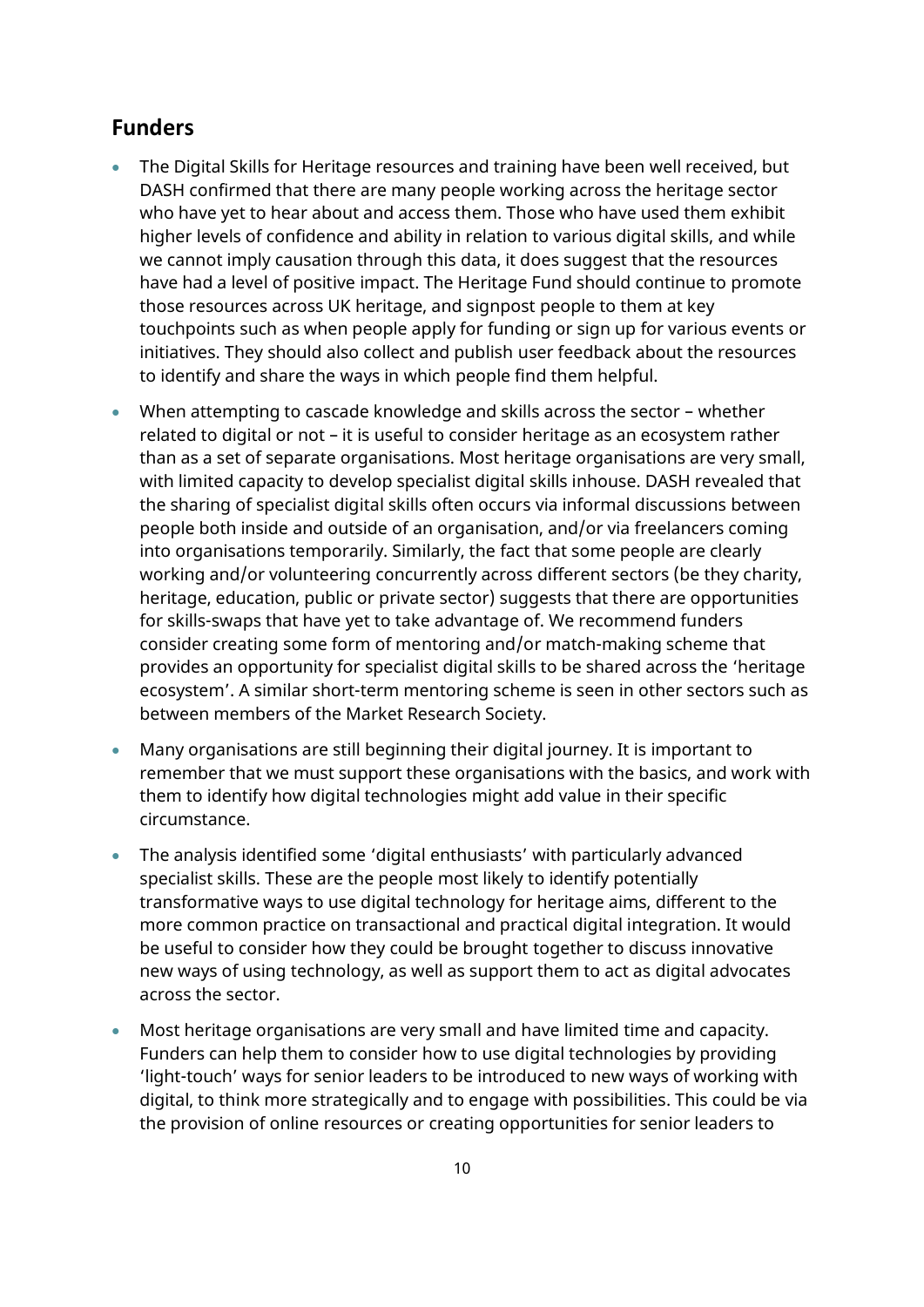## Funders

- The Digital Skills for Heritage resources and training have been well received, but DASH confirmed that there are many people working across the heritage sector who have yet to hear about and access them. Those who have used them exhibit higher levels of confidence and ability in relation to various digital skills, and while we cannot imply causation through this data, it does suggest that the resources have had a level of positive impact. The Heritage Fund should continue to promote those resources across UK heritage, and signpost people to them at key touchpoints such as when people apply for funding or sign up for various events or initiatives. They should also collect and publish user feedback about the resources to identify and share the ways in which people find them helpful.
- When attempting to cascade knowledge and skills across the sector – whether related to digital or not – it is useful to consider heritage as an ecosystem rather than as a set of separate organisations. Most heritage organisations are very small, with limited capacity to develop specialist digital skills inhouse. DASH revealed that the sharing of specialist digital skills often occurs via informal discussions between people both inside and outside of an organisation, and/or via freelancers coming into organisations temporarily. Similarly, the fact that some people are clearly working and/or volunteering concurrently across different sectors (be they charity, heritage, education, public or private sector) suggests that there are opportunities for skills-swaps that have yet to take advantage of. We recommend funders consider creating some form of mentoring and/or match-making scheme that provides an opportunity for specialist digital skills to be shared across the 'heritage ecosystem'. A similar short-term mentoring scheme is seen in other sectors such as between members of the Market Research Society.
- Many organisations are still beginning their digital journey. It is important to remember that we must support these organisations with the basics, and work with them to identify how digital technologies might add value in their specific circumstance.
- The analysis identified some 'digital enthusiasts' with particularly advanced specialist skills. These are the people most likely to identify potentially transformative ways to use digital technology for heritage aims, different to the more common practice on transactional and practical digital integration. It would be useful to consider how they could be brought together to discuss innovative new ways of using technology, as well as support them to act as digital advocates across the sector.
- Most heritage organisations are very small and have limited time and capacity. Funders can help them to consider how to use digital technologies by providing 'light-touch' ways for senior leaders to be introduced to new ways of working with digital, to think more strategically and to engage with possibilities. This could be via the provision of online resources or creating opportunities for senior leaders to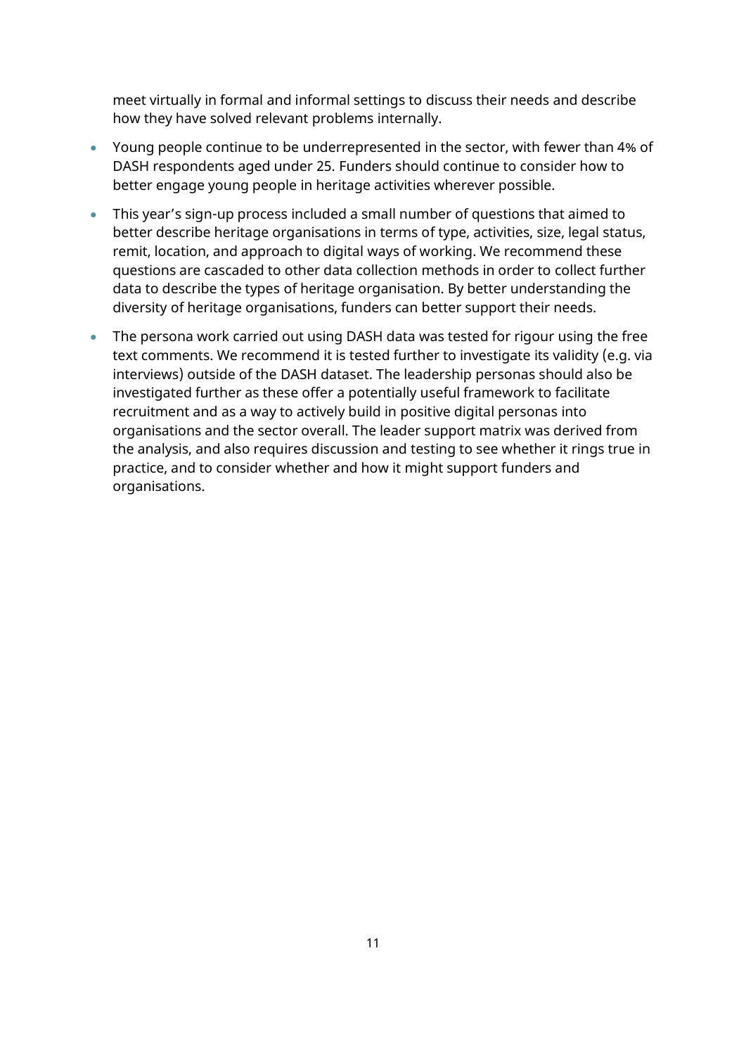meet virtually in formal and informal settings to discuss their needs and describe how they have solved relevant problems internally.

- Young people continue to be underrepresented in the sector, with fewer than 4% of DASH respondents aged under 25. Funders should continue to consider how to better engage young people in heritage activities wherever possible.
- This year's sign-up process included a small number of questions that aimed to better describe heritage organisations in terms of type, activities, size, legal status, remit, location, and approach to digital ways of working. We recommend these questions are cascaded to other data collection methods in order to collect further data to describe the types of heritage organisation. By better understanding the diversity of heritage organisations, funders can better support their needs.
- The persona work carried out using DASH data was tested for rigour using the free text comments. We recommend it is tested further to investigate its validity (e.g. via interviews) outside of the DASH dataset. The leadership personas should also be investigated further as these offer a potentially useful framework to facilitate recruitment and as a way to actively build in positive digital personas into organisations and the sector overall. The leader support matrix was derived from the analysis, and also requires discussion and testing to see whether it rings true in practice, and to consider whether and how it might support funders and organisations.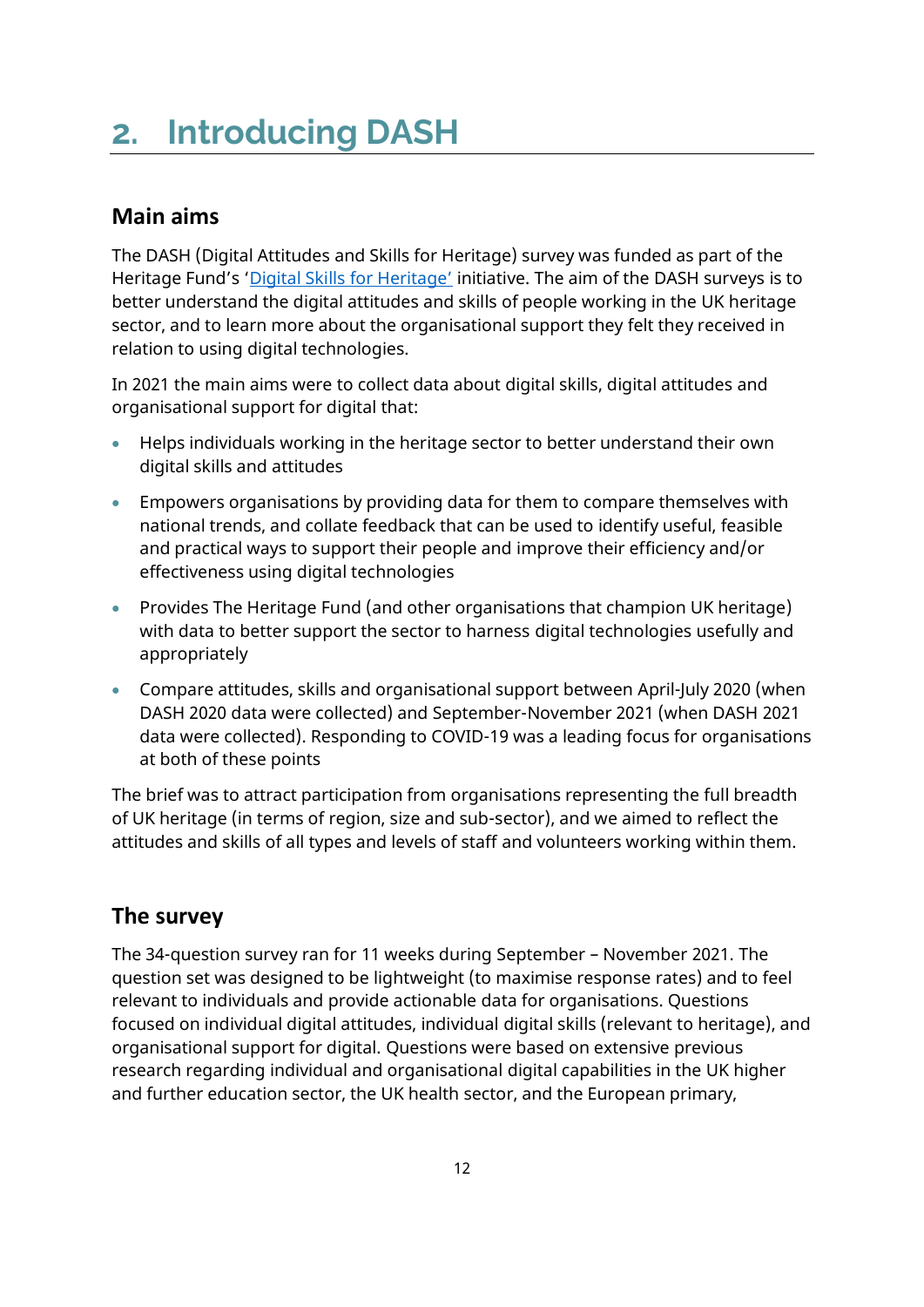# 2. Introducing DASH

## Main aims

The DASH (Digital Attitudes and Skills for Heritage) survey was funded as part of the Heritage Fund's '[Digital Skills for Heritage'](#) initiative. The aim of the DASH surveys is to better understand the digital attitudes and skills of people working in the UK heritage sector, and to learn more about the organisational support they felt they received in relation to using digital technologies.

In 2021 the main aims were to collect data about digital skills, digital attitudes and organisational support for digital that:

- Helps individuals working in the heritage sector to better understand their own digital skills and attitudes
- Empowers organisations by providing data for them to compare themselves with national trends, and collate feedback that can be used to identify useful, feasible and practical ways to support their people and improve their efficiency and/or effectiveness using digital technologies
- Provides The Heritage Fund (and other organisations that champion UK heritage) with data to better support the sector to harness digital technologies usefully and appropriately
- Compare attitudes, skills and organisational support between April-July 2020 (when DASH 2020 data were collected) and September-November 2021 (when DASH 2021 data were collected). Responding to COVID-19 was a leading focus for organisations at both of these points

The brief was to attract participation from organisations representing the full breadth of UK heritage (in terms of region, size and sub-sector), and we aimed to reflect the attitudes and skills of all types and levels of staff and volunteers working within them.

## The survey

The 34-question survey ran for 11 weeks during September – November 2021. The question set was designed to be lightweight (to maximise response rates) and to feel relevant to individuals and provide actionable data for organisations. Questions focused on individual digital attitudes, individual digital skills (relevant to heritage), and organisational support for digital. Questions were based on extensive previous research regarding individual and organisational digital capabilities in the UK higher and further education sector, the UK health sector, and the European primary,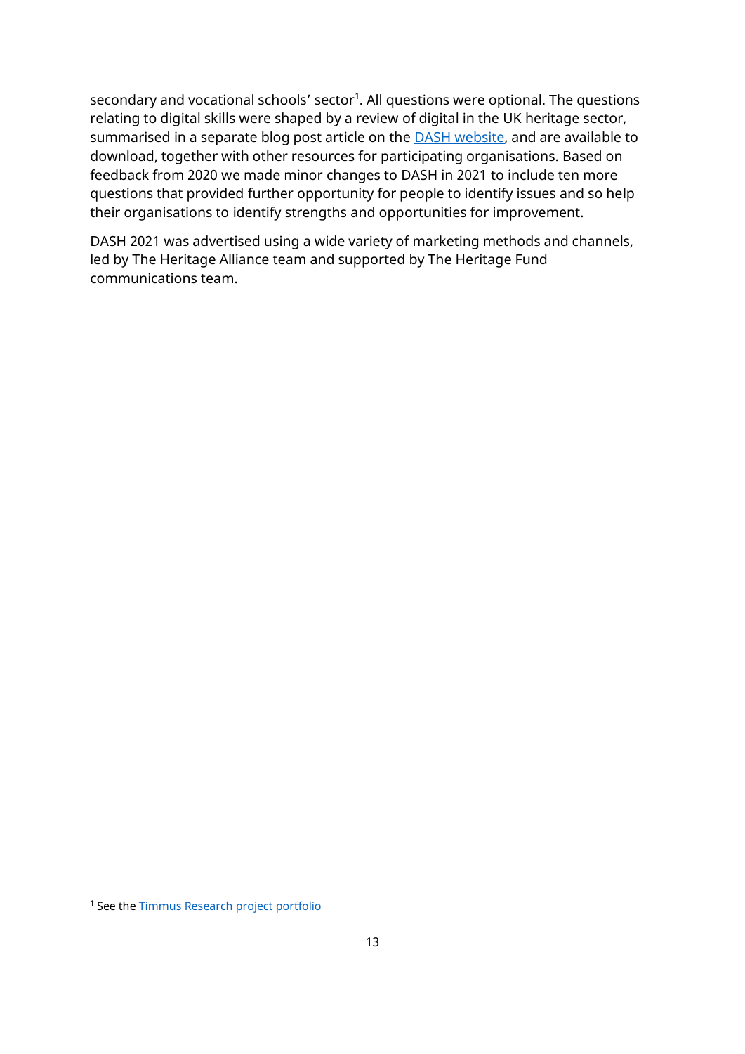secondary and vocational schools' sector[1]. All questions were optional. The questions relating to digital skills were shaped by a review of digital in the UK heritage sector, summarised in a separate blog post article on the [DASH website](), and are available to download, together with other resources for participating organisations. Based on feedback from 2020 we made minor changes to DASH in 2021 to include ten more questions that provided further opportunity for people to identify issues and so help their organisations to identify strengths and opportunities for improvement.

DASH 2021 was advertised using a wide variety of marketing methods and channels, led by The Heritage Alliance team and supported by The Heritage Fund communications team.

---

[1] See the [Timmus Research project portfolio]()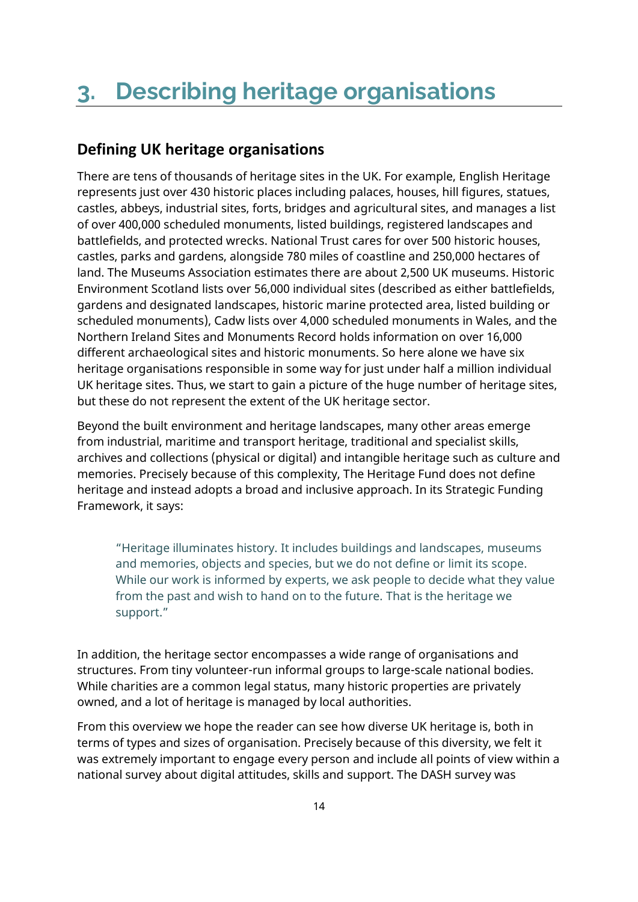# 3. Describing heritage organisations

## Defining UK heritage organisations

There are tens of thousands of heritage sites in the UK. For example, English Heritage represents just over 430 historic places including palaces, houses, hill figures, statues, castles, abbeys, industrial sites, forts, bridges and agricultural sites, and manages a list of over 400,000 scheduled monuments, listed buildings, registered landscapes and battlefields, and protected wrecks. National Trust cares for over 500 historic houses, castles, parks and gardens, alongside 780 miles of coastline and 250,000 hectares of land. The Museums Association estimates there are about 2,500 UK museums. Historic Environment Scotland lists over 56,000 individual sites (described as either battlefields, gardens and designated landscapes, historic marine protected area, listed building or scheduled monuments), Cadw lists over 4,000 scheduled monuments in Wales, and the Northern Ireland Sites and Monuments Record holds information on over 16,000 different archaeological sites and historic monuments. So here alone we have six heritage organisations responsible in some way for just under half a million individual UK heritage sites. Thus, we start to gain a picture of the huge number of heritage sites, but these do not represent the extent of the UK heritage sector.

Beyond the built environment and heritage landscapes, many other areas emerge from industrial, maritime and transport heritage, traditional and specialist skills, archives and collections (physical or digital) and intangible heritage such as culture and memories. Precisely because of this complexity, The Heritage Fund does not define heritage and instead adopts a broad and inclusive approach. In its Strategic Funding Framework, it says:

> "Heritage illuminates history. It includes buildings and landscapes, museums and memories, objects and species, but we do not define or limit its scope. While our work is informed by experts, we ask people to decide what they value from the past and wish to hand on to the future. That is the heritage we support."

In addition, the heritage sector encompasses a wide range of organisations and structures. From tiny volunteer-run informal groups to large-scale national bodies. While charities are a common legal status, many historic properties are privately owned, and a lot of heritage is managed by local authorities.

From this overview we hope the reader can see how diverse UK heritage is, both in terms of types and sizes of organisation. Precisely because of this diversity, we felt it was extremely important to engage every person and include all points of view within a national survey about digital attitudes, skills and support. The DASH survey was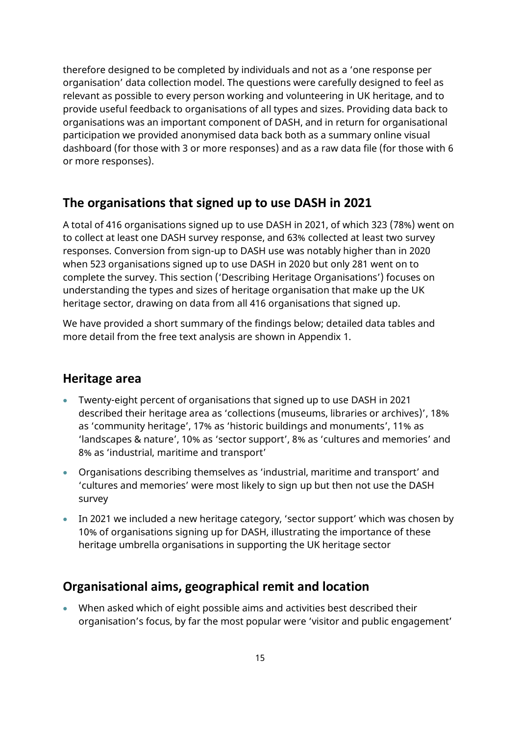therefore designed to be completed by individuals and not as a 'one response per organisation' data collection model. The questions were carefully designed to feel as relevant as possible to every person working and volunteering in UK heritage, and to provide useful feedback to organisations of all types and sizes. Providing data back to organisations was an important component of DASH, and in return for organisational participation we provided anonymised data back both as a summary online visual dashboard (for those with 3 or more responses) and as a raw data file (for those with 6 or more responses).

## The organisations that signed up to use DASH in 2021

A total of 416 organisations signed up to use DASH in 2021, of which 323 (78%) went on to collect at least one DASH survey response, and 63% collected at least two survey responses. Conversion from sign-up to DASH use was notably higher than in 2020 when 523 organisations signed up to use DASH in 2020 but only 281 went on to complete the survey. This section ('Describing Heritage Organisations') focuses on understanding the types and sizes of heritage organisation that make up the UK heritage sector, drawing on data from all 416 organisations that signed up.

We have provided a short summary of the findings below; detailed data tables and more detail from the free text analysis are shown in Appendix 1.

## Heritage area

- Twenty-eight percent of organisations that signed up to use DASH in 2021 described their heritage area as 'collections (museums, libraries or archives)', 18% as 'community heritage', 17% as 'historic buildings and monuments', 11% as 'landscapes & nature', 10% as 'sector support', 8% as 'cultures and memories' and 8% as 'industrial, maritime and transport'
- Organisations describing themselves as 'industrial, maritime and transport' and 'cultures and memories' were most likely to sign up but then not use the DASH survey
- In 2021 we included a new heritage category, 'sector support' which was chosen by 10% of organisations signing up for DASH, illustrating the importance of these heritage umbrella organisations in supporting the UK heritage sector

## Organisational aims, geographical remit and location

- When asked which of eight possible aims and activities best described their organisation's focus, by far the most popular were 'visitor and public engagement'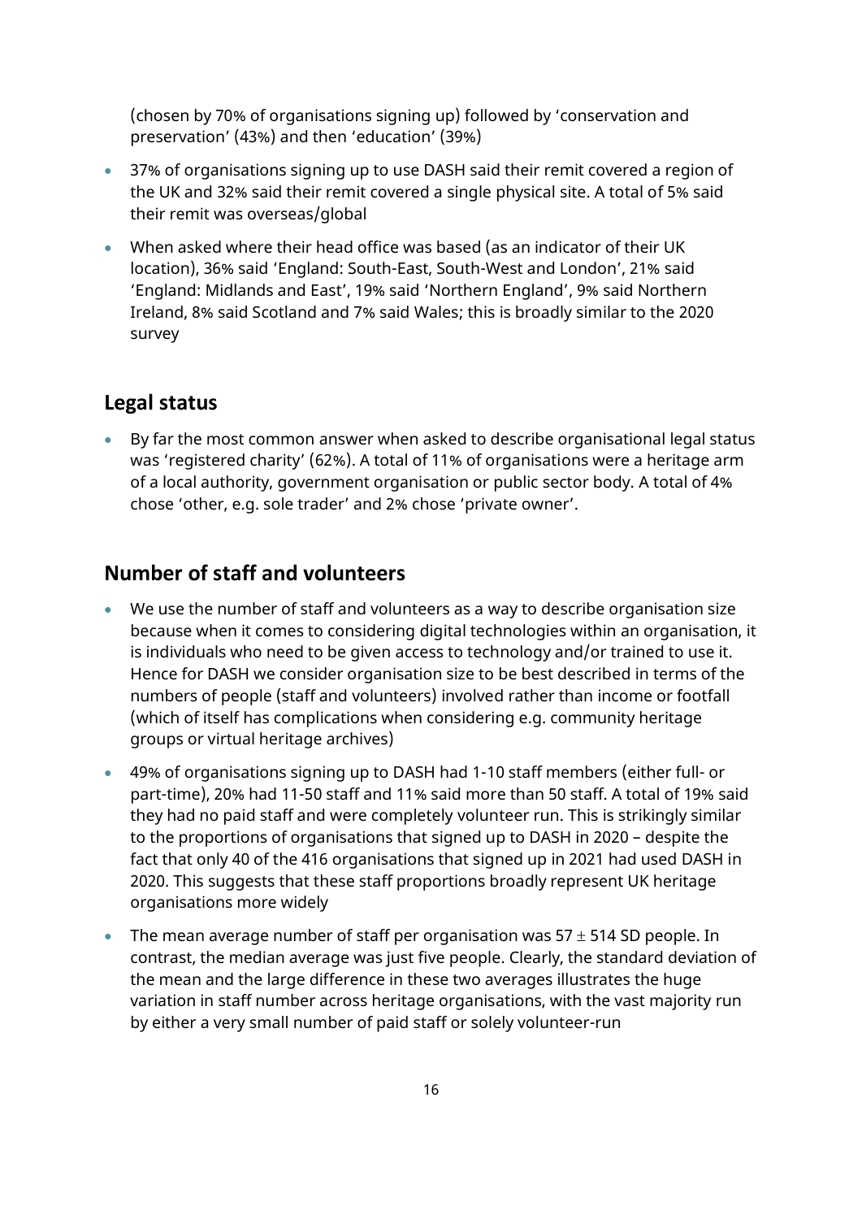(chosen by 70% of organisations signing up) followed by 'conservation and preservation' (43%) and then 'education' (39%)

- 37% of organisations signing up to use DASH said their remit covered a region of the UK and 32% said their remit covered a single physical site. A total of 5% said their remit was overseas/global
- When asked where their head office was based (as an indicator of their UK location), 36% said 'England: South-East, South-West and London', 21% said 'England: Midlands and East', 19% said 'Northern England', 9% said Northern Ireland, 8% said Scotland and 7% said Wales; this is broadly similar to the 2020 survey

## Legal status

- By far the most common answer when asked to describe organisational legal status was 'registered charity' (62%). A total of 11% of organisations were a heritage arm of a local authority, government organisation or public sector body. A total of 4% chose 'other, e.g. sole trader' and 2% chose 'private owner'.

## Number of staff and volunteers

- We use the number of staff and volunteers as a way to describe organisation size because when it comes to considering digital technologies within an organisation, it is individuals who need to be given access to technology and/or trained to use it. Hence for DASH we consider organisation size to be best described in terms of the numbers of people (staff and volunteers) involved rather than income or footfall (which of itself has complications when considering e.g. community heritage groups or virtual heritage archives)
- 49% of organisations signing up to DASH had 1-10 staff members (either full- or part-time), 20% had 11-50 staff and 11% said more than 50 staff. A total of 19% said they had no paid staff and were completely volunteer run. This is strikingly similar to the proportions of organisations that signed up to DASH in 2020 – despite the fact that only 40 of the 416 organisations that signed up in 2021 had used DASH in 2020. This suggests that these staff proportions broadly represent UK heritage organisations more widely
- The mean average number of staff per organisation was $57 \pm 514$ SD people. In contrast, the median average was just five people. Clearly, the standard deviation of the mean and the large difference in these two averages illustrates the huge variation in staff number across heritage organisations, with the vast majority run by either a very small number of paid staff or solely volunteer-run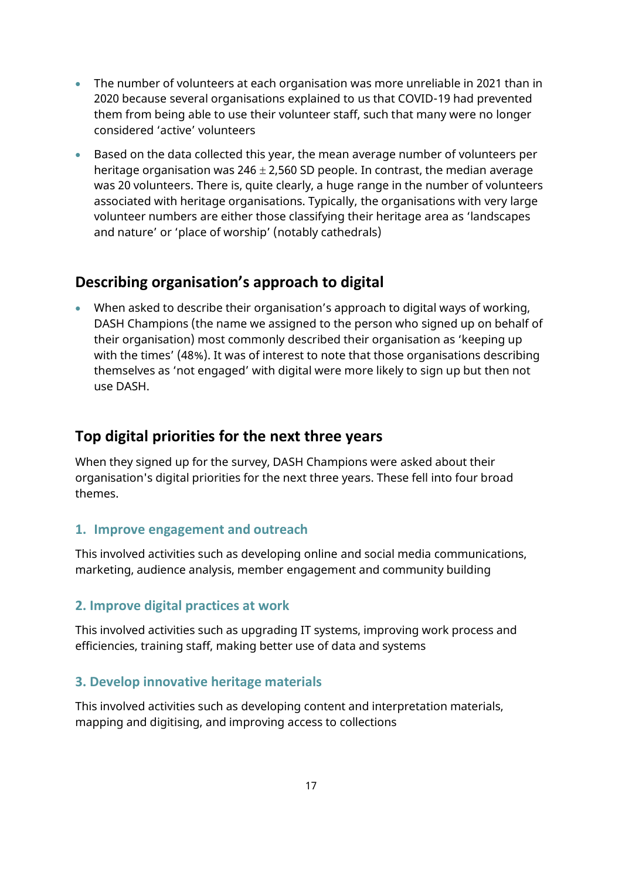- The number of volunteers at each organisation was more unreliable in 2021 than in 2020 because several organisations explained to us that COVID-19 had prevented them from being able to use their volunteer staff, such that many were no longer considered 'active' volunteers
- Based on the data collected this year, the mean average number of volunteers per heritage organisation was 246 $\pm$ 2,560 SD people. In contrast, the median average was 20 volunteers. There is, quite clearly, a huge range in the number of volunteers associated with heritage organisations. Typically, the organisations with very large volunteer numbers are either those classifying their heritage area as 'landscapes and nature' or 'place of worship' (notably cathedrals)

## Describing organisation's approach to digital

- When asked to describe their organisation's approach to digital ways of working, DASH Champions (the name we assigned to the person who signed up on behalf of their organisation) most commonly described their organisation as 'keeping up with the times' (48%). It was of interest to note that those organisations describing themselves as 'not engaged' with digital were more likely to sign up but then not use DASH.

## Top digital priorities for the next three years

When they signed up for the survey, DASH Champions were asked about their organisation's digital priorities for the next three years. These fell into four broad themes.

### 1. Improve engagement and outreach

This involved activities such as developing online and social media communications, marketing, audience analysis, member engagement and community building

### 2. Improve digital practices at work

This involved activities such as upgrading IT systems, improving work process and efficiencies, training staff, making better use of data and systems

### 3. Develop innovative heritage materials

This involved activities such as developing content and interpretation materials, mapping and digitising, and improving access to collections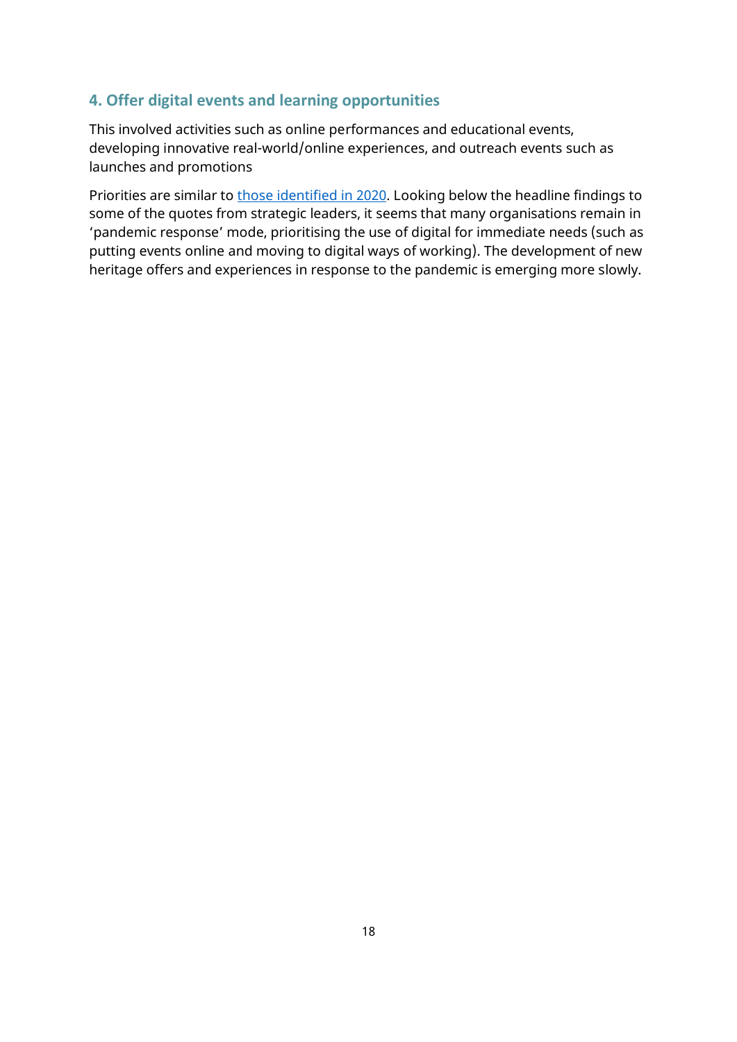## 4. Offer digital events and learning opportunities

This involved activities such as online performances and educational events, developing innovative real-world/online experiences, and outreach events such as launches and promotions

Priorities are similar to those identified in 2020. Looking below the headline findings to some of the quotes from strategic leaders, it seems that many organisations remain in 'pandemic response' mode, prioritising the use of digital for immediate needs (such as putting events online and moving to digital ways of working). The development of new heritage offers and experiences in response to the pandemic is emerging more slowly.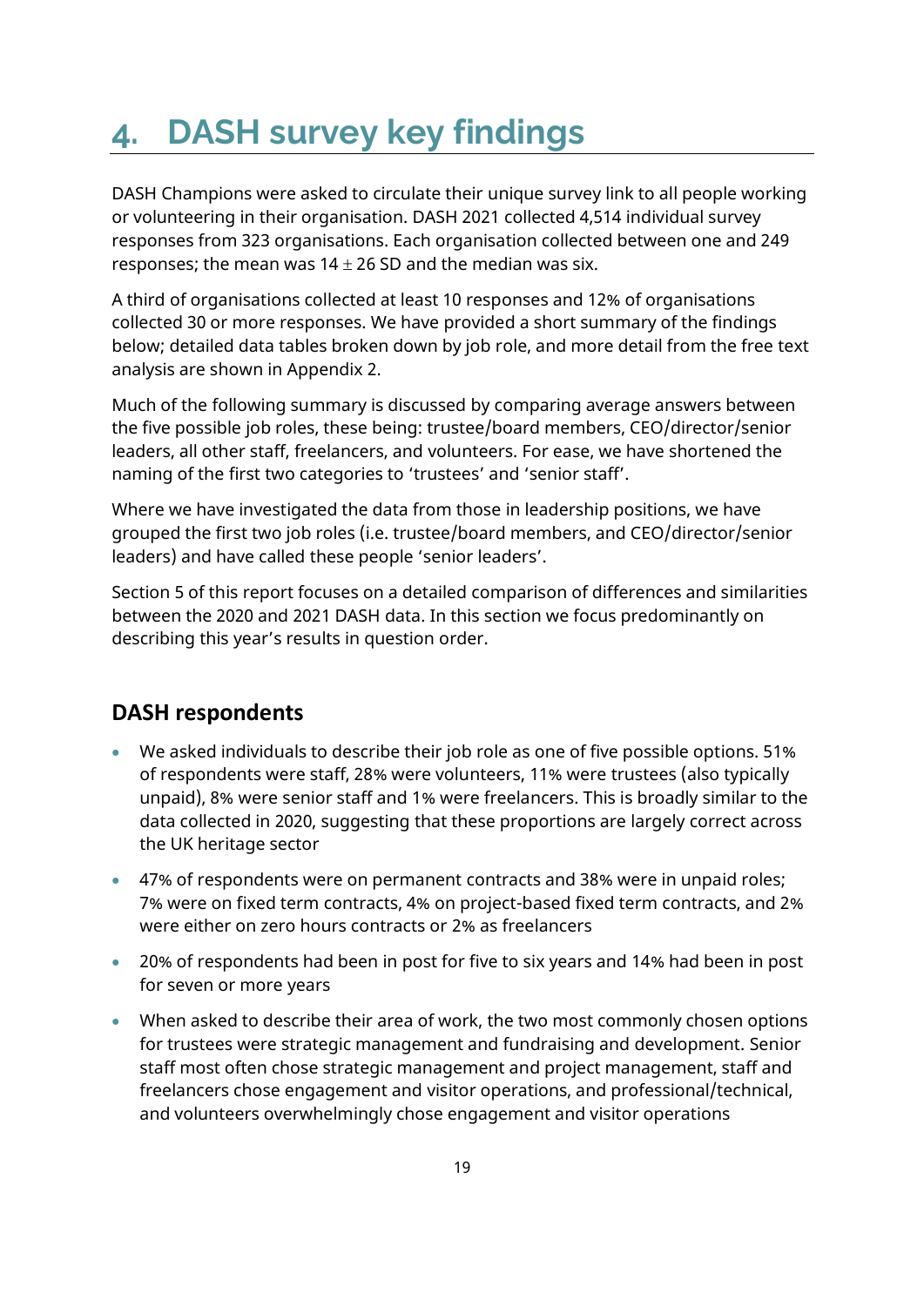# 4. DASH survey key findings

DASH Champions were asked to circulate their unique survey link to all people working or volunteering in their organisation. DASH 2021 collected 4,514 individual survey responses from 323 organisations. Each organisation collected between one and 249 responses; the mean was $14 \pm 26$ SD and the median was six.

A third of organisations collected at least 10 responses and 12% of organisations collected 30 or more responses. We have provided a short summary of the findings below; detailed data tables broken down by job role, and more detail from the free text analysis are shown in Appendix 2.

Much of the following summary is discussed by comparing average answers between the five possible job roles, these being: trustee/board members, CEO/director/senior leaders, all other staff, freelancers, and volunteers. For ease, we have shortened the naming of the first two categories to 'trustees' and 'senior staff'.

Where we have investigated the data from those in leadership positions, we have grouped the first two job roles (i.e. trustee/board members, and CEO/director/senior leaders) and have called these people 'senior leaders'.

Section 5 of this report focuses on a detailed comparison of differences and similarities between the 2020 and 2021 DASH data. In this section we focus predominantly on describing this year's results in question order.

## DASH respondents

- We asked individuals to describe their job role as one of five possible options. 51% of respondents were staff, 28% were volunteers, 11% were trustees (also typically unpaid), 8% were senior staff and 1% were freelancers. This is broadly similar to the data collected in 2020, suggesting that these proportions are largely correct across the UK heritage sector
- 47% of respondents were on permanent contracts and 38% were in unpaid roles; 7% were on fixed term contracts, 4% on project-based fixed term contracts, and 2% were either on zero hours contracts or 2% as freelancers
- 20% of respondents had been in post for five to six years and 14% had been in post for seven or more years
- When asked to describe their area of work, the two most commonly chosen options for trustees were strategic management and fundraising and development. Senior staff most often chose strategic management and project management, staff and freelancers chose engagement and visitor operations, and professional/technical, and volunteers overwhelmingly chose engagement and visitor operations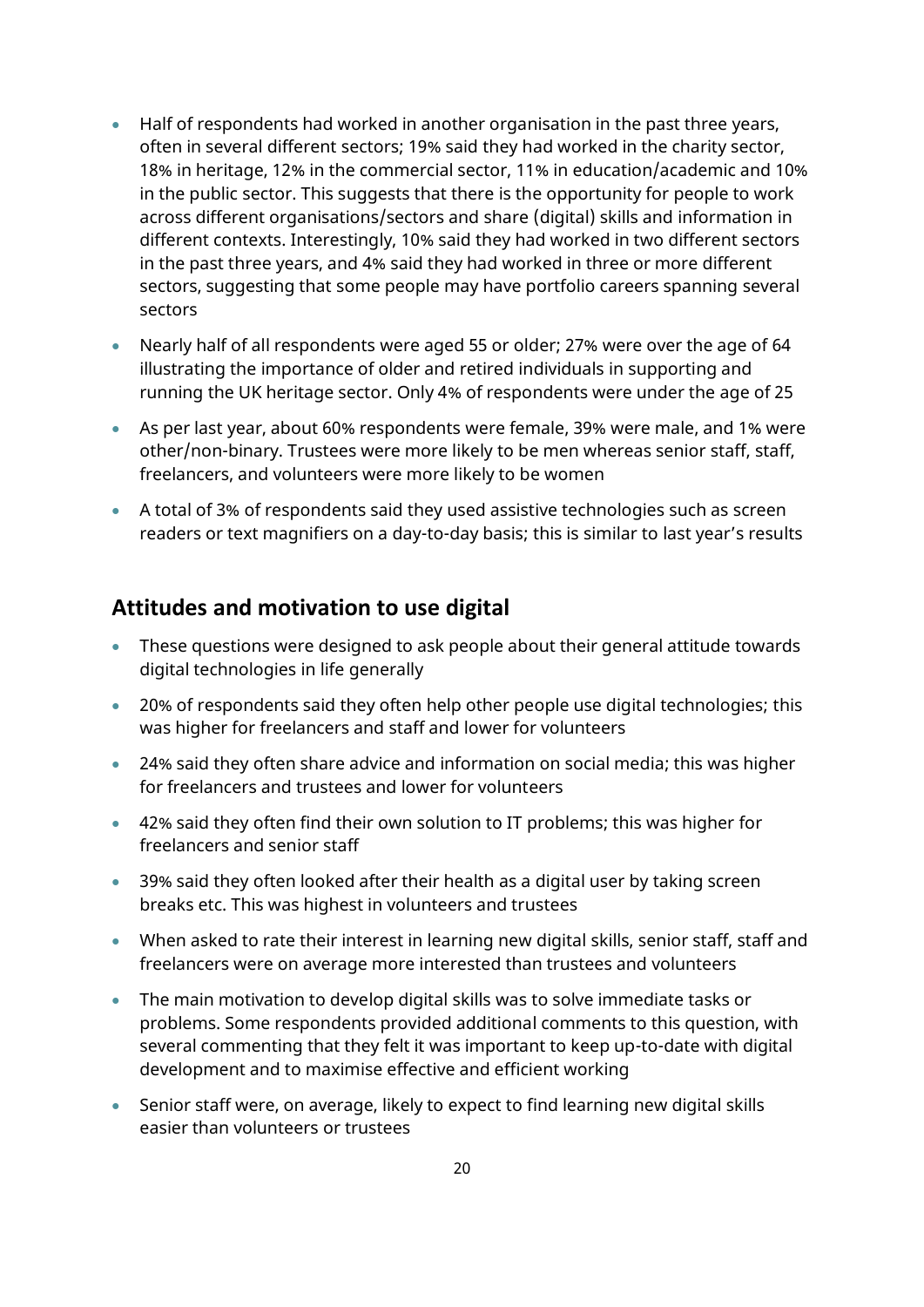- Half of respondents had worked in another organisation in the past three years, often in several different sectors; 19% said they had worked in the charity sector, 18% in heritage, 12% in the commercial sector, 11% in education/academic and 10% in the public sector. This suggests that there is the opportunity for people to work across different organisations/sectors and share (digital) skills and information in different contexts. Interestingly, 10% said they had worked in two different sectors in the past three years, and 4% said they had worked in three or more different sectors, suggesting that some people may have portfolio careers spanning several sectors
- Nearly half of all respondents were aged 55 or older; 27% were over the age of 64 illustrating the importance of older and retired individuals in supporting and running the UK heritage sector. Only 4% of respondents were under the age of 25
- As per last year, about 60% respondents were female, 39% were male, and 1% were other/non-binary. Trustees were more likely to be men whereas senior staff, staff, freelancers, and volunteers were more likely to be women
- A total of 3% of respondents said they used assistive technologies such as screen readers or text magnifiers on a day-to-day basis; this is similar to last year's results

## Attitudes and motivation to use digital

- These questions were designed to ask people about their general attitude towards digital technologies in life generally
- 20% of respondents said they often help other people use digital technologies; this was higher for freelancers and staff and lower for volunteers
- 24% said they often share advice and information on social media; this was higher for freelancers and trustees and lower for volunteers
- 42% said they often find their own solution to IT problems; this was higher for freelancers and senior staff
- 39% said they often looked after their health as a digital user by taking screen breaks etc. This was highest in volunteers and trustees
- When asked to rate their interest in learning new digital skills, senior staff, staff and freelancers were on average more interested than trustees and volunteers
- The main motivation to develop digital skills was to solve immediate tasks or problems. Some respondents provided additional comments to this question, with several commenting that they felt it was important to keep up-to-date with digital development and to maximise effective and efficient working
- Senior staff were, on average, likely to expect to find learning new digital skills easier than volunteers or trustees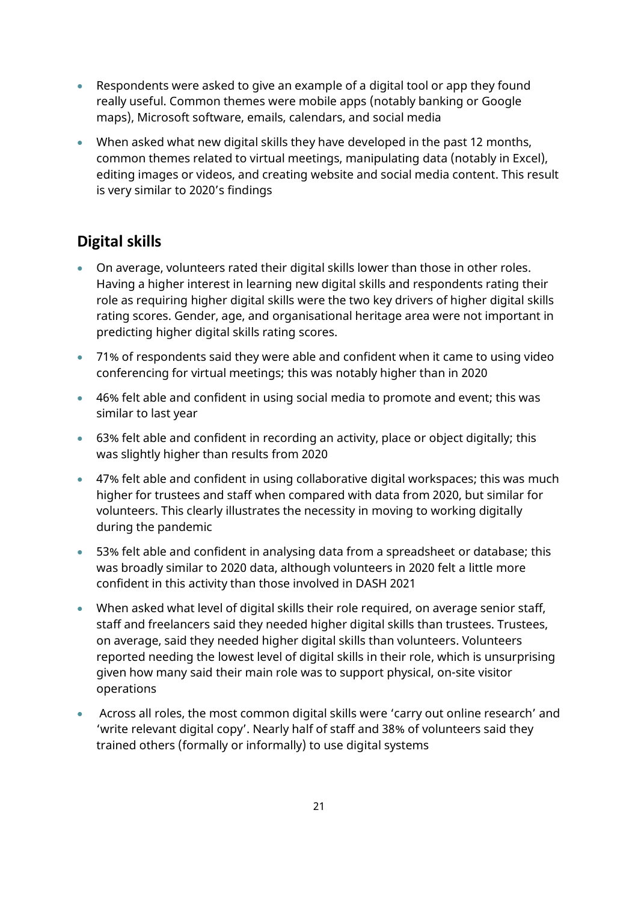- Respondents were asked to give an example of a digital tool or app they found really useful. Common themes were mobile apps (notably banking or Google maps), Microsoft software, emails, calendars, and social media
- When asked what new digital skills they have developed in the past 12 months, common themes related to virtual meetings, manipulating data (notably in Excel), editing images or videos, and creating website and social media content. This result is very similar to 2020's findings

## Digital skills

- On average, volunteers rated their digital skills lower than those in other roles. Having a higher interest in learning new digital skills and respondents rating their role as requiring higher digital skills were the two key drivers of higher digital skills rating scores. Gender, age, and organisational heritage area were not important in predicting higher digital skills rating scores.
- 71% of respondents said they were able and confident when it came to using video conferencing for virtual meetings; this was notably higher than in 2020
- 46% felt able and confident in using social media to promote and event; this was similar to last year
- 63% felt able and confident in recording an activity, place or object digitally; this was slightly higher than results from 2020
- 47% felt able and confident in using collaborative digital workspaces; this was much higher for trustees and staff when compared with data from 2020, but similar for volunteers. This clearly illustrates the necessity in moving to working digitally during the pandemic
- 53% felt able and confident in analysing data from a spreadsheet or database; this was broadly similar to 2020 data, although volunteers in 2020 felt a little more confident in this activity than those involved in DASH 2021
- When asked what level of digital skills their role required, on average senior staff, staff and freelancers said they needed higher digital skills than trustees. Trustees, on average, said they needed higher digital skills than volunteers. Volunteers reported needing the lowest level of digital skills in their role, which is unsurprising given how many said their main role was to support physical, on-site visitor operations
- Across all roles, the most common digital skills were 'carry out online research' and 'write relevant digital copy'. Nearly half of staff and 38% of volunteers said they trained others (formally or informally) to use digital systems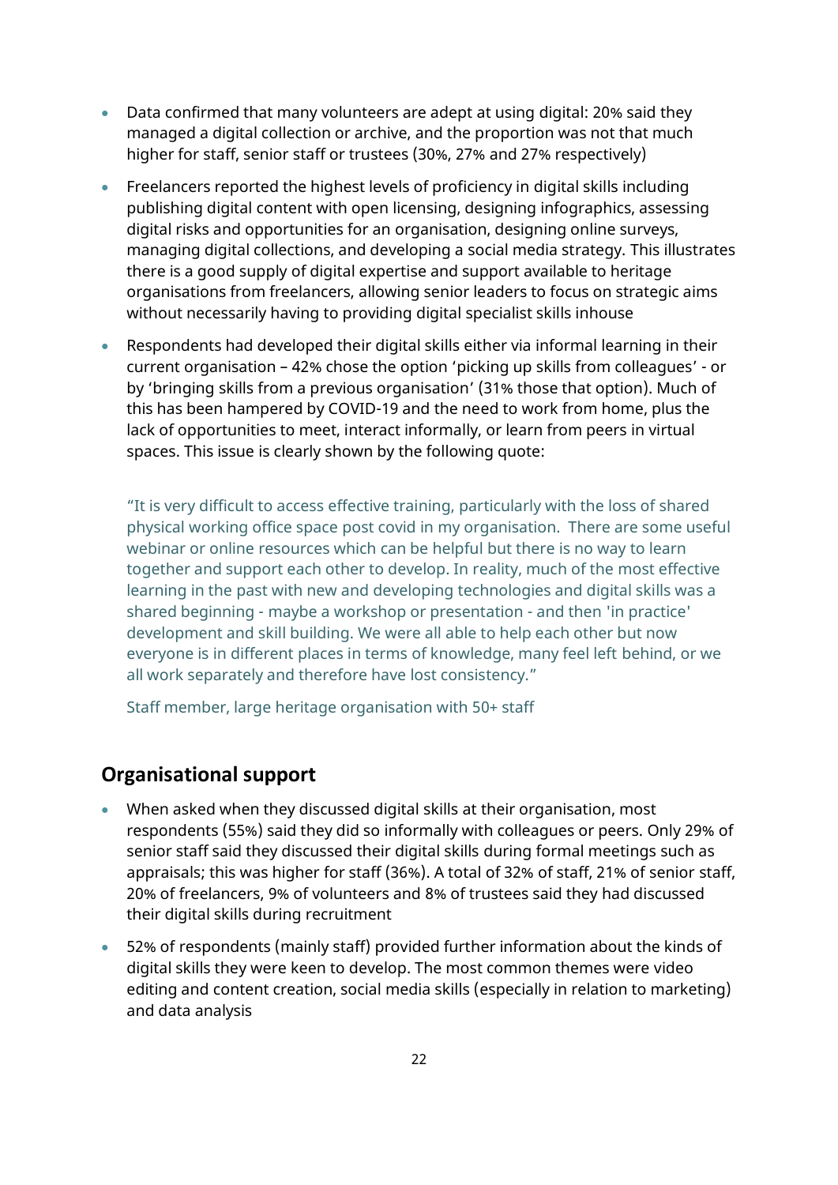- Data confirmed that many volunteers are adept at using digital: 20% said they managed a digital collection or archive, and the proportion was not that much higher for staff, senior staff or trustees (30%, 27% and 27% respectively)
- Freelancers reported the highest levels of proficiency in digital skills including publishing digital content with open licensing, designing infographics, assessing digital risks and opportunities for an organisation, designing online surveys, managing digital collections, and developing a social media strategy. This illustrates there is a good supply of digital expertise and support available to heritage organisations from freelancers, allowing senior leaders to focus on strategic aims without necessarily having to providing digital specialist skills inhouse
- Respondents had developed their digital skills either via informal learning in their current organisation – 42% chose the option 'picking up skills from colleagues' - or by 'bringing skills from a previous organisation' (31% those that option). Much of this has been hampered by COVID-19 and the need to work from home, plus the lack of opportunities to meet, interact informally, or learn from peers in virtual spaces. This issue is clearly shown by the following quote:

> "It is very difficult to access effective training, particularly with the loss of shared physical working office space post covid in my organisation. There are some useful webinar or online resources which can be helpful but there is no way to learn together and support each other to develop. In reality, much of the most effective learning in the past with new and developing technologies and digital skills was a shared beginning - maybe a workshop or presentation - and then 'in practice' development and skill building. We were all able to help each other but now everyone is in different places in terms of knowledge, many feel left behind, or we all work separately and therefore have lost consistency."
>
> Staff member, large heritage organisation with 50+ staff

## Organisational support

- When asked when they discussed digital skills at their organisation, most respondents (55%) said they did so informally with colleagues or peers. Only 29% of senior staff said they discussed their digital skills during formal meetings such as appraisals; this was higher for staff (36%). A total of 32% of staff, 21% of senior staff, 20% of freelancers, 9% of volunteers and 8% of trustees said they had discussed their digital skills during recruitment
- 52% of respondents (mainly staff) provided further information about the kinds of digital skills they were keen to develop. The most common themes were video editing and content creation, social media skills (especially in relation to marketing) and data analysis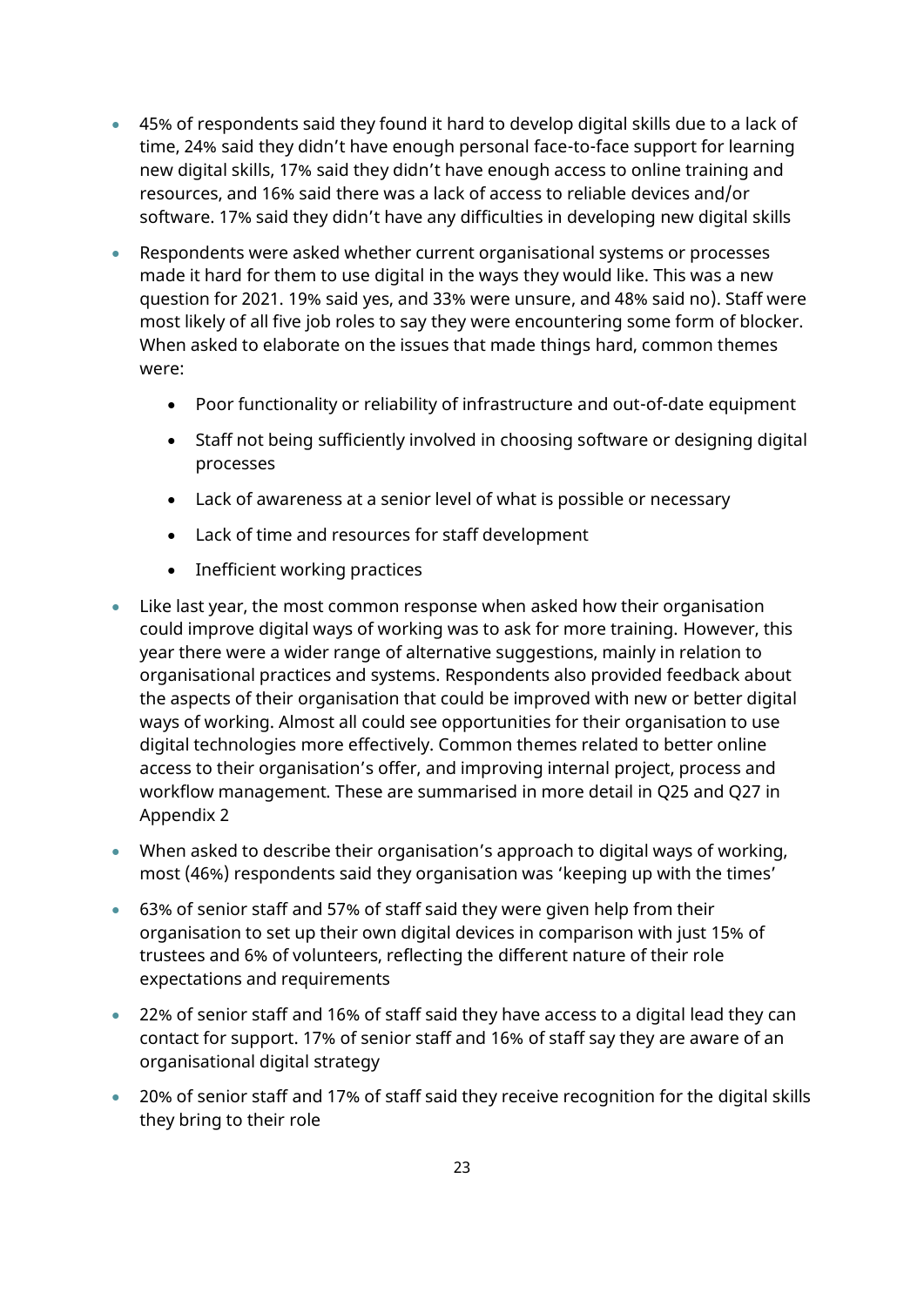- 45% of respondents said they found it hard to develop digital skills due to a lack of time, 24% said they didn't have enough personal face-to-face support for learning new digital skills, 17% said they didn't have enough access to online training and resources, and 16% said there was a lack of access to reliable devices and/or software. 17% said they didn't have any difficulties in developing new digital skills
- Respondents were asked whether current organisational systems or processes made it hard for them to use digital in the ways they would like. This was a new question for 2021. 19% said yes, and 33% were unsure, and 48% said no). Staff were most likely of all five job roles to say they were encountering some form of blocker. When asked to elaborate on the issues that made things hard, common themes were:
    - Poor functionality or reliability of infrastructure and out-of-date equipment
    - Staff not being sufficiently involved in choosing software or designing digital processes
    - Lack of awareness at a senior level of what is possible or necessary
    - Lack of time and resources for staff development
    - Inefficient working practices
- Like last year, the most common response when asked how their organisation could improve digital ways of working was to ask for more training. However, this year there were a wider range of alternative suggestions, mainly in relation to organisational practices and systems. Respondents also provided feedback about the aspects of their organisation that could be improved with new or better digital ways of working. Almost all could see opportunities for their organisation to use digital technologies more effectively. Common themes related to better online access to their organisation's offer, and improving internal project, process and workflow management. These are summarised in more detail in Q25 and Q27 in Appendix 2
- When asked to describe their organisation's approach to digital ways of working, most (46%) respondents said they organisation was 'keeping up with the times'
- 63% of senior staff and 57% of staff said they were given help from their organisation to set up their own digital devices in comparison with just 15% of trustees and 6% of volunteers, reflecting the different nature of their role expectations and requirements
- 22% of senior staff and 16% of staff said they have access to a digital lead they can contact for support. 17% of senior staff and 16% of staff say they are aware of an organisational digital strategy
- 20% of senior staff and 17% of staff said they receive recognition for the digital skills they bring to their role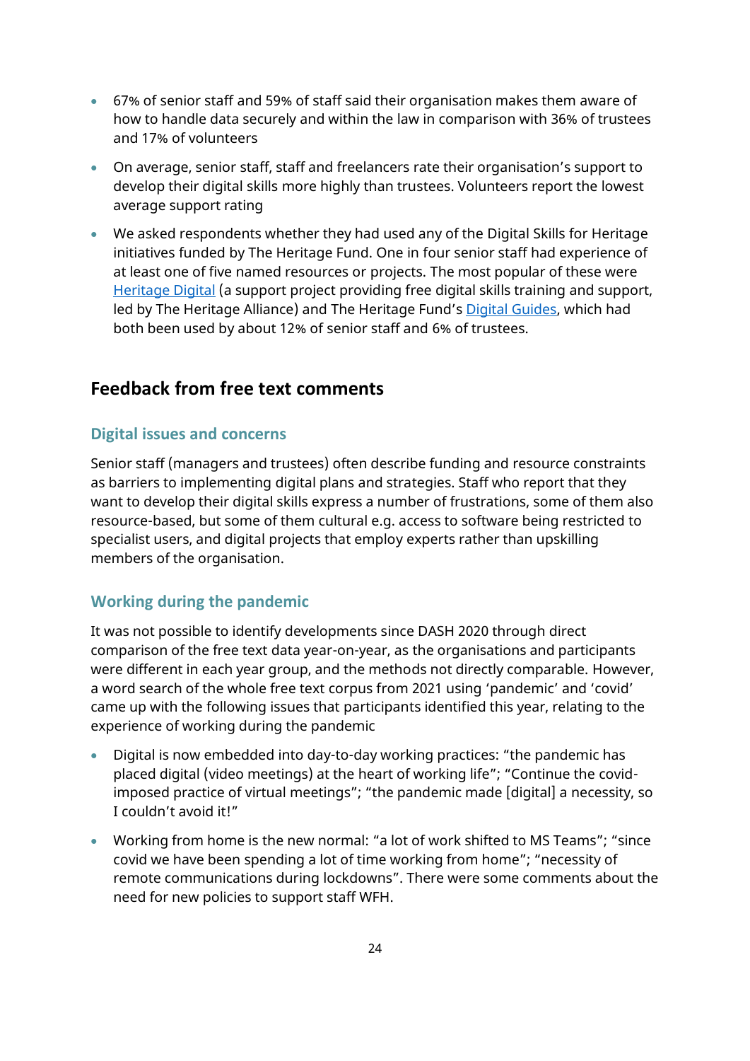- 67% of senior staff and 59% of staff said their organisation makes them aware of how to handle data securely and within the law in comparison with 36% of trustees and 17% of volunteers
- On average, senior staff, staff and freelancers rate their organisation's support to develop their digital skills more highly than trustees. Volunteers report the lowest average support rating
- We asked respondents whether they had used any of the Digital Skills for Heritage initiatives funded by The Heritage Fund. One in four senior staff had experience of at least one of five named resources or projects. The most popular of these were Heritage Digital (a support project providing free digital skills training and support, led by The Heritage Alliance) and The Heritage Fund's Digital Guides, which had both been used by about 12% of senior staff and 6% of trustees.

## Feedback from free text comments

### Digital issues and concerns

Senior staff (managers and trustees) often describe funding and resource constraints as barriers to implementing digital plans and strategies. Staff who report that they want to develop their digital skills express a number of frustrations, some of them also resource-based, but some of them cultural e.g. access to software being restricted to specialist users, and digital projects that employ experts rather than upskilling members of the organisation.

### Working during the pandemic

It was not possible to identify developments since DASH 2020 through direct comparison of the free text data year-on-year, as the organisations and participants were different in each year group, and the methods not directly comparable. However, a word search of the whole free text corpus from 2021 using 'pandemic' and 'covid' came up with the following issues that participants identified this year, relating to the experience of working during the pandemic

- Digital is now embedded into day-to-day working practices: "the pandemic has placed digital (video meetings) at the heart of working life"; "Continue the covid-imposed practice of virtual meetings"; "the pandemic made [digital] a necessity, so I couldn't avoid it!"
- Working from home is the new normal: "a lot of work shifted to MS Teams"; "since covid we have been spending a lot of time working from home"; "necessity of remote communications during lockdowns". There were some comments about the need for new policies to support staff WFH.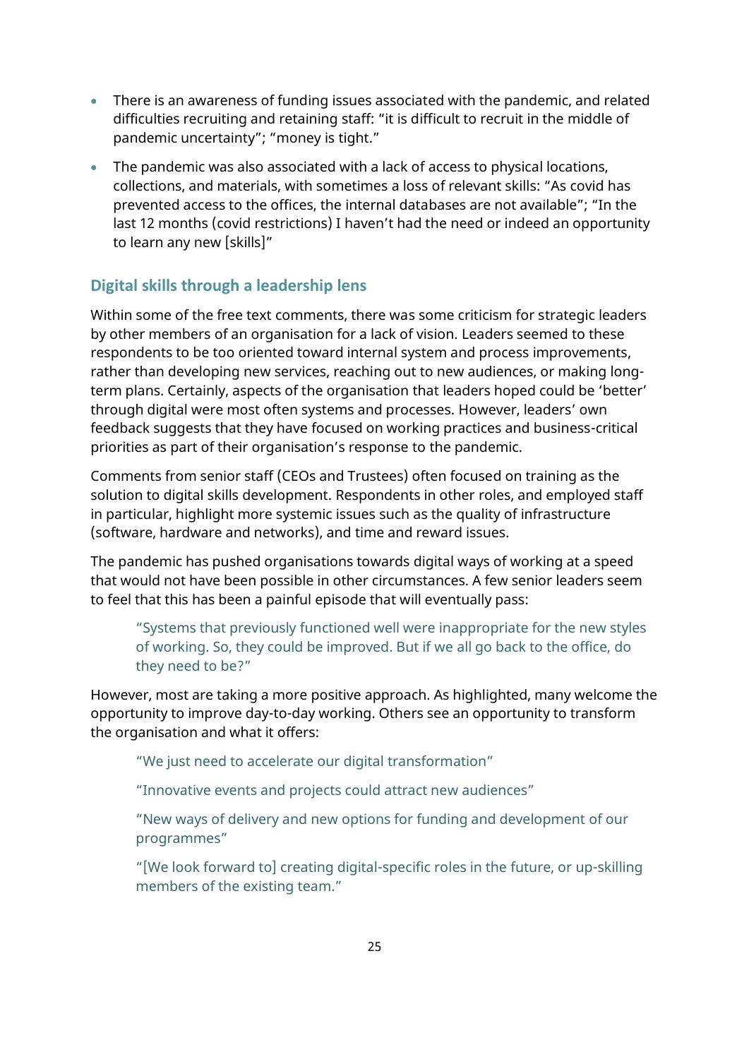- There is an awareness of funding issues associated with the pandemic, and related difficulties recruiting and retaining staff: "it is difficult to recruit in the middle of pandemic uncertainty"; "money is tight."
- The pandemic was also associated with a lack of access to physical locations, collections, and materials, with sometimes a loss of relevant skills: "As covid has prevented access to the offices, the internal databases are not available"; "In the last 12 months (covid restrictions) I haven't had the need or indeed an opportunity to learn any new [skills]"

### Digital skills through a leadership lens

Within some of the free text comments, there was some criticism for strategic leaders by other members of an organisation for a lack of vision. Leaders seemed to these respondents to be too oriented toward internal system and process improvements, rather than developing new services, reaching out to new audiences, or making long-term plans. Certainly, aspects of the organisation that leaders hoped could be 'better' through digital were most often systems and processes. However, leaders' own feedback suggests that they have focused on working practices and business-critical priorities as part of their organisation's response to the pandemic.

Comments from senior staff (CEOs and Trustees) often focused on training as the solution to digital skills development. Respondents in other roles, and employed staff in particular, highlight more systemic issues such as the quality of infrastructure (software, hardware and networks), and time and reward issues.

The pandemic has pushed organisations towards digital ways of working at a speed that would not have been possible in other circumstances. A few senior leaders seem to feel that this has been a painful episode that will eventually pass:

> "Systems that previously functioned well were inappropriate for the new styles of working. So, they could be improved. But if we all go back to the office, do they need to be?"

However, most are taking a more positive approach. As highlighted, many welcome the opportunity to improve day-to-day working. Others see an opportunity to transform the organisation and what it offers:

> "We just need to accelerate our digital transformation"

> "Innovative events and projects could attract new audiences"

> "New ways of delivery and new options for funding and development of our programmes"

> "[We look forward to] creating digital-specific roles in the future, or up-skilling members of the existing team."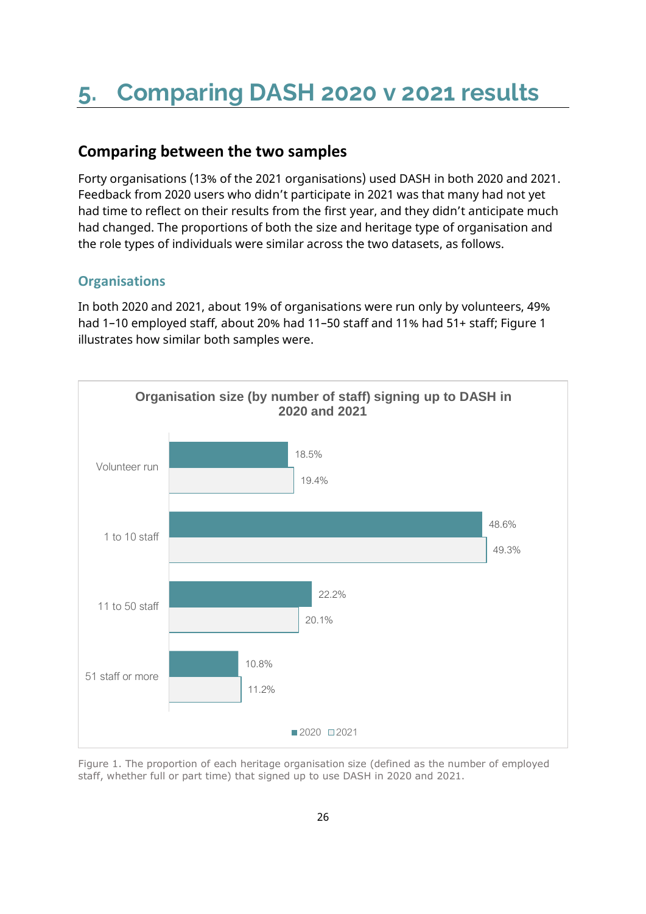# 5. Comparing DASH 2020 v 2021 results

## Comparing between the two samples

Forty organisations (13% of the 2021 organisations) used DASH in both 2020 and 2021. Feedback from 2020 users who didn't participate in 2021 was that many had not yet had time to reflect on their results from the first year, and they didn't anticipate much had changed. The proportions of both the size and heritage type of organisation and the role types of individuals were similar across the two datasets, as follows.

### Organisations

In both 2020 and 2021, about 19% of organisations were run only by volunteers, 49% had 1–10 employed staff, about 20% had 11–50 staff and 11% had 51+ staff; Figure 1 illustrates how similar both samples were.

**Organisation size (by number of staff) signing up to DASH in 2020 and 2021**

| | 2020 | 2021 |
|---|---|---|
| Volunteer run | 18.5% | 19.4% |
| 1 to 10 staff | 48.6% | 49.3% |
| 11 to 50 staff | 22.2% | 20.1% |
| 51 staff or more | 10.8% | 11.2% |

Figure 1. The proportion of each heritage organisation size (defined as the number of employed staff, whether full or part time) that signed up to use DASH in 2020 and 2021.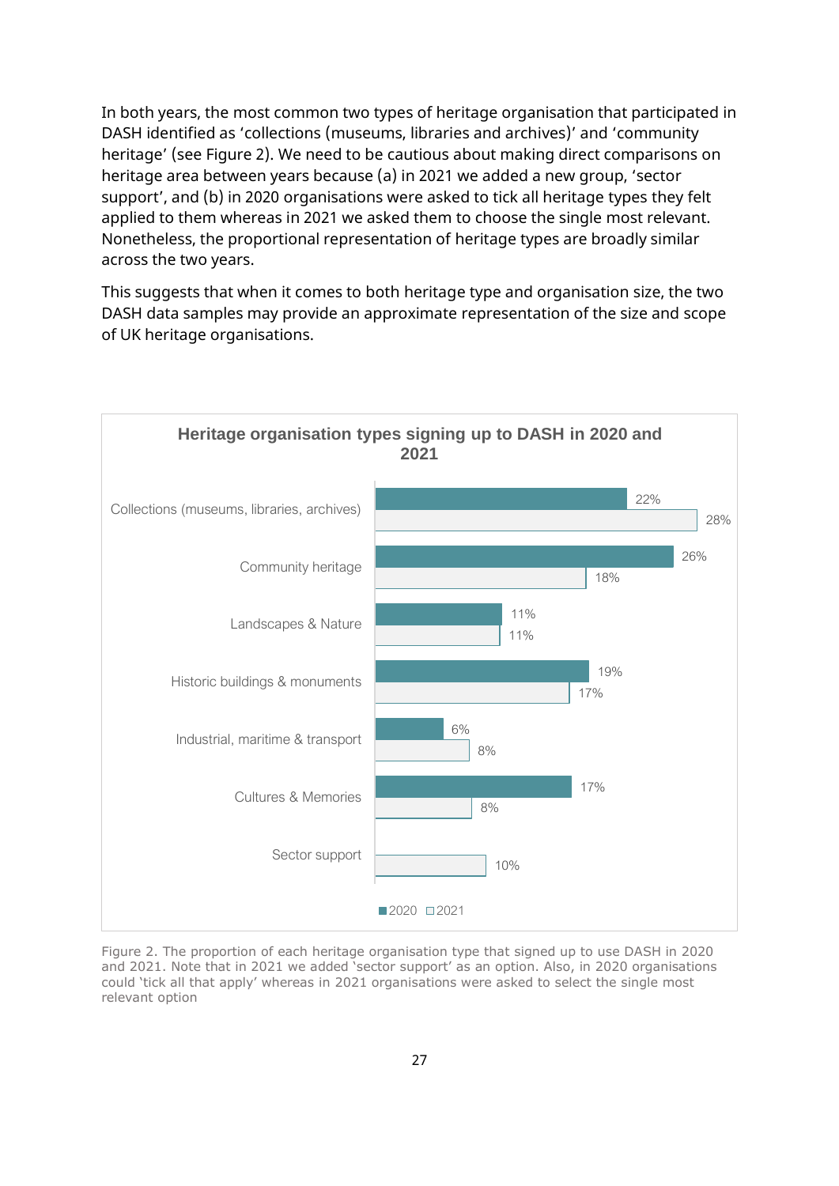In both years, the most common two types of heritage organisation that participated in DASH identified as 'collections (museums, libraries and archives)' and 'community heritage' (see Figure 2). We need to be cautious about making direct comparisons on heritage area between years because (a) in 2021 we added a new group, 'sector support', and (b) in 2020 organisations were asked to tick all heritage types they felt applied to them whereas in 2021 we asked them to choose the single most relevant. Nonetheless, the proportional representation of heritage types are broadly similar across the two years.

This suggests that when it comes to both heritage type and organisation size, the two DASH data samples may provide an approximate representation of the size and scope of UK heritage organisations.

**Heritage organisation types signing up to DASH in 2020 and 2021**

| Heritage type | 2020 | 2021 |
|---|---|---|
| Collections (museums, libraries, archives) | 22% | 28% |
| Community heritage | 26% | 18% |
| Landscapes & Nature | 11% | 11% |
| Historic buildings & monuments | 19% | 17% |
| Industrial, maritime & transport | 6% | 8% |
| Cultures & Memories | 17% | 8% |
| Sector support | | 10% |

Figure 2. The proportion of each heritage organisation type that signed up to use DASH in 2020 and 2021. Note that in 2021 we added 'sector support' as an option. Also, in 2020 organisations could 'tick all that apply' whereas in 2021 organisations were asked to select the single most relevant option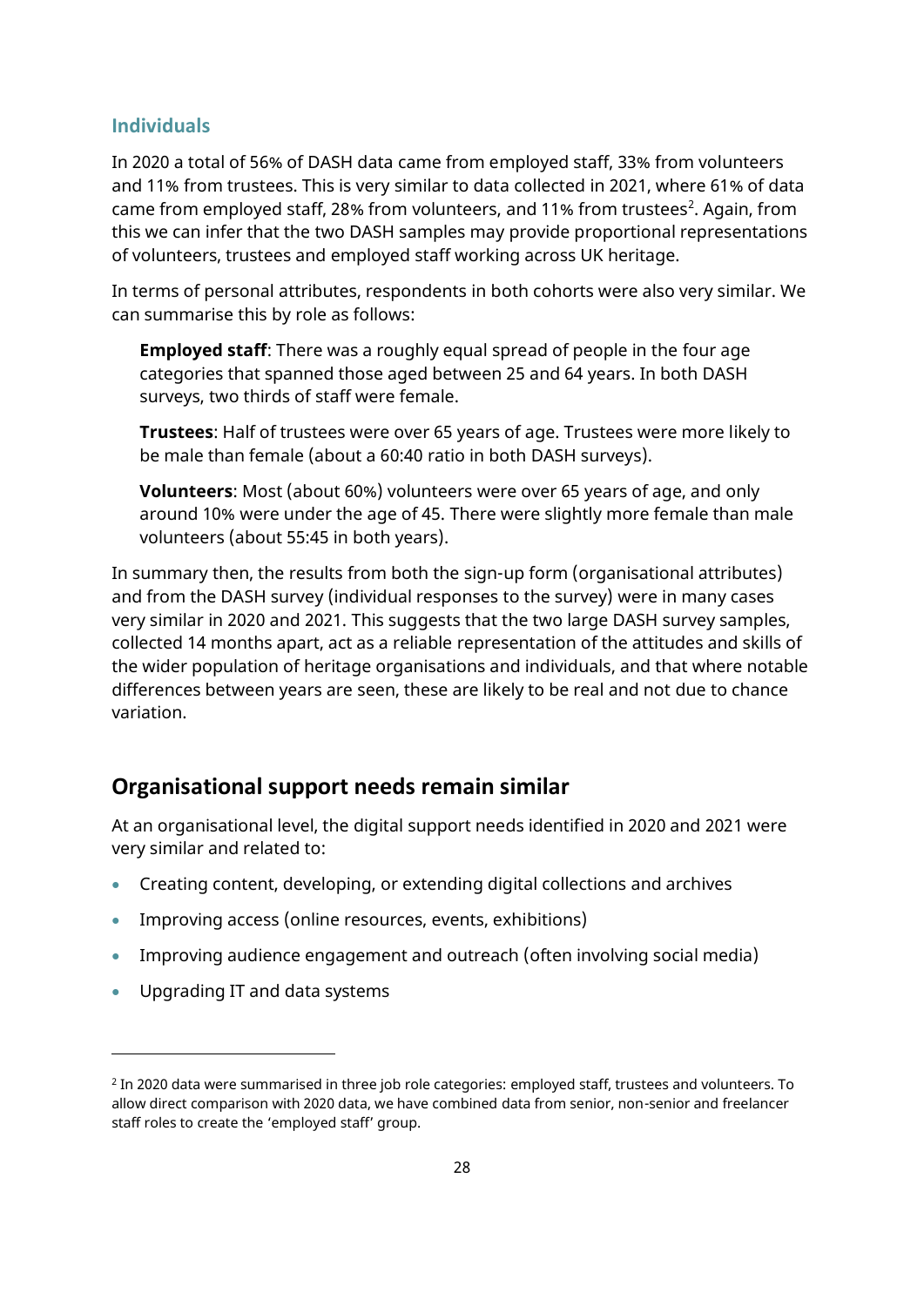### Individuals

In 2020 a total of 56% of DASH data came from employed staff, 33% from volunteers and 11% from trustees. This is very similar to data collected in 2021, where 61% of data came from employed staff, 28% from volunteers, and 11% from trustees[2]. Again, from this we can infer that the two DASH samples may provide proportional representations of volunteers, trustees and employed staff working across UK heritage.

In terms of personal attributes, respondents in both cohorts were also very similar. We can summarise this by role as follows:

**Employed staff**: There was a roughly equal spread of people in the four age categories that spanned those aged between 25 and 64 years. In both DASH surveys, two thirds of staff were female.

**Trustees**: Half of trustees were over 65 years of age. Trustees were more likely to be male than female (about a 60:40 ratio in both DASH surveys).

**Volunteers**: Most (about 60%) volunteers were over 65 years of age, and only around 10% were under the age of 45. There were slightly more female than male volunteers (about 55:45 in both years).

In summary then, the results from both the sign-up form (organisational attributes) and from the DASH survey (individual responses to the survey) were in many cases very similar in 2020 and 2021. This suggests that the two large DASH survey samples, collected 14 months apart, act as a reliable representation of the attitudes and skills of the wider population of heritage organisations and individuals, and that where notable differences between years are seen, these are likely to be real and not due to chance variation.

## Organisational support needs remain similar

At an organisational level, the digital support needs identified in 2020 and 2021 were very similar and related to:

- Creating content, developing, or extending digital collections and archives
- Improving access (online resources, events, exhibitions)
- Improving audience engagement and outreach (often involving social media)
- Upgrading IT and data systems

[2] In 2020 data were summarised in three job role categories: employed staff, trustees and volunteers. To allow direct comparison with 2020 data, we have combined data from senior, non-senior and freelancer staff roles to create the 'employed staff' group.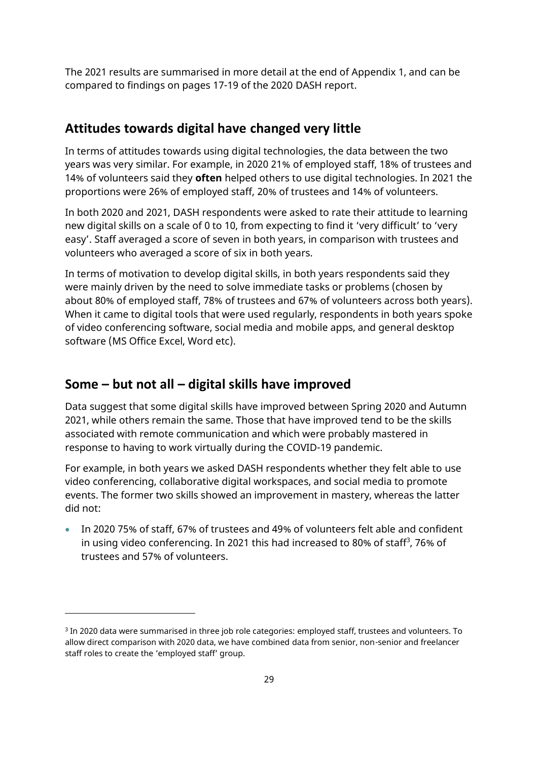The 2021 results are summarised in more detail at the end of Appendix 1, and can be compared to findings on pages 17-19 of the 2020 DASH report.

## Attitudes towards digital have changed very little

In terms of attitudes towards using digital technologies, the data between the two years was very similar. For example, in 2020 21% of employed staff, 18% of trustees and 14% of volunteers said they **often** helped others to use digital technologies. In 2021 the proportions were 26% of employed staff, 20% of trustees and 14% of volunteers.

In both 2020 and 2021, DASH respondents were asked to rate their attitude to learning new digital skills on a scale of 0 to 10, from expecting to find it 'very difficult' to 'very easy'. Staff averaged a score of seven in both years, in comparison with trustees and volunteers who averaged a score of six in both years.

In terms of motivation to develop digital skills, in both years respondents said they were mainly driven by the need to solve immediate tasks or problems (chosen by about 80% of employed staff, 78% of trustees and 67% of volunteers across both years). When it came to digital tools that were used regularly, respondents in both years spoke of video conferencing software, social media and mobile apps, and general desktop software (MS Office Excel, Word etc).

## Some – but not all – digital skills have improved

Data suggest that some digital skills have improved between Spring 2020 and Autumn 2021, while others remain the same. Those that have improved tend to be the skills associated with remote communication and which were probably mastered in response to having to work virtually during the COVID-19 pandemic.

For example, in both years we asked DASH respondents whether they felt able to use video conferencing, collaborative digital workspaces, and social media to promote events. The former two skills showed an improvement in mastery, whereas the latter did not:

- In 2020 75% of staff, 67% of trustees and 49% of volunteers felt able and confident in using video conferencing. In 2021 this had increased to 80% of staff[3], 76% of trustees and 57% of volunteers.

[3] In 2020 data were summarised in three job role categories: employed staff, trustees and volunteers. To allow direct comparison with 2020 data, we have combined data from senior, non-senior and freelancer staff roles to create the 'employed staff' group.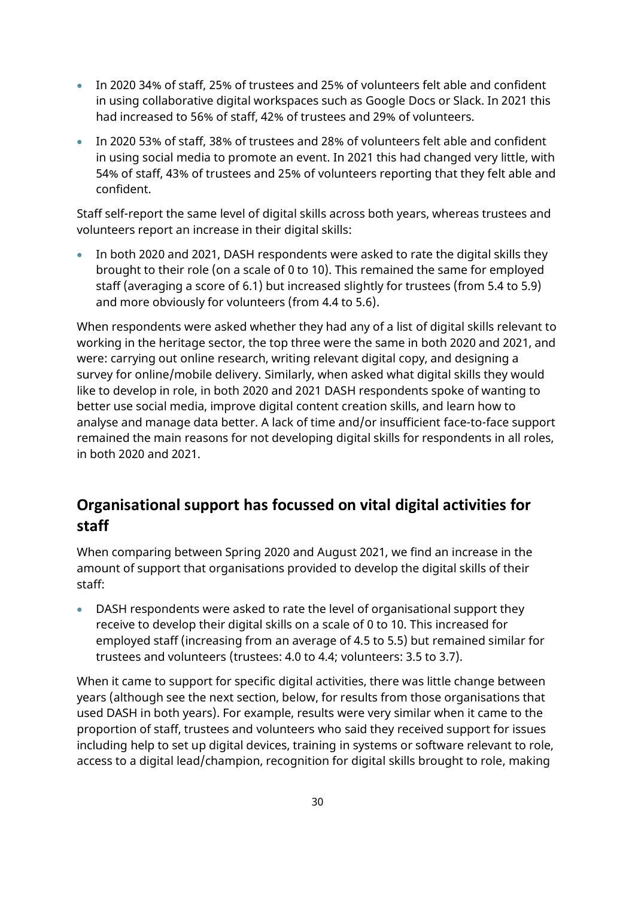- In 2020 34% of staff, 25% of trustees and 25% of volunteers felt able and confident in using collaborative digital workspaces such as Google Docs or Slack. In 2021 this had increased to 56% of staff, 42% of trustees and 29% of volunteers.
- In 2020 53% of staff, 38% of trustees and 28% of volunteers felt able and confident in using social media to promote an event. In 2021 this had changed very little, with 54% of staff, 43% of trustees and 25% of volunteers reporting that they felt able and confident.

Staff self-report the same level of digital skills across both years, whereas trustees and volunteers report an increase in their digital skills:

- In both 2020 and 2021, DASH respondents were asked to rate the digital skills they brought to their role (on a scale of 0 to 10). This remained the same for employed staff (averaging a score of 6.1) but increased slightly for trustees (from 5.4 to 5.9) and more obviously for volunteers (from 4.4 to 5.6).

When respondents were asked whether they had any of a list of digital skills relevant to working in the heritage sector, the top three were the same in both 2020 and 2021, and were: carrying out online research, writing relevant digital copy, and designing a survey for online/mobile delivery. Similarly, when asked what digital skills they would like to develop in role, in both 2020 and 2021 DASH respondents spoke of wanting to better use social media, improve digital content creation skills, and learn how to analyse and manage data better. A lack of time and/or insufficient face-to-face support remained the main reasons for not developing digital skills for respondents in all roles, in both 2020 and 2021.

## Organisational support has focussed on vital digital activities for staff

When comparing between Spring 2020 and August 2021, we find an increase in the amount of support that organisations provided to develop the digital skills of their staff:

- DASH respondents were asked to rate the level of organisational support they receive to develop their digital skills on a scale of 0 to 10. This increased for employed staff (increasing from an average of 4.5 to 5.5) but remained similar for trustees and volunteers (trustees: 4.0 to 4.4; volunteers: 3.5 to 3.7).

When it came to support for specific digital activities, there was little change between years (although see the next section, below, for results from those organisations that used DASH in both years). For example, results were very similar when it came to the proportion of staff, trustees and volunteers who said they received support for issues including help to set up digital devices, training in systems or software relevant to role, access to a digital lead/champion, recognition for digital skills brought to role, making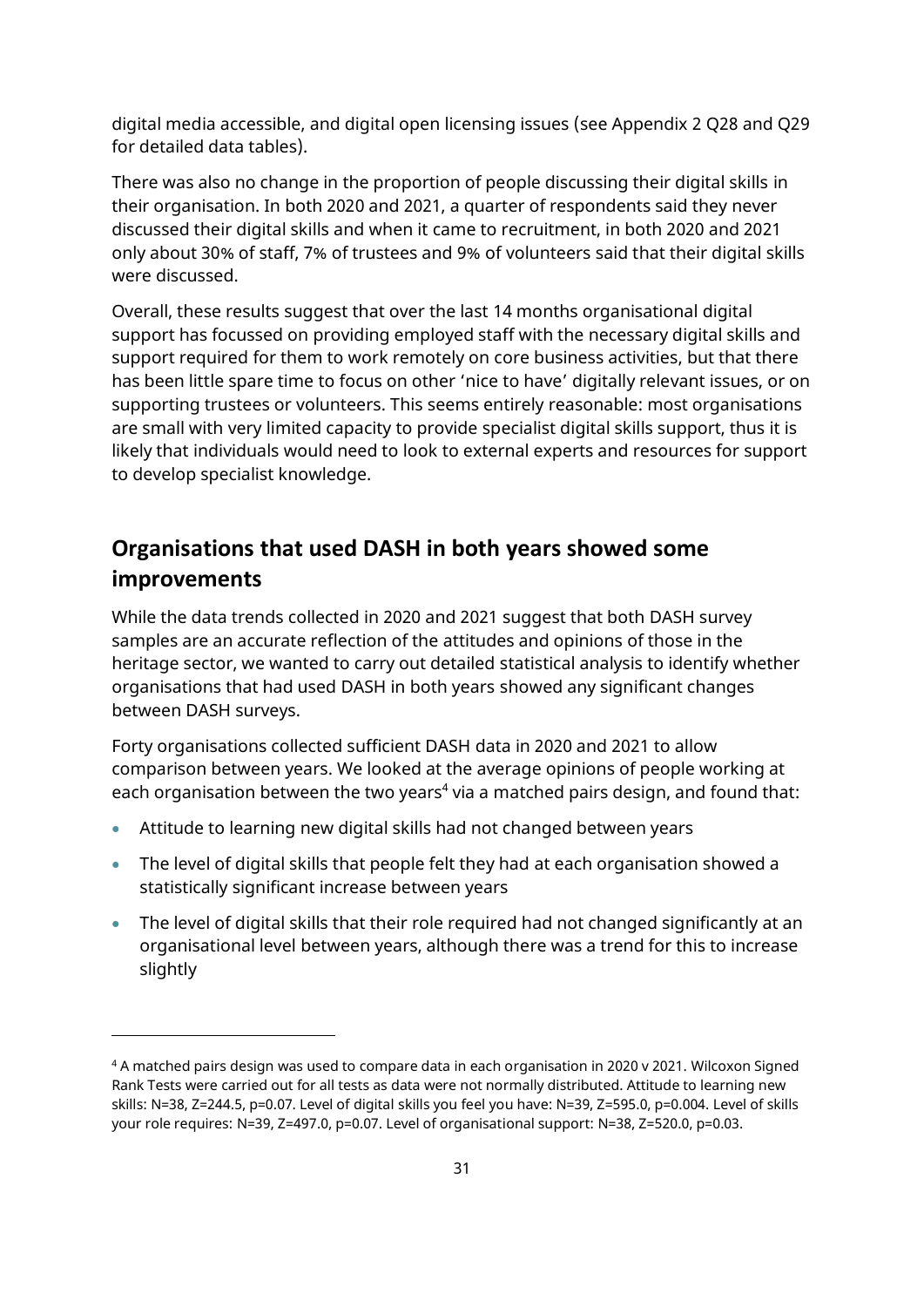digital media accessible, and digital open licensing issues (see Appendix 2 Q28 and Q29 for detailed data tables).

There was also no change in the proportion of people discussing their digital skills in their organisation. In both 2020 and 2021, a quarter of respondents said they never discussed their digital skills and when it came to recruitment, in both 2020 and 2021 only about 30% of staff, 7% of trustees and 9% of volunteers said that their digital skills were discussed.

Overall, these results suggest that over the last 14 months organisational digital support has focussed on providing employed staff with the necessary digital skills and support required for them to work remotely on core business activities, but that there has been little spare time to focus on other 'nice to have' digitally relevant issues, or on supporting trustees or volunteers. This seems entirely reasonable: most organisations are small with very limited capacity to provide specialist digital skills support, thus it is likely that individuals would need to look to external experts and resources for support to develop specialist knowledge.

## Organisations that used DASH in both years showed some improvements

While the data trends collected in 2020 and 2021 suggest that both DASH survey samples are an accurate reflection of the attitudes and opinions of those in the heritage sector, we wanted to carry out detailed statistical analysis to identify whether organisations that had used DASH in both years showed any significant changes between DASH surveys.

Forty organisations collected sufficient DASH data in 2020 and 2021 to allow comparison between years. We looked at the average opinions of people working at each organisation between the two years[4] via a matched pairs design, and found that:

- Attitude to learning new digital skills had not changed between years
- The level of digital skills that people felt they had at each organisation showed a statistically significant increase between years
- The level of digital skills that their role required had not changed significantly at an organisational level between years, although there was a trend for this to increase slightly

---

[4] A matched pairs design was used to compare data in each organisation in 2020 v 2021. Wilcoxon Signed Rank Tests were carried out for all tests as data were not normally distributed. Attitude to learning new skills: $N=38$, $Z=244.5$, $p=0.07$. Level of digital skills you feel you have: $N=39$, $Z=595.0$, $p=0.004$. Level of skills your role requires: $N=39$, $Z=497.0$, $p=0.07$. Level of organisational support: $N=38$, $Z=520.0$, $p=0.03$.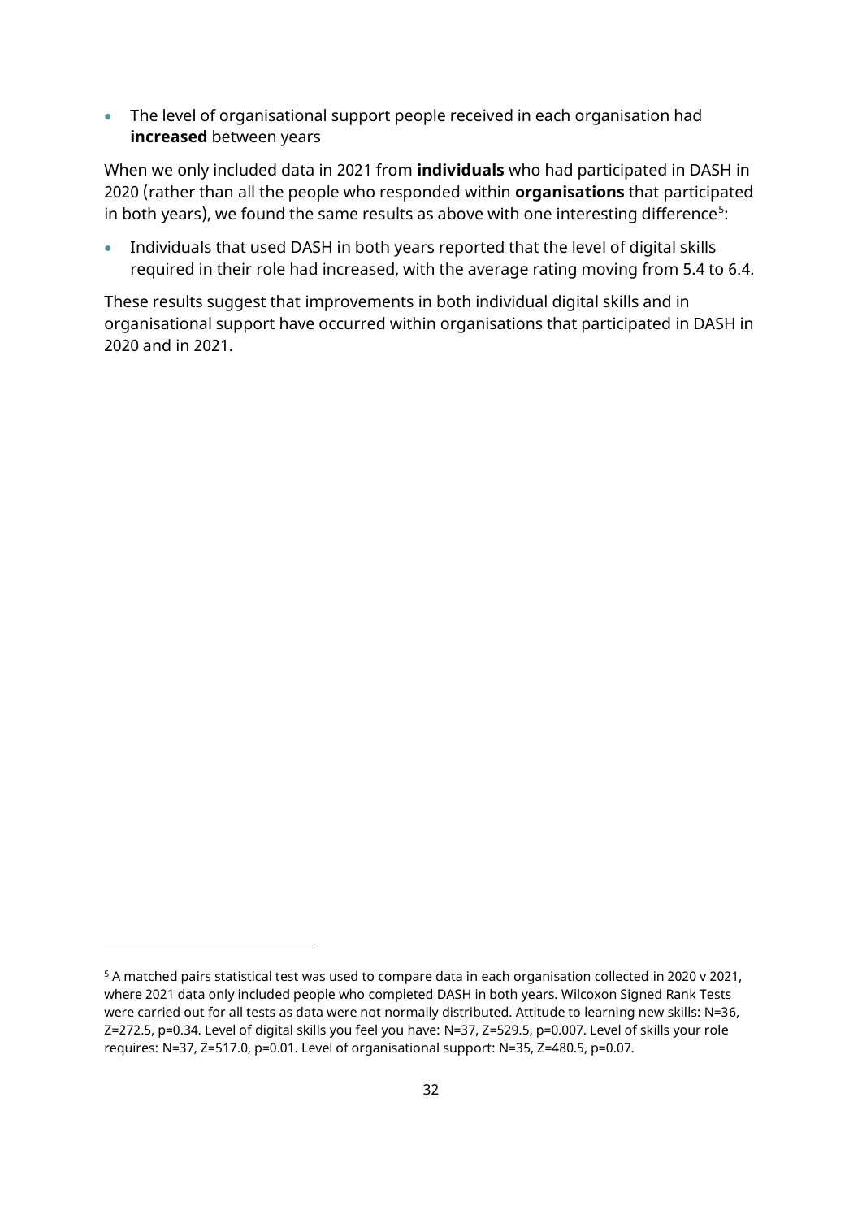- The level of organisational support people received in each organisation had **increased** between years

When we only included data in 2021 from **individuals** who had participated in DASH in 2020 (rather than all the people who responded within **organisations** that participated in both years), we found the same results as above with one interesting difference[5]:

- Individuals that used DASH in both years reported that the level of digital skills required in their role had increased, with the average rating moving from 5.4 to 6.4.

These results suggest that improvements in both individual digital skills and in organisational support have occurred within organisations that participated in DASH in 2020 and in 2021.

---

[5] A matched pairs statistical test was used to compare data in each organisation collected in 2020 v 2021, where 2021 data only included people who completed DASH in both years. Wilcoxon Signed Rank Tests were carried out for all tests as data were not normally distributed. Attitude to learning new skills: N=36, Z=272.5, p=0.34. Level of digital skills you feel you have: N=37, Z=529.5, p=0.007. Level of skills your role requires: N=37, Z=517.0, p=0.01. Level of organisational support: N=35, Z=480.5, p=0.07.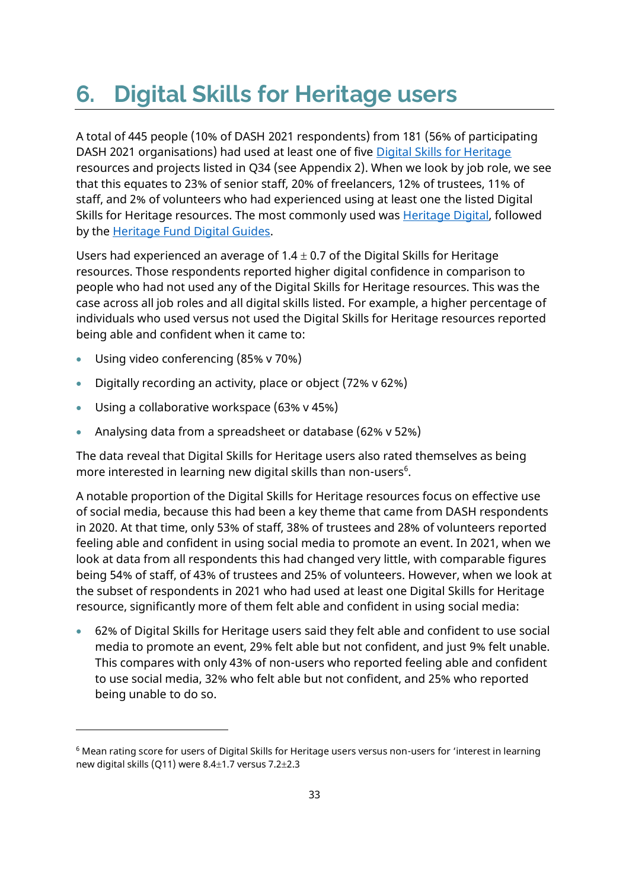# 6. Digital Skills for Heritage users

A total of 445 people (10% of DASH 2021 respondents) from 181 (56% of participating DASH 2021 organisations) had used at least one of five Digital Skills for Heritage resources and projects listed in Q34 (see Appendix 2). When we look by job role, we see that this equates to 23% of senior staff, 20% of freelancers, 12% of trustees, 11% of staff, and 2% of volunteers who had experienced using at least one the listed Digital Skills for Heritage resources. The most commonly used was Heritage Digital, followed by the Heritage Fund Digital Guides.

Users had experienced an average of $1.4 \pm 0.7$ of the Digital Skills for Heritage resources. Those respondents reported higher digital confidence in comparison to people who had not used any of the Digital Skills for Heritage resources. This was the case across all job roles and all digital skills listed. For example, a higher percentage of individuals who used versus not used the Digital Skills for Heritage resources reported being able and confident when it came to:

- Using video conferencing (85% v 70%)
- Digitally recording an activity, place or object (72% v 62%)
- Using a collaborative workspace (63% v 45%)
- Analysing data from a spreadsheet or database (62% v 52%)

The data reveal that Digital Skills for Heritage users also rated themselves as being more interested in learning new digital skills than non-users[6].

A notable proportion of the Digital Skills for Heritage resources focus on effective use of social media, because this had been a key theme that came from DASH respondents in 2020. At that time, only 53% of staff, 38% of trustees and 28% of volunteers reported feeling able and confident in using social media to promote an event. In 2021, when we look at data from all respondents this had changed very little, with comparable figures being 54% of staff, of 43% of trustees and 25% of volunteers. However, when we look at the subset of respondents in 2021 who had used at least one Digital Skills for Heritage resource, significantly more of them felt able and confident in using social media:

- 62% of Digital Skills for Heritage users said they felt able and confident to use social media to promote an event, 29% felt able but not confident, and just 9% felt unable. This compares with only 43% of non-users who reported feeling able and confident to use social media, 32% who felt able but not confident, and 25% who reported being unable to do so.

[6] Mean rating score for users of Digital Skills for Heritage users versus non-users for 'interest in learning new digital skills (Q11) were $8.4 \pm 1.7$ versus $7.2 \pm 2.3$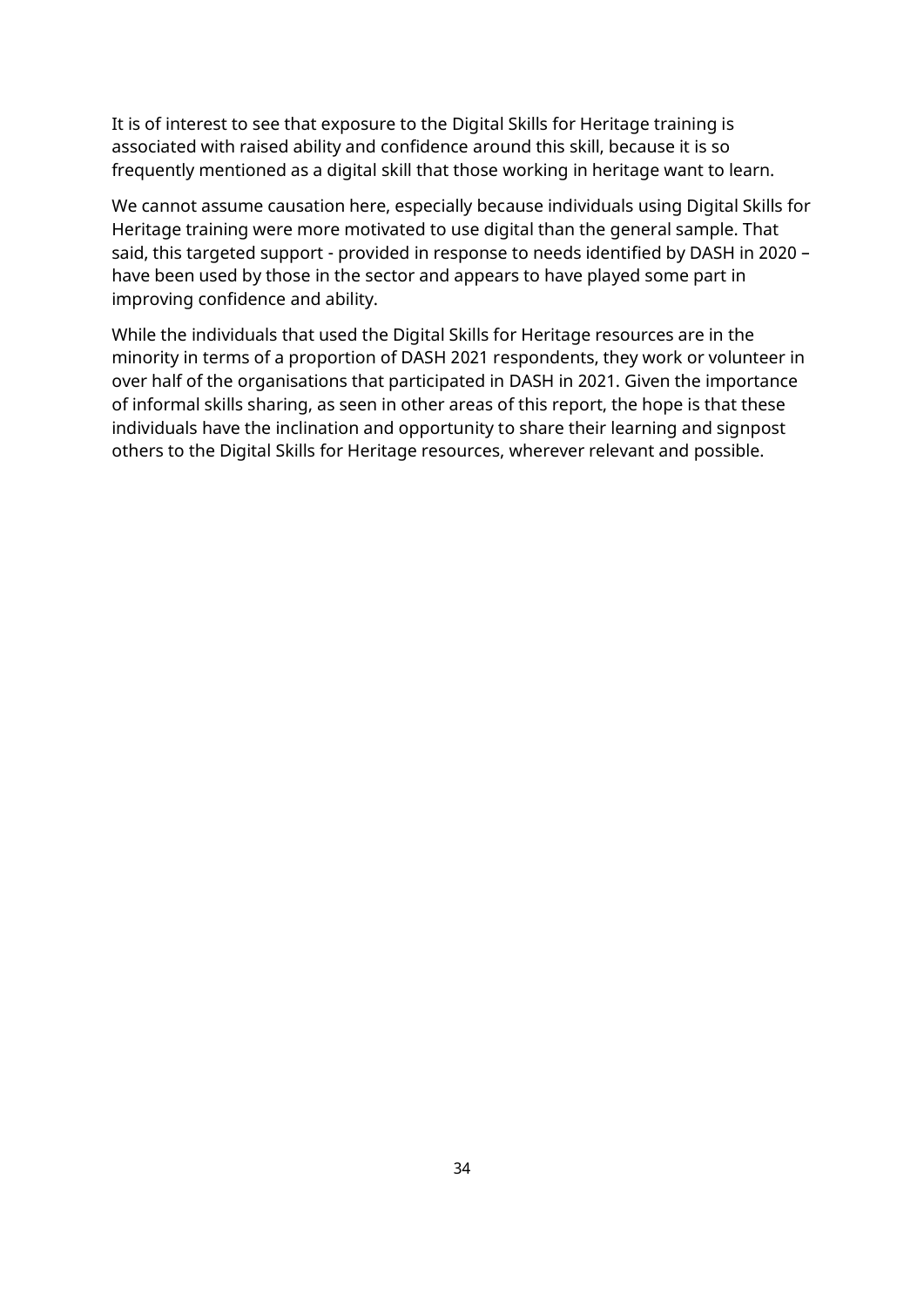It is of interest to see that exposure to the Digital Skills for Heritage training is associated with raised ability and confidence around this skill, because it is so frequently mentioned as a digital skill that those working in heritage want to learn.

We cannot assume causation here, especially because individuals using Digital Skills for Heritage training were more motivated to use digital than the general sample. That said, this targeted support - provided in response to needs identified by DASH in 2020 – have been used by those in the sector and appears to have played some part in improving confidence and ability.

While the individuals that used the Digital Skills for Heritage resources are in the minority in terms of a proportion of DASH 2021 respondents, they work or volunteer in over half of the organisations that participated in DASH in 2021. Given the importance of informal skills sharing, as seen in other areas of this report, the hope is that these individuals have the inclination and opportunity to share their learning and signpost others to the Digital Skills for Heritage resources, wherever relevant and possible.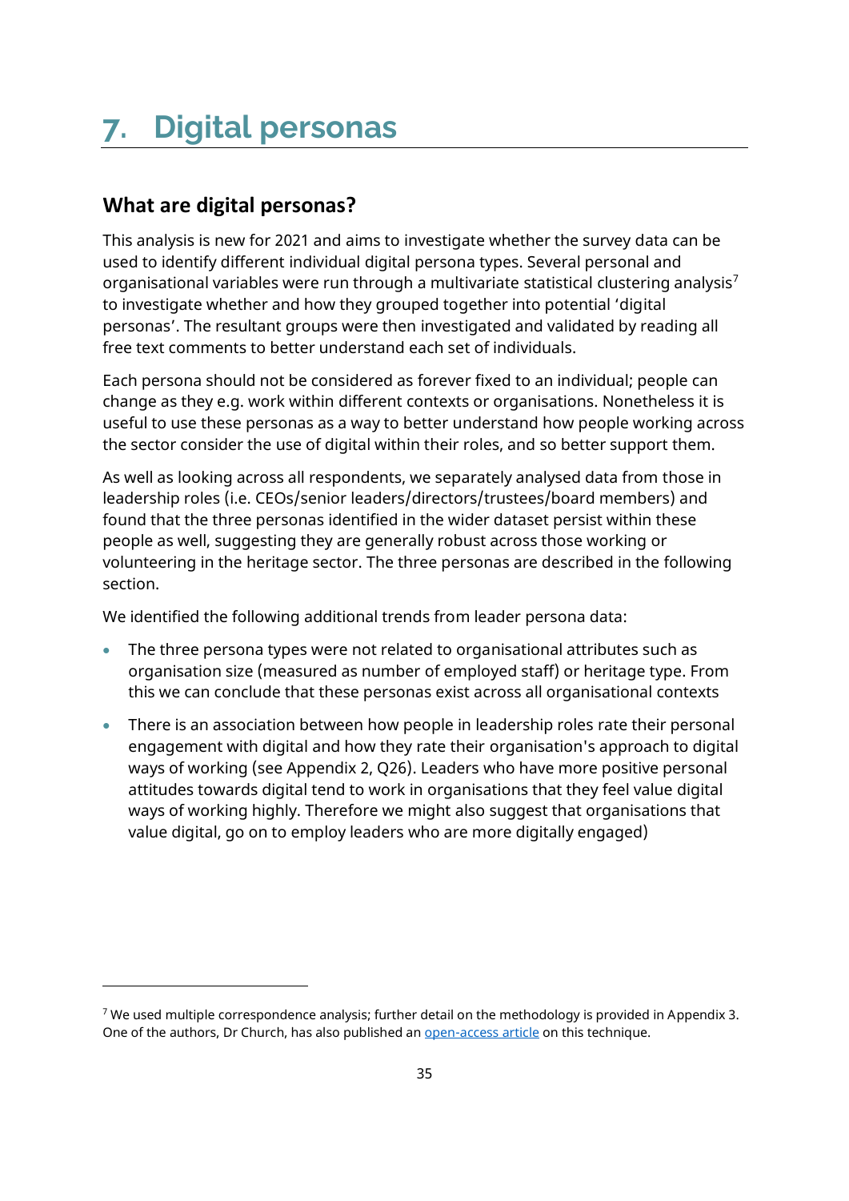# 7. Digital personas

## What are digital personas?

This analysis is new for 2021 and aims to investigate whether the survey data can be used to identify different individual digital persona types. Several personal and organisational variables were run through a multivariate statistical clustering analysis[7] to investigate whether and how they grouped together into potential 'digital personas'. The resultant groups were then investigated and validated by reading all free text comments to better understand each set of individuals.

Each persona should not be considered as forever fixed to an individual; people can change as they e.g. work within different contexts or organisations. Nonetheless it is useful to use these personas as a way to better understand how people working across the sector consider the use of digital within their roles, and so better support them.

As well as looking across all respondents, we separately analysed data from those in leadership roles (i.e. CEOs/senior leaders/directors/trustees/board members) and found that the three personas identified in the wider dataset persist within these people as well, suggesting they are generally robust across those working or volunteering in the heritage sector. The three personas are described in the following section.

We identified the following additional trends from leader persona data:

- The three persona types were not related to organisational attributes such as organisation size (measured as number of employed staff) or heritage type. From this we can conclude that these personas exist across all organisational contexts
- There is an association between how people in leadership roles rate their personal engagement with digital and how they rate their organisation's approach to digital ways of working (see Appendix 2, Q26). Leaders who have more positive personal attitudes towards digital tend to work in organisations that they feel value digital ways of working highly. Therefore we might also suggest that organisations that value digital, go on to employ leaders who are more digitally engaged)

---

[7] We used multiple correspondence analysis; further detail on the methodology is provided in Appendix 3. One of the authors, Dr Church, has also published an open-access article on this technique.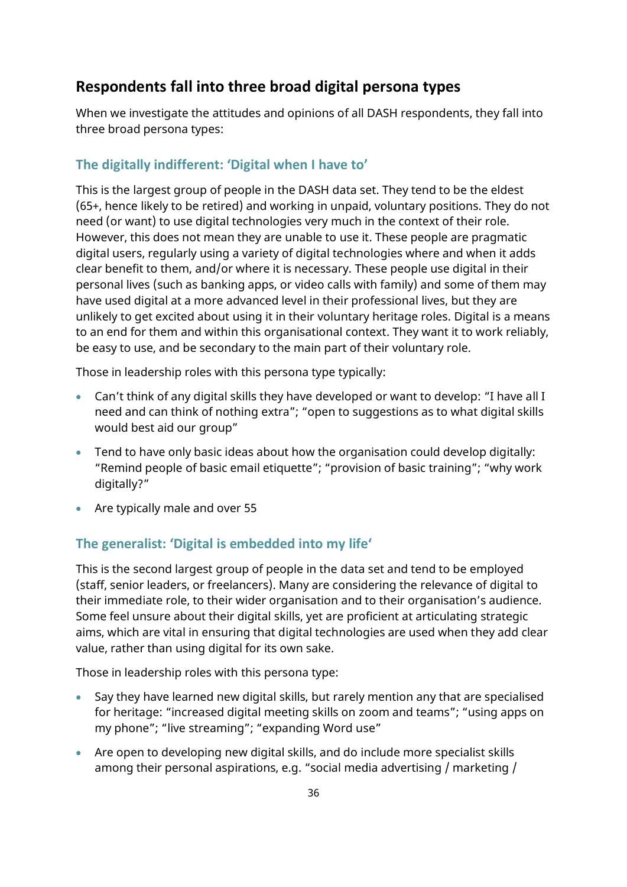## Respondents fall into three broad digital persona types

When we investigate the attitudes and opinions of all DASH respondents, they fall into three broad persona types:

### The digitally indifferent: 'Digital when I have to'

This is the largest group of people in the DASH data set. They tend to be the eldest (65+, hence likely to be retired) and working in unpaid, voluntary positions. They do not need (or want) to use digital technologies very much in the context of their role. However, this does not mean they are unable to use it. These people are pragmatic digital users, regularly using a variety of digital technologies where and when it adds clear benefit to them, and/or where it is necessary. These people use digital in their personal lives (such as banking apps, or video calls with family) and some of them may have used digital at a more advanced level in their professional lives, but they are unlikely to get excited about using it in their voluntary heritage roles. Digital is a means to an end for them and within this organisational context. They want it to work reliably, be easy to use, and be secondary to the main part of their voluntary role.

Those in leadership roles with this persona type typically:

- Can't think of any digital skills they have developed or want to develop: "I have all I need and can think of nothing extra"; "open to suggestions as to what digital skills would best aid our group"
- Tend to have only basic ideas about how the organisation could develop digitally: "Remind people of basic email etiquette"; "provision of basic training"; "why work digitally?"
- Are typically male and over 55

### The generalist: 'Digital is embedded into my life'

This is the second largest group of people in the data set and tend to be employed (staff, senior leaders, or freelancers). Many are considering the relevance of digital to their immediate role, to their wider organisation and to their organisation's audience. Some feel unsure about their digital skills, yet are proficient at articulating strategic aims, which are vital in ensuring that digital technologies are used when they add clear value, rather than using digital for its own sake.

Those in leadership roles with this persona type:

- Say they have learned new digital skills, but rarely mention any that are specialised for heritage: "increased digital meeting skills on zoom and teams"; "using apps on my phone"; "live streaming"; "expanding Word use"
- Are open to developing new digital skills, and do include more specialist skills among their personal aspirations, e.g. "social media advertising / marketing /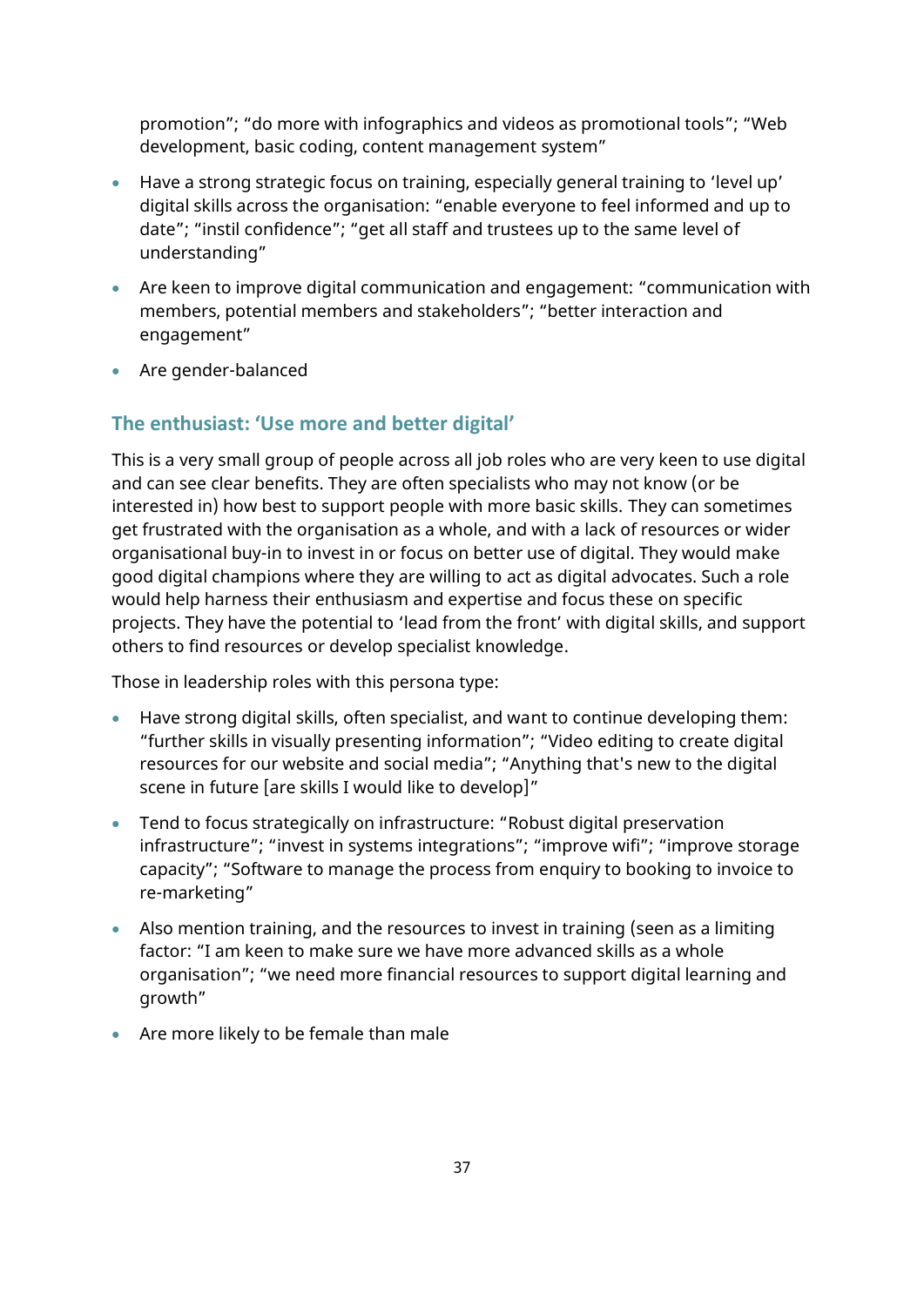promotion"; "do more with infographics and videos as promotional tools"; "Web development, basic coding, content management system"

- Have a strong strategic focus on training, especially general training to 'level up' digital skills across the organisation: "enable everyone to feel informed and up to date"; "instil confidence"; "get all staff and trustees up to the same level of understanding"
- Are keen to improve digital communication and engagement: "communication with members, potential members and stakeholders"; "better interaction and engagement"
- Are gender-balanced

### The enthusiast: 'Use more and better digital'

This is a very small group of people across all job roles who are very keen to use digital and can see clear benefits. They are often specialists who may not know (or be interested in) how best to support people with more basic skills. They can sometimes get frustrated with the organisation as a whole, and with a lack of resources or wider organisational buy-in to invest in or focus on better use of digital. They would make good digital champions where they are willing to act as digital advocates. Such a role would help harness their enthusiasm and expertise and focus these on specific projects. They have the potential to 'lead from the front' with digital skills, and support others to find resources or develop specialist knowledge.

Those in leadership roles with this persona type:

- Have strong digital skills, often specialist, and want to continue developing them: "further skills in visually presenting information"; "Video editing to create digital resources for our website and social media"; "Anything that's new to the digital scene in future [are skills I would like to develop]"
- Tend to focus strategically on infrastructure: "Robust digital preservation infrastructure"; "invest in systems integrations"; "improve wifi"; "improve storage capacity"; "Software to manage the process from enquiry to booking to invoice to re-marketing"
- Also mention training, and the resources to invest in training (seen as a limiting factor: "I am keen to make sure we have more advanced skills as a whole organisation"; "we need more financial resources to support digital learning and growth"
- Are more likely to be female than male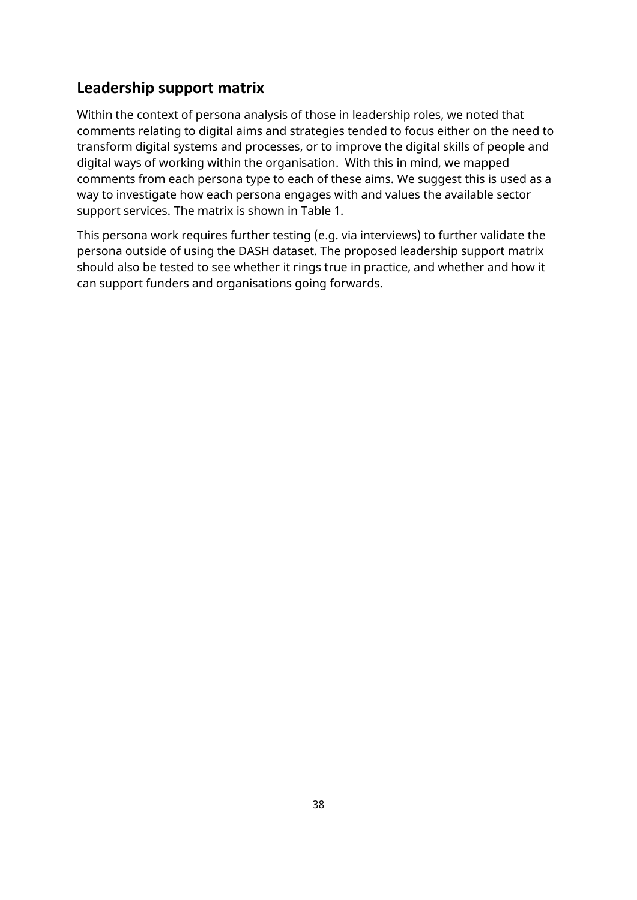## Leadership support matrix

Within the context of persona analysis of those in leadership roles, we noted that comments relating to digital aims and strategies tended to focus either on the need to transform digital systems and processes, or to improve the digital skills of people and digital ways of working within the organisation. With this in mind, we mapped comments from each persona type to each of these aims. We suggest this is used as a way to investigate how each persona engages with and values the available sector support services. The matrix is shown in Table 1.

This persona work requires further testing (e.g. via interviews) to further validate the persona outside of using the DASH dataset. The proposed leadership support matrix should also be tested to see whether it rings true in practice, and whether and how it can support funders and organisations going forwards.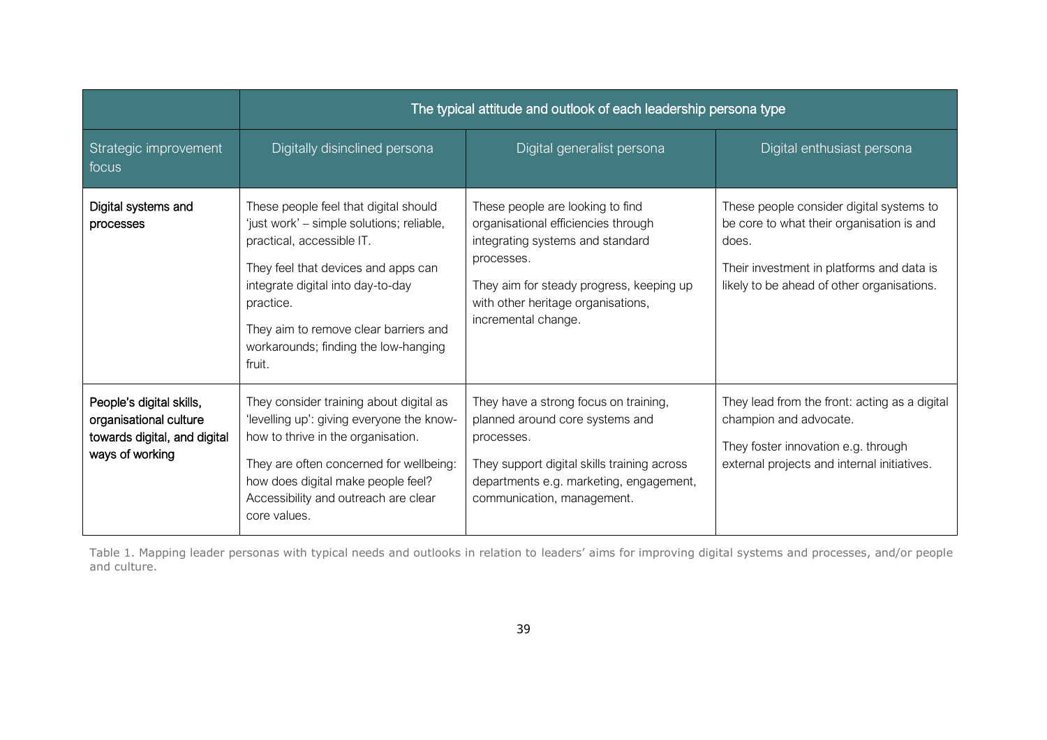| | The typical attitude and outlook of each leadership persona type | | |
|---|---|---|---|
| Strategic improvement focus | Digitally disinclined persona | Digital generalist persona | Digital enthusiast persona |
| **Digital systems and processes** | These people feel that digital should 'just work' – simple solutions; reliable, practical, accessible IT.<br><br>They feel that devices and apps can integrate digital into day-to-day practice.<br><br>They aim to remove clear barriers and workarounds; finding the low-hanging fruit. | These people are looking to find organisational efficiencies through integrating systems and standard processes.<br><br>They aim for steady progress, keeping up with other heritage organisations, incremental change. | These people consider digital systems to be core to what their organisation is and does.<br><br>Their investment in platforms and data is likely to be ahead of other organisations. |
| **People's digital skills, organisational culture towards digital, and digital ways of working** | They consider training about digital as 'levelling up': giving everyone the know-how to thrive in the organisation.<br><br>They are often concerned for wellbeing: how does digital make people feel? Accessibility and outreach are clear core values. | They have a strong focus on training, planned around core systems and processes.<br><br>They support digital skills training across departments e.g. marketing, engagement, communication, management. | They lead from the front: acting as a digital champion and advocate.<br><br>They foster innovation e.g. through external projects and internal initiatives. |

Table 1. Mapping leader personas with typical needs and outlooks in relation to leaders' aims for improving digital systems and processes, and/or people and culture.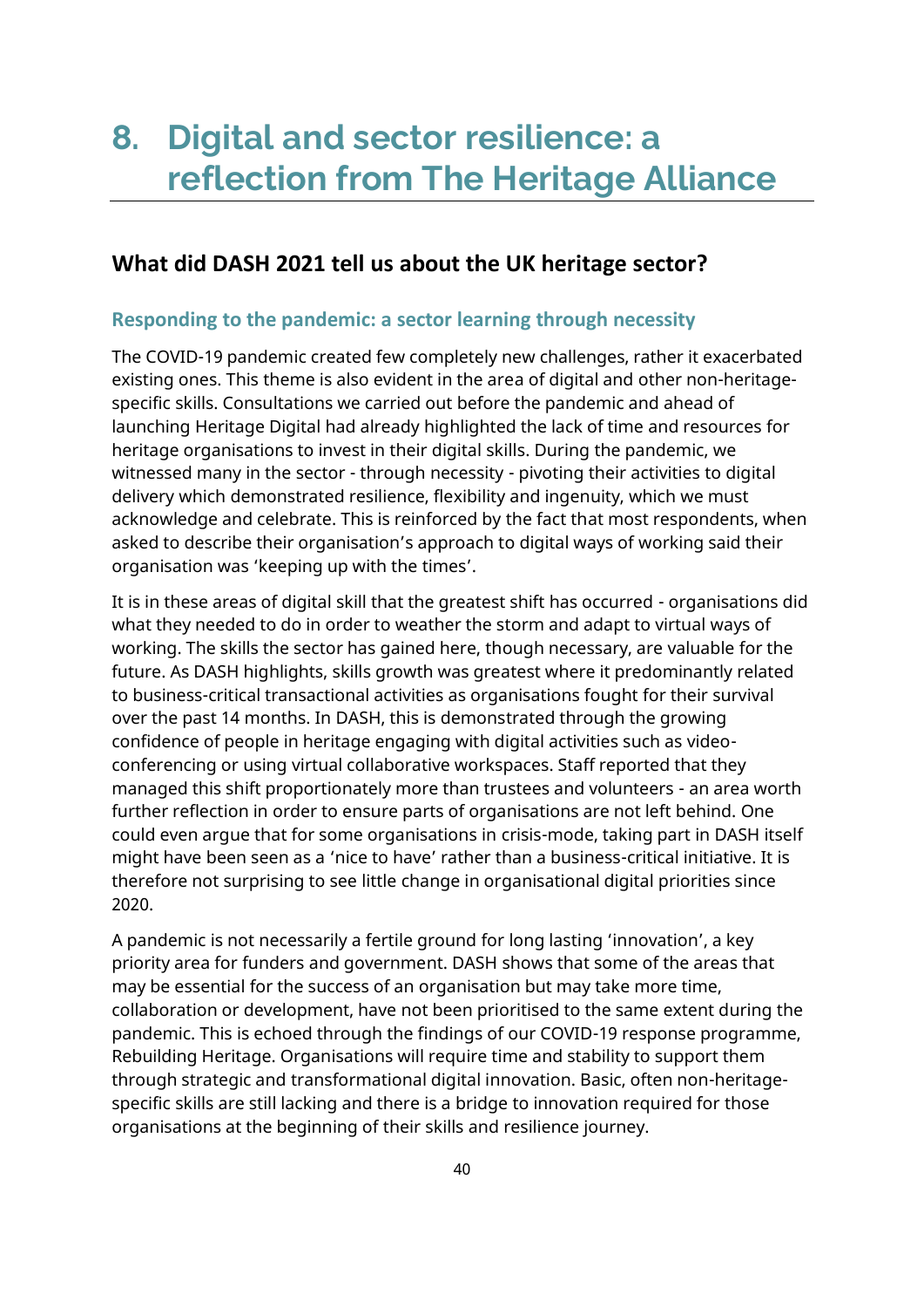# 8. Digital and sector resilience: a reflection from The Heritage Alliance

## What did DASH 2021 tell us about the UK heritage sector?

### Responding to the pandemic: a sector learning through necessity

The COVID-19 pandemic created few completely new challenges, rather it exacerbated existing ones. This theme is also evident in the area of digital and other non-heritage-specific skills. Consultations we carried out before the pandemic and ahead of launching Heritage Digital had already highlighted the lack of time and resources for heritage organisations to invest in their digital skills. During the pandemic, we witnessed many in the sector - through necessity - pivoting their activities to digital delivery which demonstrated resilience, flexibility and ingenuity, which we must acknowledge and celebrate. This is reinforced by the fact that most respondents, when asked to describe their organisation's approach to digital ways of working said their organisation was 'keeping up with the times'.

It is in these areas of digital skill that the greatest shift has occurred - organisations did what they needed to do in order to weather the storm and adapt to virtual ways of working. The skills the sector has gained here, though necessary, are valuable for the future. As DASH highlights, skills growth was greatest where it predominantly related to business-critical transactional activities as organisations fought for their survival over the past 14 months. In DASH, this is demonstrated through the growing confidence of people in heritage engaging with digital activities such as video-conferencing or using virtual collaborative workspaces. Staff reported that they managed this shift proportionately more than trustees and volunteers - an area worth further reflection in order to ensure parts of organisations are not left behind. One could even argue that for some organisations in crisis-mode, taking part in DASH itself might have been seen as a 'nice to have' rather than a business-critical initiative. It is therefore not surprising to see little change in organisational digital priorities since 2020.

A pandemic is not necessarily a fertile ground for long lasting 'innovation', a key priority area for funders and government. DASH shows that some of the areas that may be essential for the success of an organisation but may take more time, collaboration or development, have not been prioritised to the same extent during the pandemic. This is echoed through the findings of our COVID-19 response programme, Rebuilding Heritage. Organisations will require time and stability to support them through strategic and transformational digital innovation. Basic, often non-heritage-specific skills are still lacking and there is a bridge to innovation required for those organisations at the beginning of their skills and resilience journey.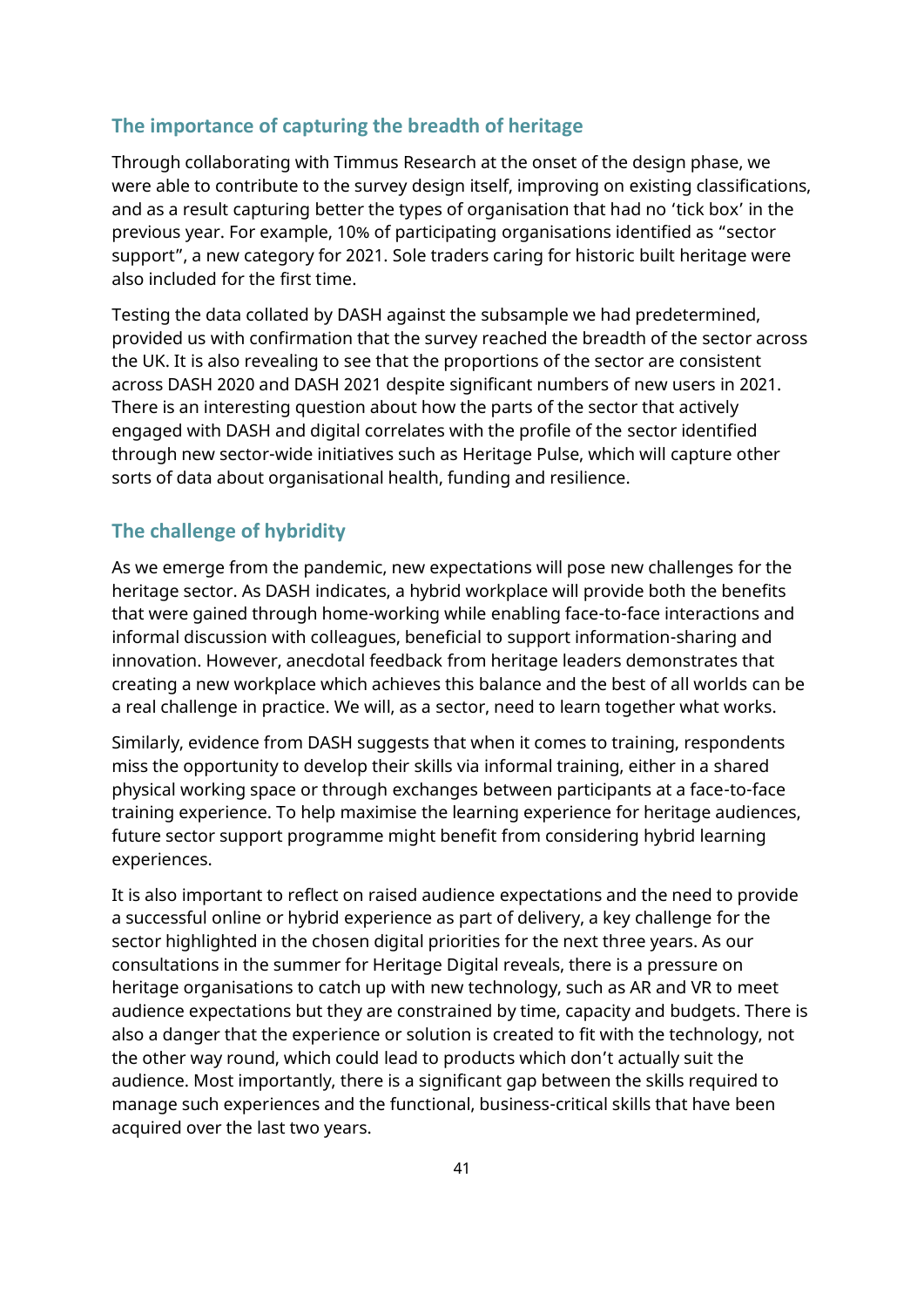## The importance of capturing the breadth of heritage

Through collaborating with Timmus Research at the onset of the design phase, we were able to contribute to the survey design itself, improving on existing classifications, and as a result capturing better the types of organisation that had no 'tick box' in the previous year. For example, 10% of participating organisations identified as "sector support", a new category for 2021. Sole traders caring for historic built heritage were also included for the first time.

Testing the data collated by DASH against the subsample we had predetermined, provided us with confirmation that the survey reached the breadth of the sector across the UK. It is also revealing to see that the proportions of the sector are consistent across DASH 2020 and DASH 2021 despite significant numbers of new users in 2021. There is an interesting question about how the parts of the sector that actively engaged with DASH and digital correlates with the profile of the sector identified through new sector-wide initiatives such as Heritage Pulse, which will capture other sorts of data about organisational health, funding and resilience.

## The challenge of hybridity

As we emerge from the pandemic, new expectations will pose new challenges for the heritage sector. As DASH indicates, a hybrid workplace will provide both the benefits that were gained through home-working while enabling face-to-face interactions and informal discussion with colleagues, beneficial to support information-sharing and innovation. However, anecdotal feedback from heritage leaders demonstrates that creating a new workplace which achieves this balance and the best of all worlds can be a real challenge in practice. We will, as a sector, need to learn together what works.

Similarly, evidence from DASH suggests that when it comes to training, respondents miss the opportunity to develop their skills via informal training, either in a shared physical working space or through exchanges between participants at a face-to-face training experience. To help maximise the learning experience for heritage audiences, future sector support programme might benefit from considering hybrid learning experiences.

It is also important to reflect on raised audience expectations and the need to provide a successful online or hybrid experience as part of delivery, a key challenge for the sector highlighted in the chosen digital priorities for the next three years. As our consultations in the summer for Heritage Digital reveals, there is a pressure on heritage organisations to catch up with new technology, such as AR and VR to meet audience expectations but they are constrained by time, capacity and budgets. There is also a danger that the experience or solution is created to fit with the technology, not the other way round, which could lead to products which don't actually suit the audience. Most importantly, there is a significant gap between the skills required to manage such experiences and the functional, business-critical skills that have been acquired over the last two years.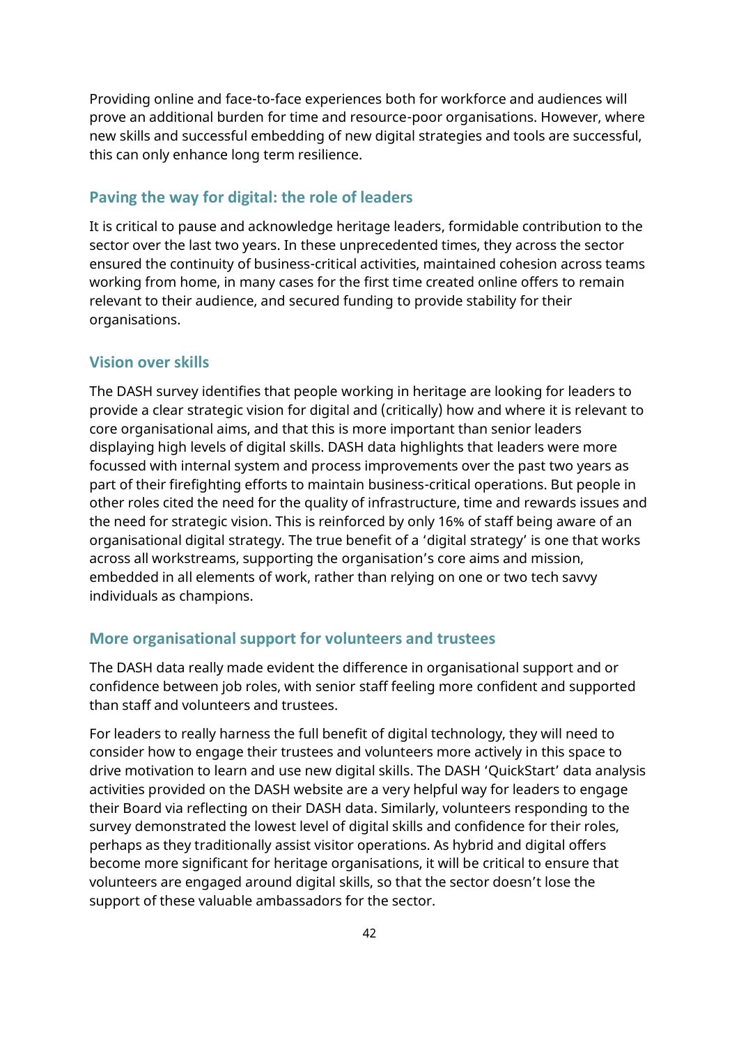Providing online and face-to-face experiences both for workforce and audiences will prove an additional burden for time and resource-poor organisations. However, where new skills and successful embedding of new digital strategies and tools are successful, this can only enhance long term resilience.

### Paving the way for digital: the role of leaders

It is critical to pause and acknowledge heritage leaders, formidable contribution to the sector over the last two years. In these unprecedented times, they across the sector ensured the continuity of business-critical activities, maintained cohesion across teams working from home, in many cases for the first time created online offers to remain relevant to their audience, and secured funding to provide stability for their organisations.

### Vision over skills

The DASH survey identifies that people working in heritage are looking for leaders to provide a clear strategic vision for digital and (critically) how and where it is relevant to core organisational aims, and that this is more important than senior leaders displaying high levels of digital skills. DASH data highlights that leaders were more focussed with internal system and process improvements over the past two years as part of their firefighting efforts to maintain business-critical operations. But people in other roles cited the need for the quality of infrastructure, time and rewards issues and the need for strategic vision. This is reinforced by only 16% of staff being aware of an organisational digital strategy. The true benefit of a 'digital strategy' is one that works across all workstreams, supporting the organisation's core aims and mission, embedded in all elements of work, rather than relying on one or two tech savvy individuals as champions.

### More organisational support for volunteers and trustees

The DASH data really made evident the difference in organisational support and or confidence between job roles, with senior staff feeling more confident and supported than staff and volunteers and trustees.

For leaders to really harness the full benefit of digital technology, they will need to consider how to engage their trustees and volunteers more actively in this space to drive motivation to learn and use new digital skills. The DASH 'QuickStart' data analysis activities provided on the DASH website are a very helpful way for leaders to engage their Board via reflecting on their DASH data. Similarly, volunteers responding to the survey demonstrated the lowest level of digital skills and confidence for their roles, perhaps as they traditionally assist visitor operations. As hybrid and digital offers become more significant for heritage organisations, it will be critical to ensure that volunteers are engaged around digital skills, so that the sector doesn't lose the support of these valuable ambassadors for the sector.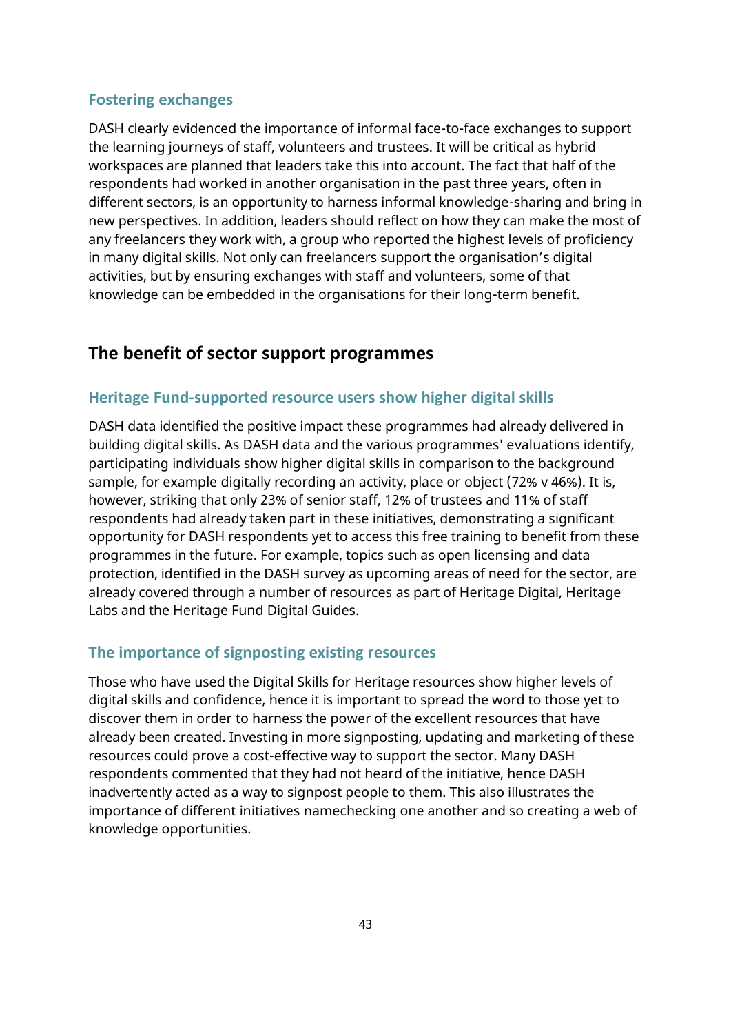### Fostering exchanges

DASH clearly evidenced the importance of informal face-to-face exchanges to support the learning journeys of staff, volunteers and trustees. It will be critical as hybrid workspaces are planned that leaders take this into account. The fact that half of the respondents had worked in another organisation in the past three years, often in different sectors, is an opportunity to harness informal knowledge-sharing and bring in new perspectives. In addition, leaders should reflect on how they can make the most of any freelancers they work with, a group who reported the highest levels of proficiency in many digital skills. Not only can freelancers support the organisation's digital activities, but by ensuring exchanges with staff and volunteers, some of that knowledge can be embedded in the organisations for their long-term benefit.

## The benefit of sector support programmes

### Heritage Fund-supported resource users show higher digital skills

DASH data identified the positive impact these programmes had already delivered in building digital skills. As DASH data and the various programmes' evaluations identify, participating individuals show higher digital skills in comparison to the background sample, for example digitally recording an activity, place or object (72% v 46%). It is, however, striking that only 23% of senior staff, 12% of trustees and 11% of staff respondents had already taken part in these initiatives, demonstrating a significant opportunity for DASH respondents yet to access this free training to benefit from these programmes in the future. For example, topics such as open licensing and data protection, identified in the DASH survey as upcoming areas of need for the sector, are already covered through a number of resources as part of Heritage Digital, Heritage Labs and the Heritage Fund Digital Guides.

### The importance of signposting existing resources

Those who have used the Digital Skills for Heritage resources show higher levels of digital skills and confidence, hence it is important to spread the word to those yet to discover them in order to harness the power of the excellent resources that have already been created. Investing in more signposting, updating and marketing of these resources could prove a cost-effective way to support the sector. Many DASH respondents commented that they had not heard of the initiative, hence DASH inadvertently acted as a way to signpost people to them. This also illustrates the importance of different initiatives namechecking one another and so creating a web of knowledge opportunities.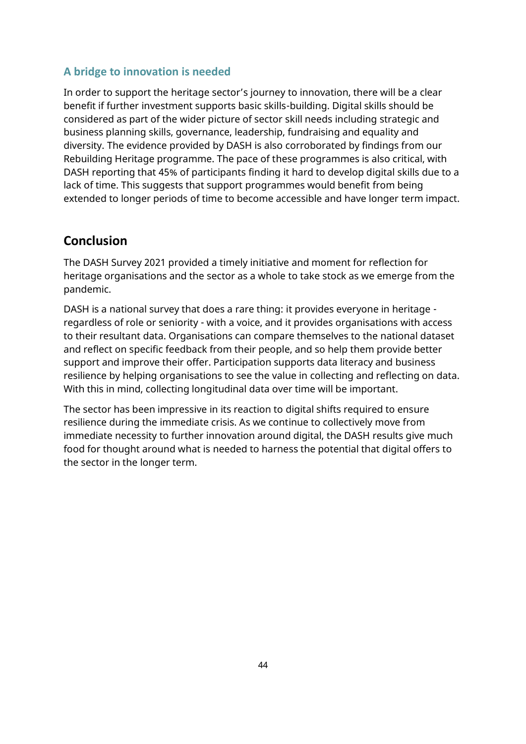### A bridge to innovation is needed

In order to support the heritage sector's journey to innovation, there will be a clear benefit if further investment supports basic skills-building. Digital skills should be considered as part of the wider picture of sector skill needs including strategic and business planning skills, governance, leadership, fundraising and equality and diversity. The evidence provided by DASH is also corroborated by findings from our Rebuilding Heritage programme. The pace of these programmes is also critical, with DASH reporting that 45% of participants finding it hard to develop digital skills due to a lack of time. This suggests that support programmes would benefit from being extended to longer periods of time to become accessible and have longer term impact.

## Conclusion

The DASH Survey 2021 provided a timely initiative and moment for reflection for heritage organisations and the sector as a whole to take stock as we emerge from the pandemic.

DASH is a national survey that does a rare thing: it provides everyone in heritage - regardless of role or seniority - with a voice, and it provides organisations with access to their resultant data. Organisations can compare themselves to the national dataset and reflect on specific feedback from their people, and so help them provide better support and improve their offer. Participation supports data literacy and business resilience by helping organisations to see the value in collecting and reflecting on data. With this in mind, collecting longitudinal data over time will be important.

The sector has been impressive in its reaction to digital shifts required to ensure resilience during the immediate crisis. As we continue to collectively move from immediate necessity to further innovation around digital, the DASH results give much food for thought around what is needed to harness the potential that digital offers to the sector in the longer term.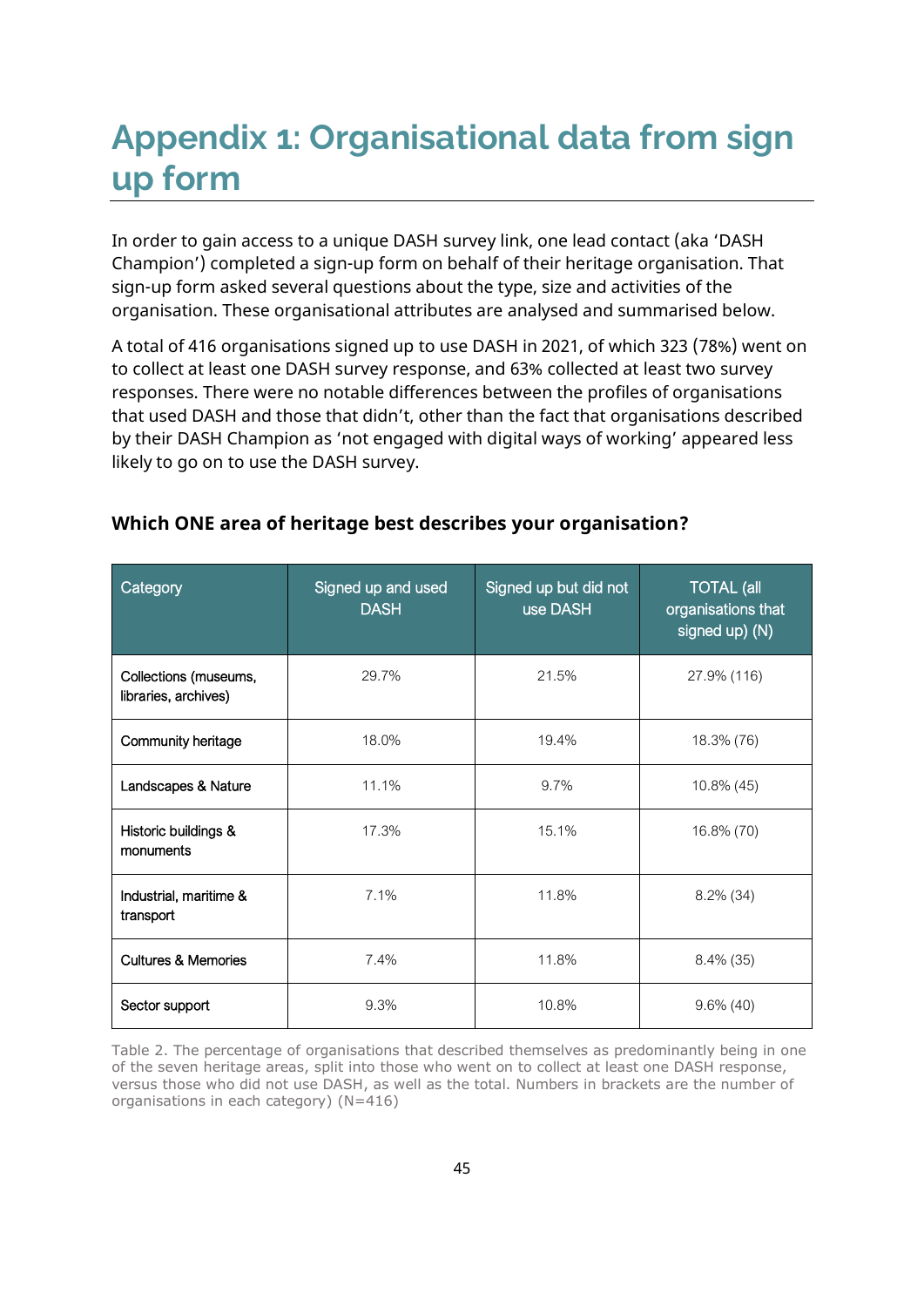# Appendix 1: Organisational data from sign up form

In order to gain access to a unique DASH survey link, one lead contact (aka 'DASH Champion') completed a sign-up form on behalf of their heritage organisation. That sign-up form asked several questions about the type, size and activities of the organisation. These organisational attributes are analysed and summarised below.

A total of 416 organisations signed up to use DASH in 2021, of which 323 (78%) went on to collect at least one DASH survey response, and 63% collected at least two survey responses. There were no notable differences between the profiles of organisations that used DASH and those that didn't, other than the fact that organisations described by their DASH Champion as 'not engaged with digital ways of working' appeared less likely to go on to use the DASH survey.

### Which ONE area of heritage best describes your organisation?

| Category | Signed up and used DASH | Signed up but did not use DASH | TOTAL (all organisations that signed up) (N) |
|---|---|---|---|
| Collections (museums, libraries, archives) | 29.7% | 21.5% | 27.9% (116) |
| Community heritage | 18.0% | 19.4% | 18.3% (76) |
| Landscapes & Nature | 11.1% | 9.7% | 10.8% (45) |
| Historic buildings & monuments | 17.3% | 15.1% | 16.8% (70) |
| Industrial, maritime & transport | 7.1% | 11.8% | 8.2% (34) |
| Cultures & Memories | 7.4% | 11.8% | 8.4% (35) |
| Sector support | 9.3% | 10.8% | 9.6% (40) |

Table 2. The percentage of organisations that described themselves as predominantly being in one of the seven heritage areas, split into those who went on to collect at least one DASH response, versus those who did not use DASH, as well as the total. Numbers in brackets are the number of organisations in each category) (N=416)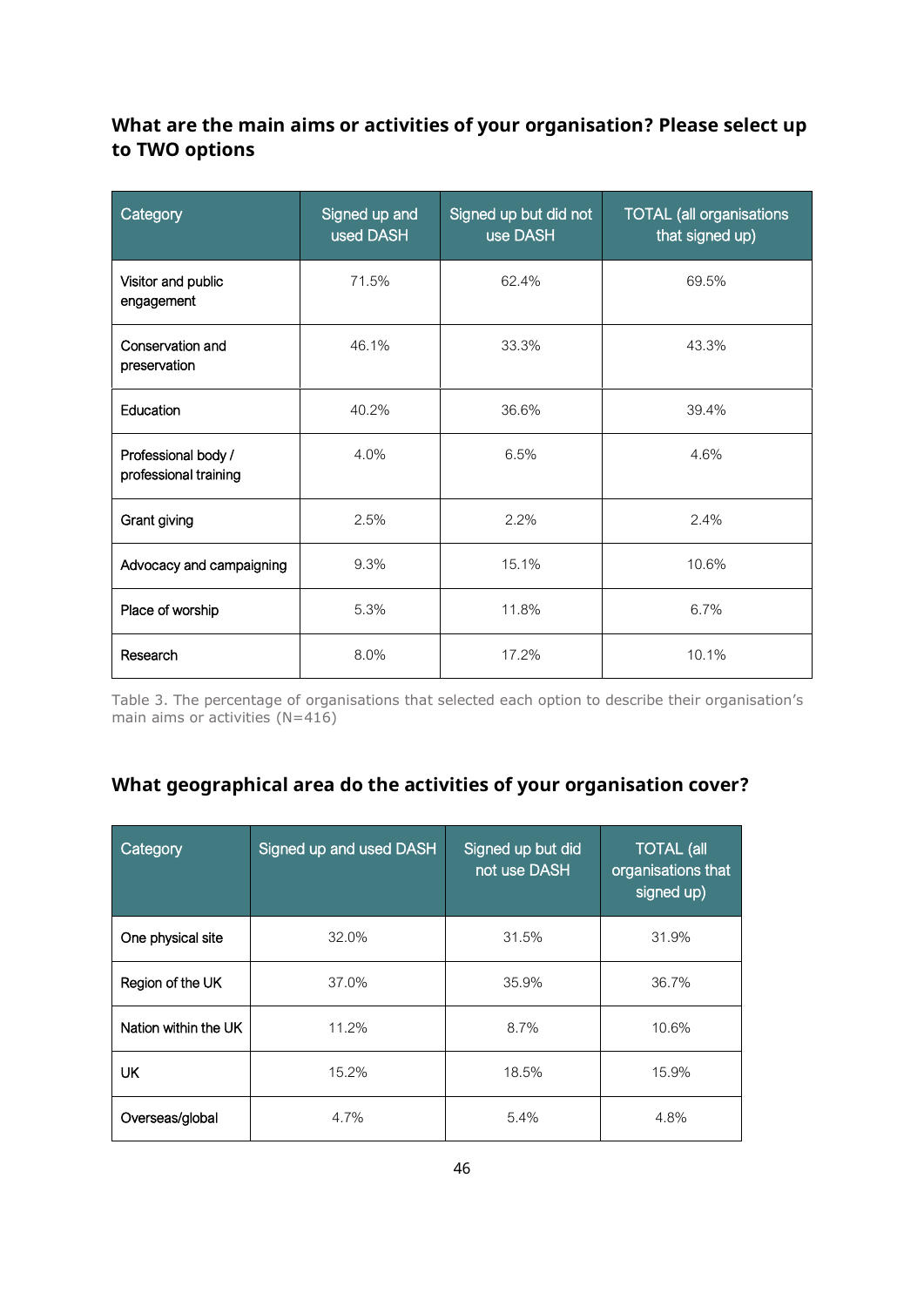### What are the main aims or activities of your organisation? Please select up to TWO options

| Category | Signed up and used DASH | Signed up but did not use DASH | TOTAL (all organisations that signed up) |
|---|---|---|---|
| Visitor and public engagement | 71.5% | 62.4% | 69.5% |
| Conservation and preservation | 46.1% | 33.3% | 43.3% |
| Education | 40.2% | 36.6% | 39.4% |
| Professional body / professional training | 4.0% | 6.5% | 4.6% |
| Grant giving | 2.5% | 2.2% | 2.4% |
| Advocacy and campaigning | 9.3% | 15.1% | 10.6% |
| Place of worship | 5.3% | 11.8% | 6.7% |
| Research | 8.0% | 17.2% | 10.1% |

Table 3. The percentage of organisations that selected each option to describe their organisation's main aims or activities (N=416)

### What geographical area do the activities of your organisation cover?

| Category | Signed up and used DASH | Signed up but did not use DASH | TOTAL (all organisations that signed up) |
|---|---|---|---|
| One physical site | 32.0% | 31.5% | 31.9% |
| Region of the UK | 37.0% | 35.9% | 36.7% |
| Nation within the UK | 11.2% | 8.7% | 10.6% |
| UK | 15.2% | 18.5% | 15.9% |
| Overseas/global | 4.7% | 5.4% | 4.8% |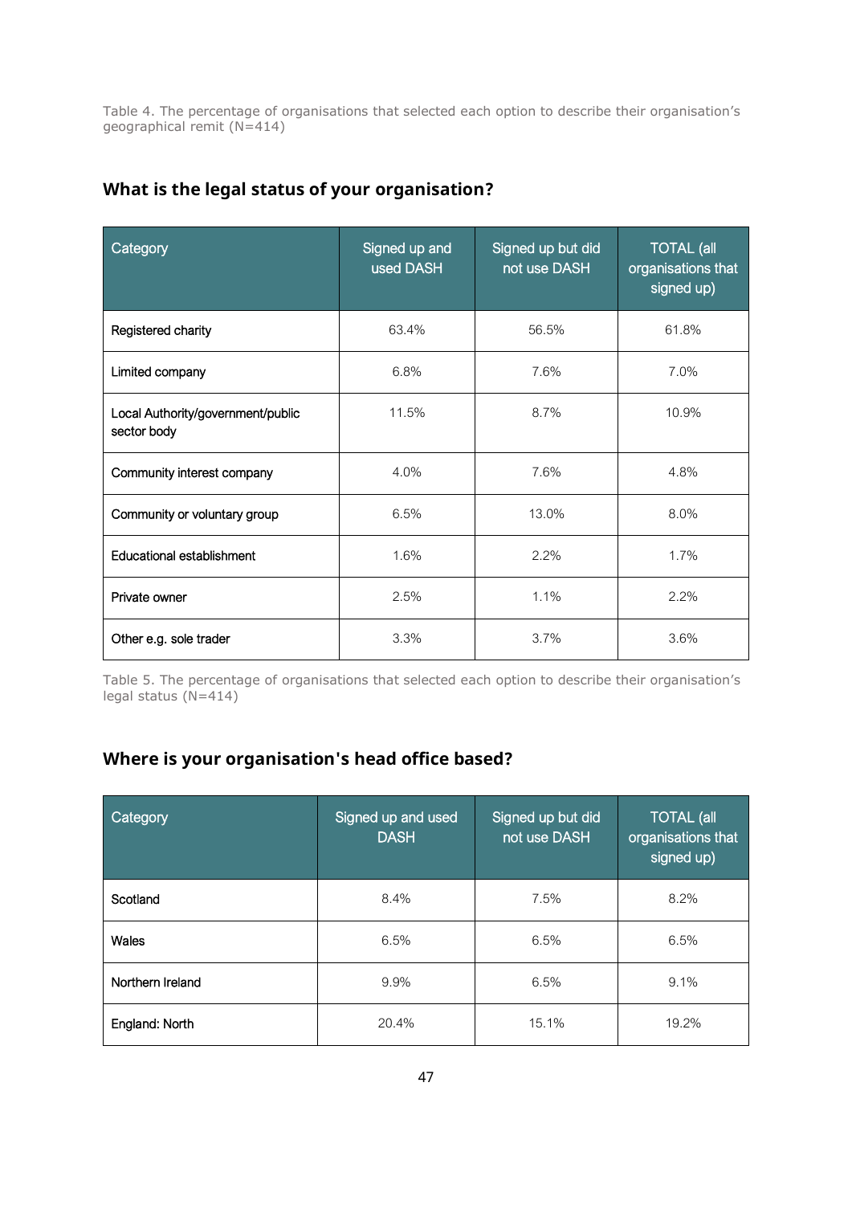Table 4. The percentage of organisations that selected each option to describe their organisation's geographical remit (N=414)

## What is the legal status of your organisation?

| Category | Signed up and used DASH | Signed up but did not use DASH | TOTAL (all organisations that signed up) |
|---|---|---|---|
| Registered charity | 63.4% | 56.5% | 61.8% |
| Limited company | 6.8% | 7.6% | 7.0% |
| Local Authority/government/public sector body | 11.5% | 8.7% | 10.9% |
| Community interest company | 4.0% | 7.6% | 4.8% |
| Community or voluntary group | 6.5% | 13.0% | 8.0% |
| Educational establishment | 1.6% | 2.2% | 1.7% |
| Private owner | 2.5% | 1.1% | 2.2% |
| Other e.g. sole trader | 3.3% | 3.7% | 3.6% |

Table 5. The percentage of organisations that selected each option to describe their organisation's legal status (N=414)

## Where is your organisation's head office based?

| Category | Signed up and used DASH | Signed up but did not use DASH | TOTAL (all organisations that signed up) |
|---|---|---|---|
| Scotland | 8.4% | 7.5% | 8.2% |
| Wales | 6.5% | 6.5% | 6.5% |
| Northern Ireland | 9.9% | 6.5% | 9.1% |
| England: North | 20.4% | 15.1% | 19.2% |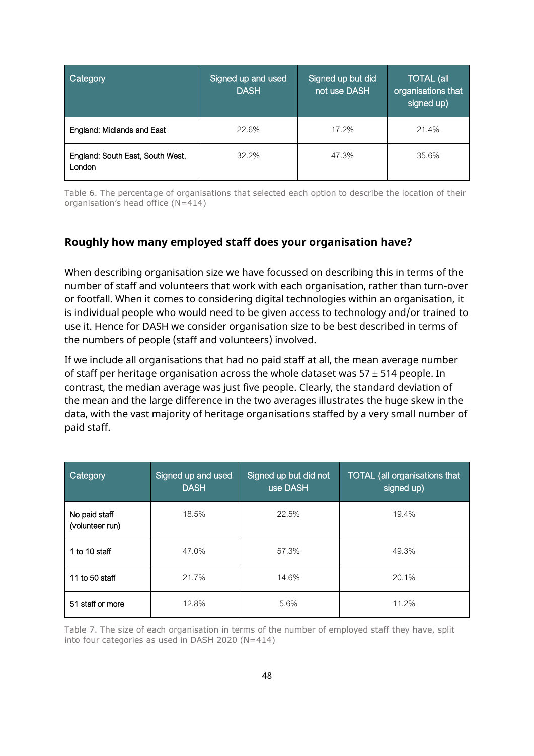| Category | Signed up and used DASH | Signed up but did not use DASH | TOTAL (all organisations that signed up) |
| --- | --- | --- | --- |
| England: Midlands and East | 22.6% | 17.2% | 21.4% |
| England: South East, South West, London | 32.2% | 47.3% | 35.6% |

Table 6. The percentage of organisations that selected each option to describe the location of their organisation's head office (N=414)

### Roughly how many employed staff does your organisation have?

When describing organisation size we have focussed on describing this in terms of the number of staff and volunteers that work with each organisation, rather than turn-over or footfall. When it comes to considering digital technologies within an organisation, it is individual people who would need to be given access to technology and/or trained to use it. Hence for DASH we consider organisation size to be best described in terms of the numbers of people (staff and volunteers) involved.

If we include all organisations that had no paid staff at all, the mean average number of staff per heritage organisation across the whole dataset was $57 \pm 514$ people. In contrast, the median average was just five people. Clearly, the standard deviation of the mean and the large difference in the two averages illustrates the huge skew in the data, with the vast majority of heritage organisations staffed by a very small number of paid staff.

| Category | Signed up and used DASH | Signed up but did not use DASH | TOTAL (all organisations that signed up) |
| --- | --- | --- | --- |
| No paid staff (volunteer run) | 18.5% | 22.5% | 19.4% |
| 1 to 10 staff | 47.0% | 57.3% | 49.3% |
| 11 to 50 staff | 21.7% | 14.6% | 20.1% |
| 51 staff or more | 12.8% | 5.6% | 11.2% |

Table 7. The size of each organisation in terms of the number of employed staff they have, split into four categories as used in DASH 2020 (N=414)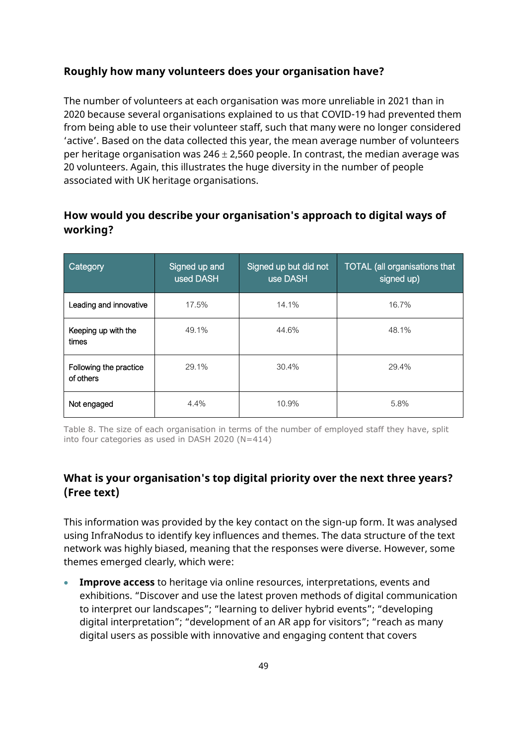### Roughly how many volunteers does your organisation have?

The number of volunteers at each organisation was more unreliable in 2021 than in 2020 because several organisations explained to us that COVID-19 had prevented them from being able to use their volunteer staff, such that many were no longer considered 'active'. Based on the data collected this year, the mean average number of volunteers per heritage organisation was 246 $\pm$ 2,560 people. In contrast, the median average was 20 volunteers. Again, this illustrates the huge diversity in the number of people associated with UK heritage organisations.

### How would you describe your organisation's approach to digital ways of working?

| Category | Signed up and used DASH | Signed up but did not use DASH | TOTAL (all organisations that signed up) |
|---|---|---|---|
| Leading and innovative | 17.5% | 14.1% | 16.7% |
| Keeping up with the times | 49.1% | 44.6% | 48.1% |
| Following the practice of others | 29.1% | 30.4% | 29.4% |
| Not engaged | 4.4% | 10.9% | 5.8% |

Table 8. The size of each organisation in terms of the number of employed staff they have, split into four categories as used in DASH 2020 (N=414)

### What is your organisation's top digital priority over the next three years? (Free text)

This information was provided by the key contact on the sign-up form. It was analysed using InfraNodus to identify key influences and themes. The data structure of the text network was highly biased, meaning that the responses were diverse. However, some themes emerged clearly, which were:

- **Improve access** to heritage via online resources, interpretations, events and exhibitions. "Discover and use the latest proven methods of digital communication to interpret our landscapes"; "learning to deliver hybrid events"; "developing digital interpretation"; "development of an AR app for visitors"; "reach as many digital users as possible with innovative and engaging content that covers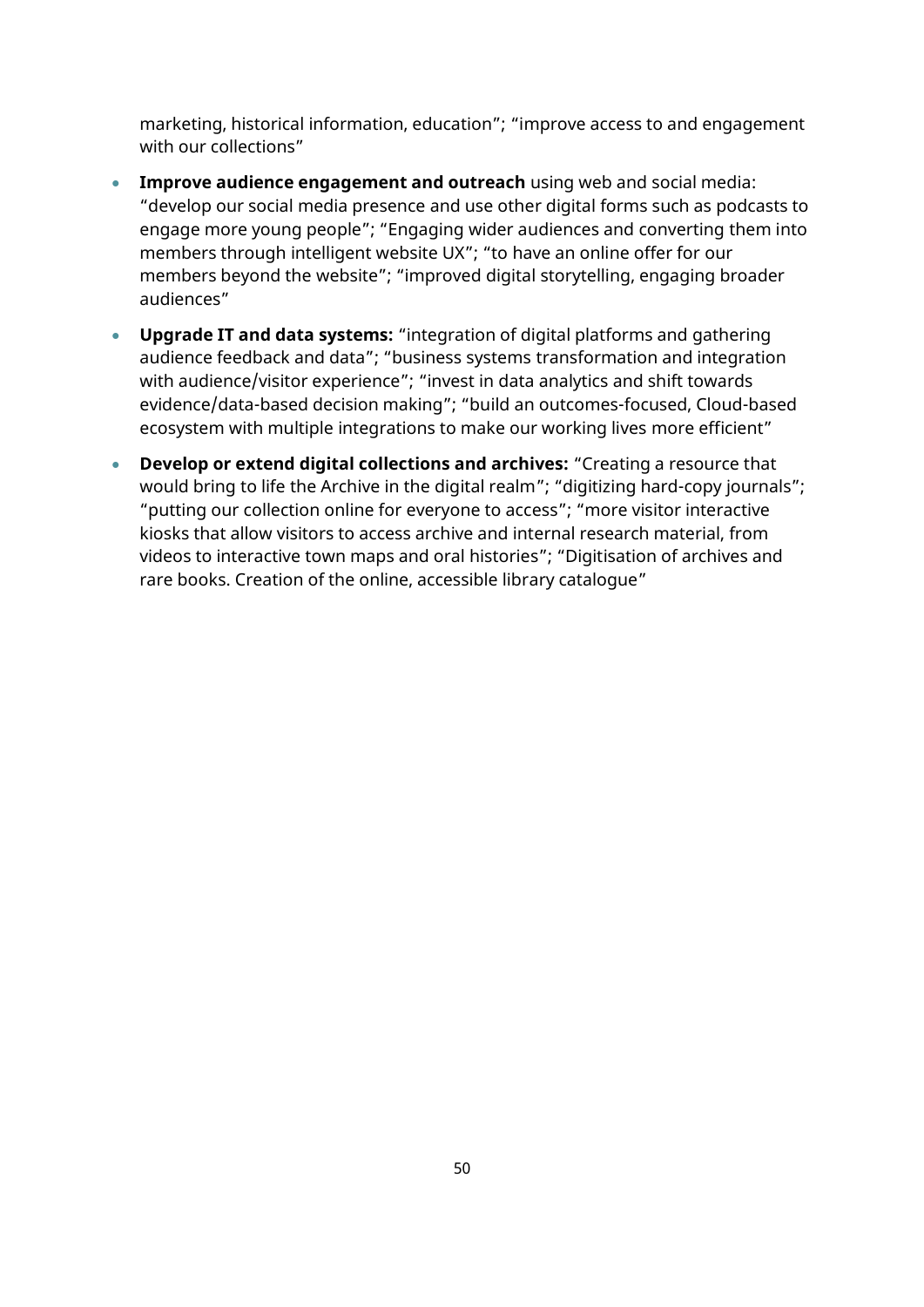marketing, historical information, education"; "improve access to and engagement with our collections"

- **Improve audience engagement and outreach** using web and social media: "develop our social media presence and use other digital forms such as podcasts to engage more young people"; "Engaging wider audiences and converting them into members through intelligent website UX"; "to have an online offer for our members beyond the website"; "improved digital storytelling, engaging broader audiences"
- **Upgrade IT and data systems:** "integration of digital platforms and gathering audience feedback and data"; "business systems transformation and integration with audience/visitor experience"; "invest in data analytics and shift towards evidence/data-based decision making"; "build an outcomes-focused, Cloud-based ecosystem with multiple integrations to make our working lives more efficient"
- **Develop or extend digital collections and archives:** "Creating a resource that would bring to life the Archive in the digital realm"; "digitizing hard-copy journals"; "putting our collection online for everyone to access"; "more visitor interactive kiosks that allow visitors to access archive and internal research material, from videos to interactive town maps and oral histories"; "Digitisation of archives and rare books. Creation of the online, accessible library catalogue"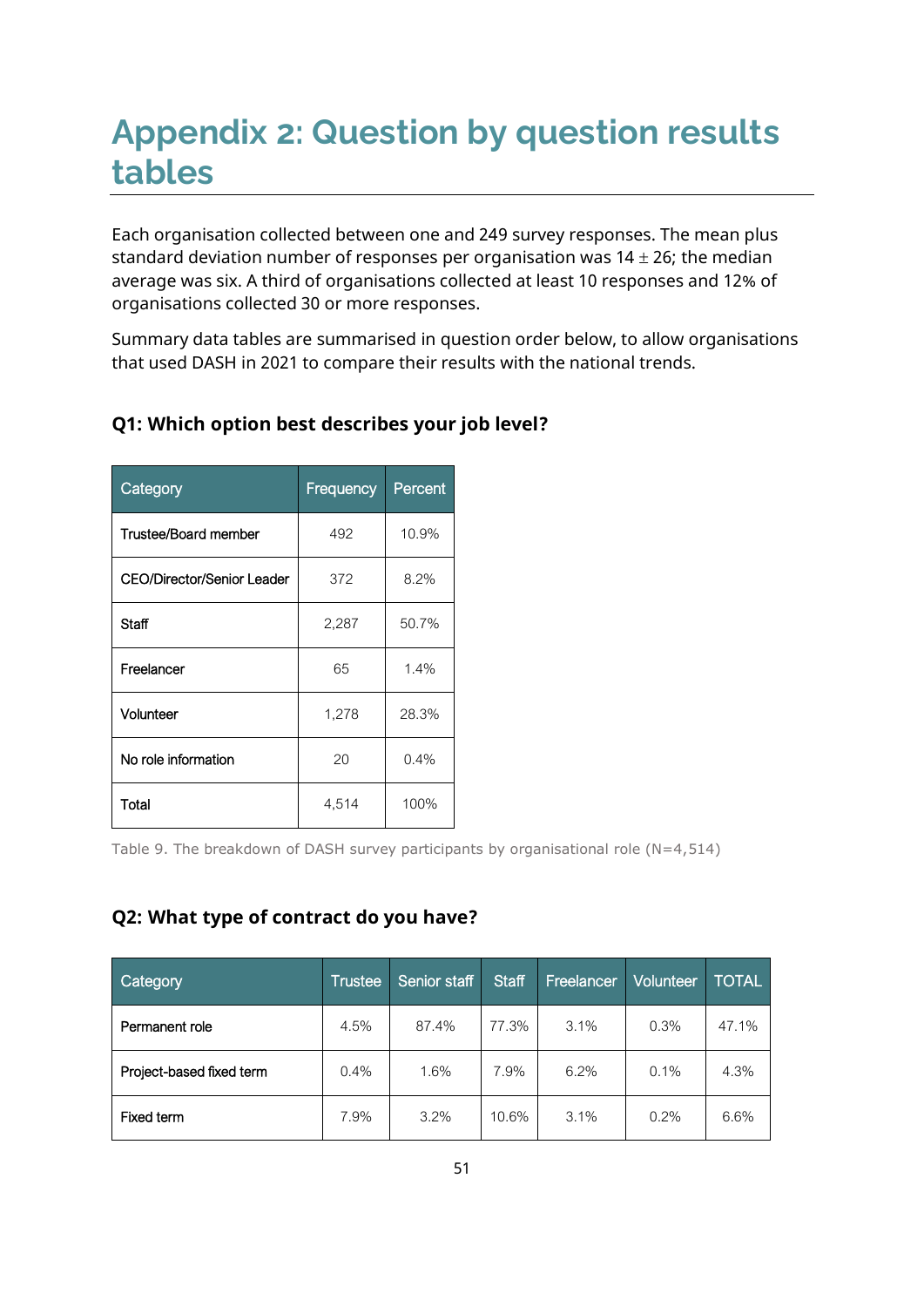# Appendix 2: Question by question results tables

Each organisation collected between one and 249 survey responses. The mean plus standard deviation number of responses per organisation was 14 ± 26; the median average was six. A third of organisations collected at least 10 responses and 12% of organisations collected 30 or more responses.

Summary data tables are summarised in question order below, to allow organisations that used DASH in 2021 to compare their results with the national trends.

### Q1: Which option best describes your job level?

| Category | Frequency | Percent |
|---|---|---|
| Trustee/Board member | 492 | 10.9% |
| CEO/Director/Senior Leader | 372 | 8.2% |
| Staff | 2,287 | 50.7% |
| Freelancer | 65 | 1.4% |
| Volunteer | 1,278 | 28.3% |
| No role information | 20 | 0.4% |
| Total | 4,514 | 100% |

Table 9. The breakdown of DASH survey participants by organisational role (N=4,514)

### Q2: What type of contract do you have?

| Category | Trustee | Senior staff | Staff | Freelancer | Volunteer | TOTAL |
|---|---|---|---|---|---|---|
| Permanent role | 4.5% | 87.4% | 77.3% | 3.1% | 0.3% | 47.1% |
| Project-based fixed term | 0.4% | 1.6% | 7.9% | 6.2% | 0.1% | 4.3% |
| Fixed term | 7.9% | 3.2% | 10.6% | 3.1% | 0.2% | 6.6% |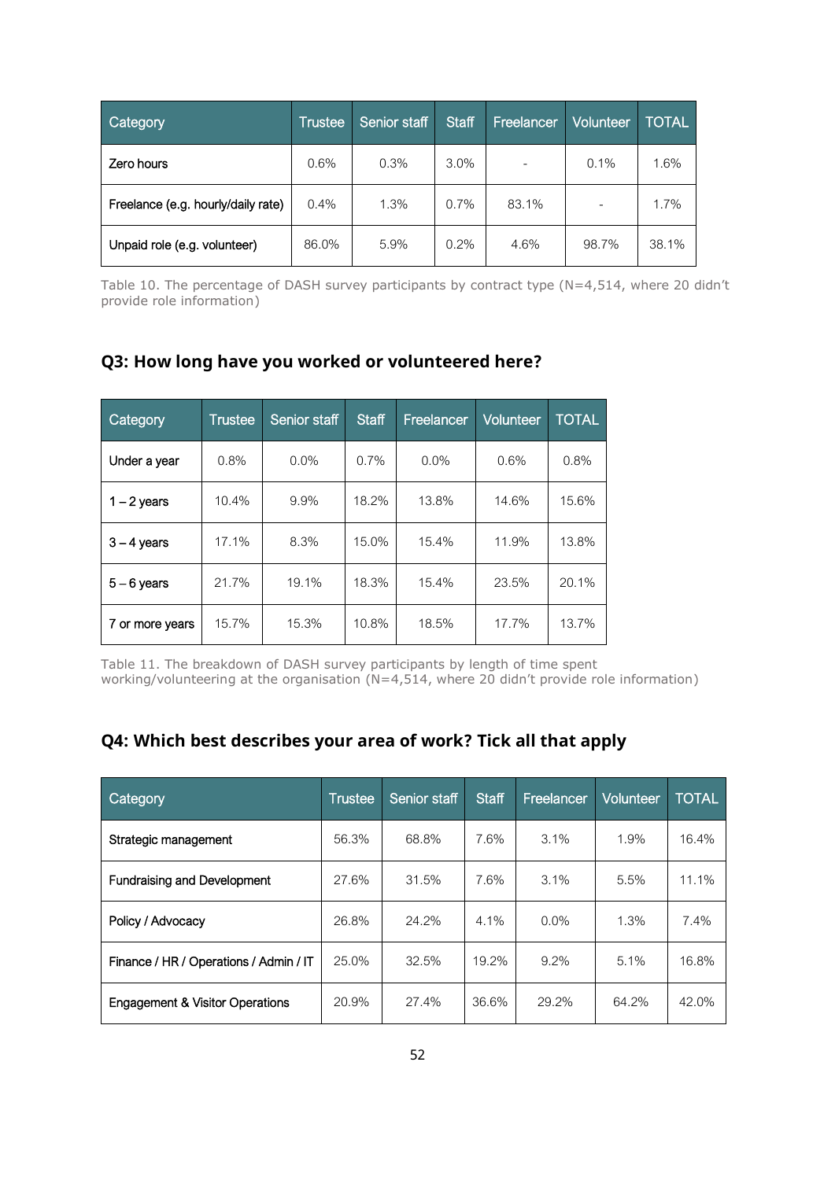| Category | Trustee | Senior staff | Staff | Freelancer | Volunteer | TOTAL |
|---|---|---|---|---|---|---|
| Zero hours | 0.6% | 0.3% | 3.0% | - | 0.1% | 1.6% |
| Freelance (e.g. hourly/daily rate) | 0.4% | 1.3% | 0.7% | 83.1% | - | 1.7% |
| Unpaid role (e.g. volunteer) | 86.0% | 5.9% | 0.2% | 4.6% | 98.7% | 38.1% |

Table 10. The percentage of DASH survey participants by contract type (N=4,514, where 20 didn't provide role information)

## Q3: How long have you worked or volunteered here?

| Category | Trustee | Senior staff | Staff | Freelancer | Volunteer | TOTAL |
|---|---|---|---|---|---|---|
| Under a year | 0.8% | 0.0% | 0.7% | 0.0% | 0.6% | 0.8% |
| 1 – 2 years | 10.4% | 9.9% | 18.2% | 13.8% | 14.6% | 15.6% |
| 3 – 4 years | 17.1% | 8.3% | 15.0% | 15.4% | 11.9% | 13.8% |
| 5 – 6 years | 21.7% | 19.1% | 18.3% | 15.4% | 23.5% | 20.1% |
| 7 or more years | 15.7% | 15.3% | 10.8% | 18.5% | 17.7% | 13.7% |

Table 11. The breakdown of DASH survey participants by length of time spent working/volunteering at the organisation (N=4,514, where 20 didn't provide role information)

## Q4: Which best describes your area of work? Tick all that apply

| Category | Trustee | Senior staff | Staff | Freelancer | Volunteer | TOTAL |
|---|---|---|---|---|---|---|
| Strategic management | 56.3% | 68.8% | 7.6% | 3.1% | 1.9% | 16.4% |
| Fundraising and Development | 27.6% | 31.5% | 7.6% | 3.1% | 5.5% | 11.1% |
| Policy / Advocacy | 26.8% | 24.2% | 4.1% | 0.0% | 1.3% | 7.4% |
| Finance / HR / Operations / Admin / IT | 25.0% | 32.5% | 19.2% | 9.2% | 5.1% | 16.8% |
| Engagement & Visitor Operations | 20.9% | 27.4% | 36.6% | 29.2% | 64.2% | 42.0% |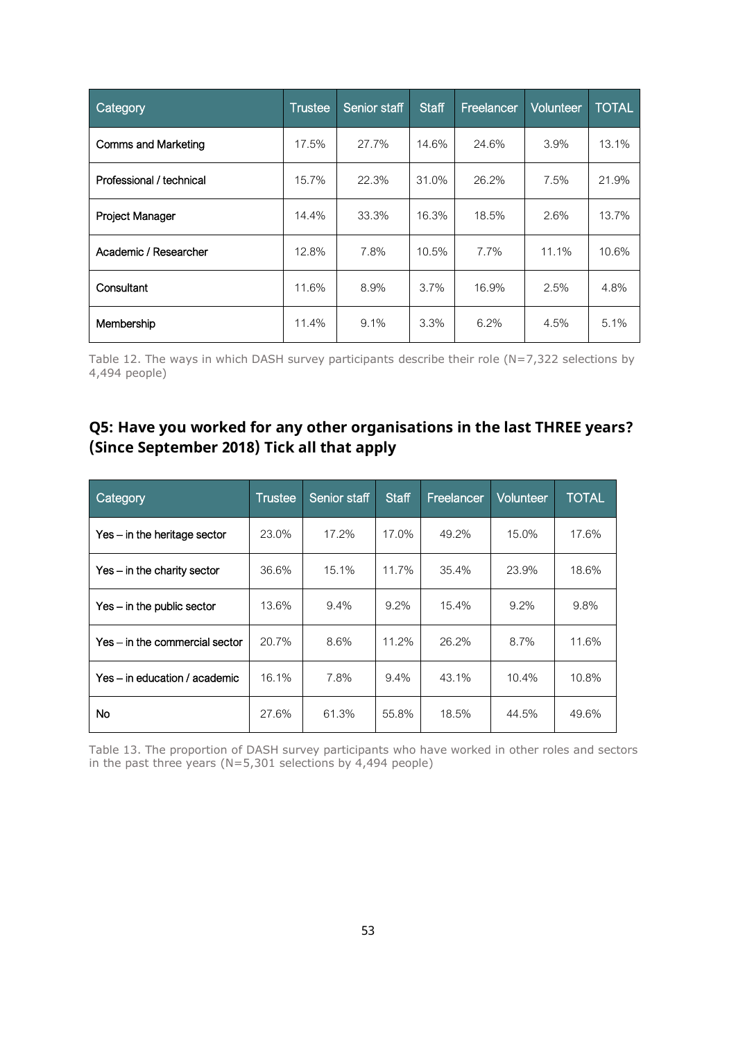| Category | Trustee | Senior staff | Staff | Freelancer | Volunteer | TOTAL |
|---|---|---|---|---|---|---|
| Comms and Marketing | 17.5% | 27.7% | 14.6% | 24.6% | 3.9% | 13.1% |
| Professional / technical | 15.7% | 22.3% | 31.0% | 26.2% | 7.5% | 21.9% |
| Project Manager | 14.4% | 33.3% | 16.3% | 18.5% | 2.6% | 13.7% |
| Academic / Researcher | 12.8% | 7.8% | 10.5% | 7.7% | 11.1% | 10.6% |
| Consultant | 11.6% | 8.9% | 3.7% | 16.9% | 2.5% | 4.8% |
| Membership | 11.4% | 9.1% | 3.3% | 6.2% | 4.5% | 5.1% |

Table 12. The ways in which DASH survey participants describe their role (N=7,322 selections by 4,494 people)

### Q5: Have you worked for any other organisations in the last THREE years? (Since September 2018) Tick all that apply

| Category | Trustee | Senior staff | Staff | Freelancer | Volunteer | TOTAL |
|---|---|---|---|---|---|---|
| Yes – in the heritage sector | 23.0% | 17.2% | 17.0% | 49.2% | 15.0% | 17.6% |
| Yes – in the charity sector | 36.6% | 15.1% | 11.7% | 35.4% | 23.9% | 18.6% |
| Yes – in the public sector | 13.6% | 9.4% | 9.2% | 15.4% | 9.2% | 9.8% |
| Yes – in the commercial sector | 20.7% | 8.6% | 11.2% | 26.2% | 8.7% | 11.6% |
| Yes – in education / academic | 16.1% | 7.8% | 9.4% | 43.1% | 10.4% | 10.8% |
| No | 27.6% | 61.3% | 55.8% | 18.5% | 44.5% | 49.6% |

Table 13. The proportion of DASH survey participants who have worked in other roles and sectors in the past three years (N=5,301 selections by 4,494 people)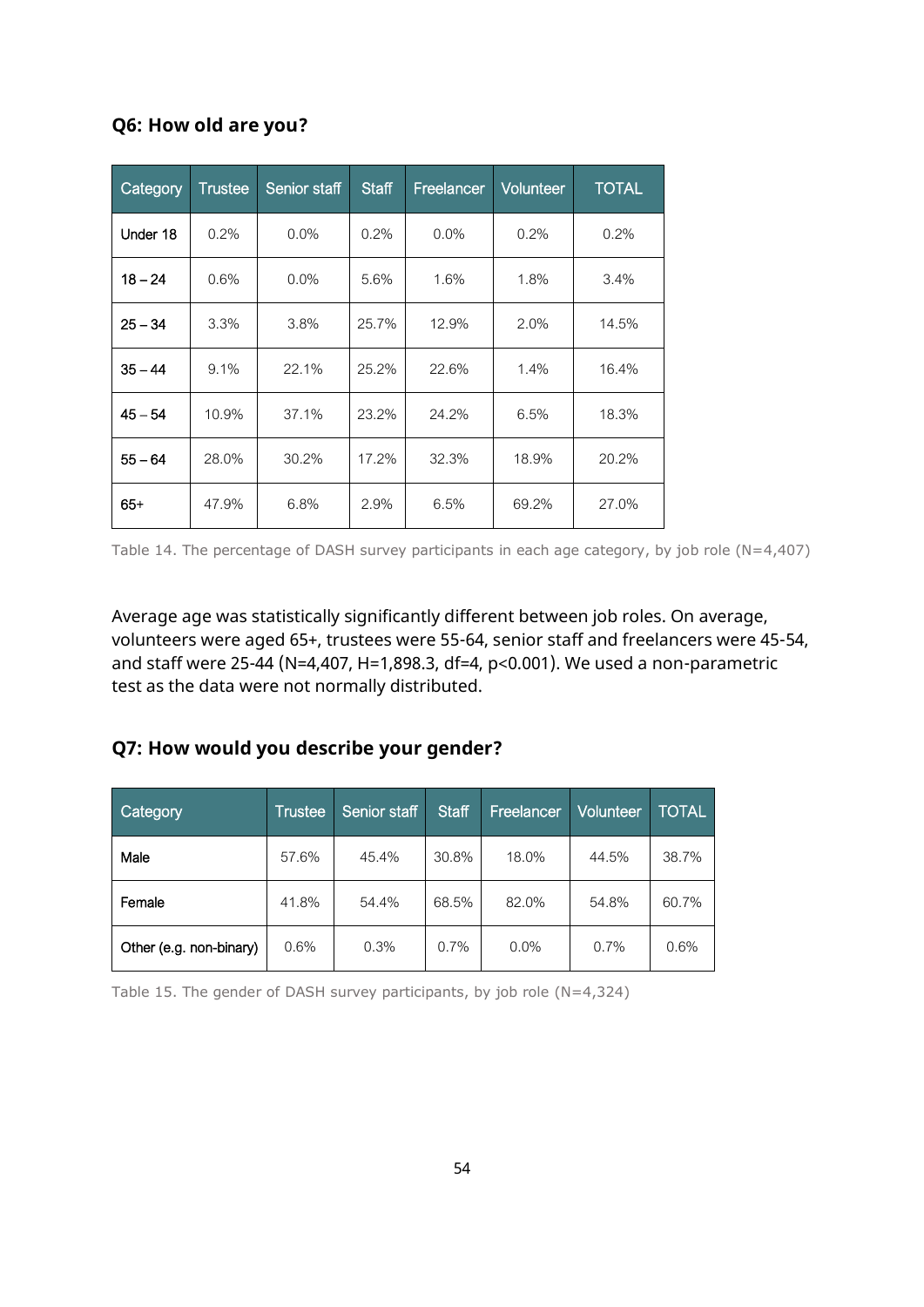### Q6: How old are you?

| Category | Trustee | Senior staff | Staff | Freelancer | Volunteer | TOTAL |
|---|---|---|---|---|---|---|
| Under 18 | 0.2% | 0.0% | 0.2% | 0.0% | 0.2% | 0.2% |
| 18 – 24 | 0.6% | 0.0% | 5.6% | 1.6% | 1.8% | 3.4% |
| 25 – 34 | 3.3% | 3.8% | 25.7% | 12.9% | 2.0% | 14.5% |
| 35 – 44 | 9.1% | 22.1% | 25.2% | 22.6% | 1.4% | 16.4% |
| 45 – 54 | 10.9% | 37.1% | 23.2% | 24.2% | 6.5% | 18.3% |
| 55 – 64 | 28.0% | 30.2% | 17.2% | 32.3% | 18.9% | 20.2% |
| 65+ | 47.9% | 6.8% | 2.9% | 6.5% | 69.2% | 27.0% |

Table 14. The percentage of DASH survey participants in each age category, by job role (N=4,407)

Average age was statistically significantly different between job roles. On average, volunteers were aged 65+, trustees were 55-64, senior staff and freelancers were 45-54, and staff were 25-44 ($N=4,407$, $H=1,898.3$, $df=4$, $p<0.001$). We used a non-parametric test as the data were not normally distributed.

### Q7: How would you describe your gender?

| Category | Trustee | Senior staff | Staff | Freelancer | Volunteer | TOTAL |
|---|---|---|---|---|---|---|
| Male | 57.6% | 45.4% | 30.8% | 18.0% | 44.5% | 38.7% |
| Female | 41.8% | 54.4% | 68.5% | 82.0% | 54.8% | 60.7% |
| Other (e.g. non-binary) | 0.6% | 0.3% | 0.7% | 0.0% | 0.7% | 0.6% |

Table 15. The gender of DASH survey participants, by job role (N=4,324)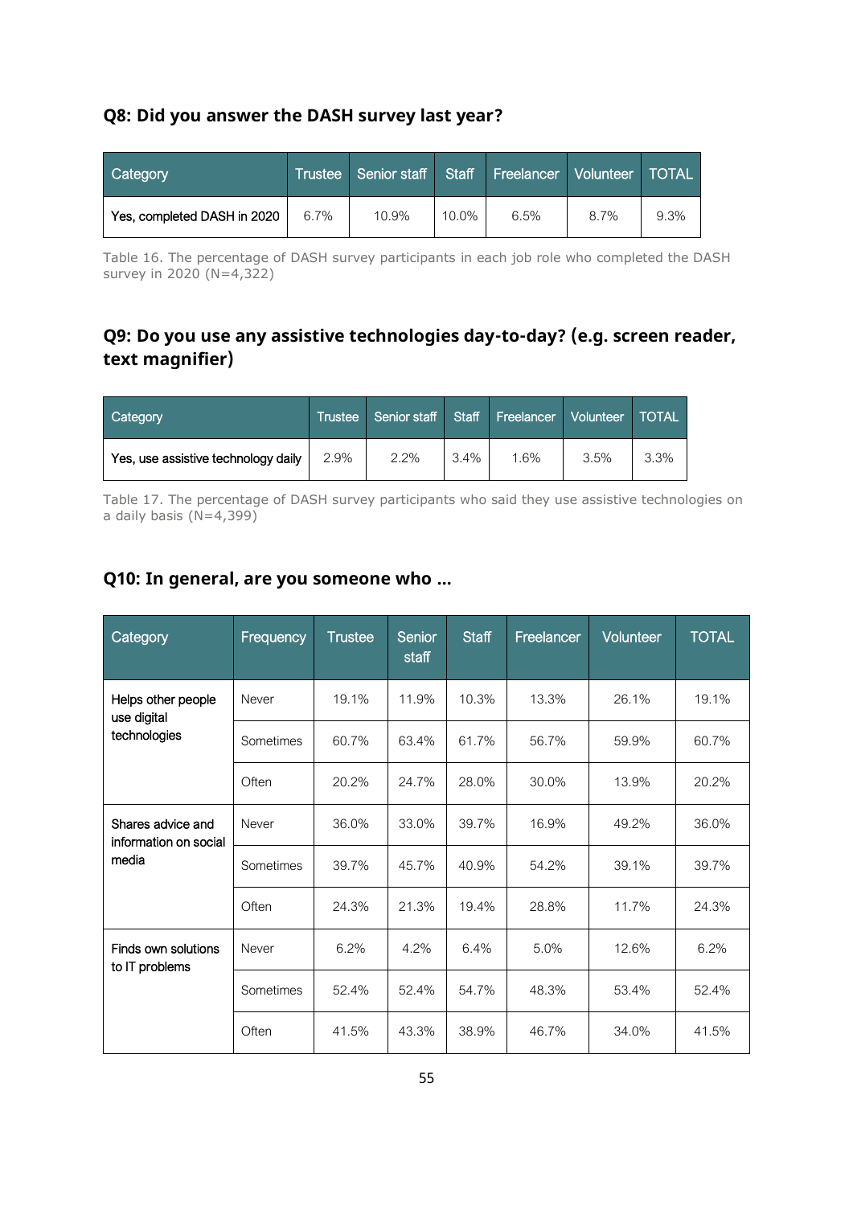### Q8: Did you answer the DASH survey last year?

| Category | Trustee | Senior staff | Staff | Freelancer | Volunteer | TOTAL |
|---|---|---|---|---|---|---|
| Yes, completed DASH in 2020 | 6.7% | 10.9% | 10.0% | 6.5% | 8.7% | 9.3% |

Table 16. The percentage of DASH survey participants in each job role who completed the DASH survey in 2020 (N=4,322)

### Q9: Do you use any assistive technologies day-to-day? (e.g. screen reader, text magnifier)

| Category | Trustee | Senior staff | Staff | Freelancer | Volunteer | TOTAL |
|---|---|---|---|---|---|---|
| Yes, use assistive technology daily | 2.9% | 2.2% | 3.4% | 1.6% | 3.5% | 3.3% |

Table 17. The percentage of DASH survey participants who said they use assistive technologies on a daily basis (N=4,399)

### Q10: In general, are you someone who …

| Category | Frequency | Trustee | Senior staff | Staff | Freelancer | Volunteer | TOTAL |
|---|---|---|---|---|---|---|---|
| Helps other people use digital technologies | Never | 19.1% | 11.9% | 10.3% | 13.3% | 26.1% | 19.1% |
| | Sometimes | 60.7% | 63.4% | 61.7% | 56.7% | 59.9% | 60.7% |
| | Often | 20.2% | 24.7% | 28.0% | 30.0% | 13.9% | 20.2% |
| Shares advice and information on social media | Never | 36.0% | 33.0% | 39.7% | 16.9% | 49.2% | 36.0% |
| | Sometimes | 39.7% | 45.7% | 40.9% | 54.2% | 39.1% | 39.7% |
| | Often | 24.3% | 21.3% | 19.4% | 28.8% | 11.7% | 24.3% |
| Finds own solutions to IT problems | Never | 6.2% | 4.2% | 6.4% | 5.0% | 12.6% | 6.2% |
| | Sometimes | 52.4% | 52.4% | 54.7% | 48.3% | 53.4% | 52.4% |
| | Often | 41.5% | 43.3% | 38.9% | 46.7% | 34.0% | 41.5% |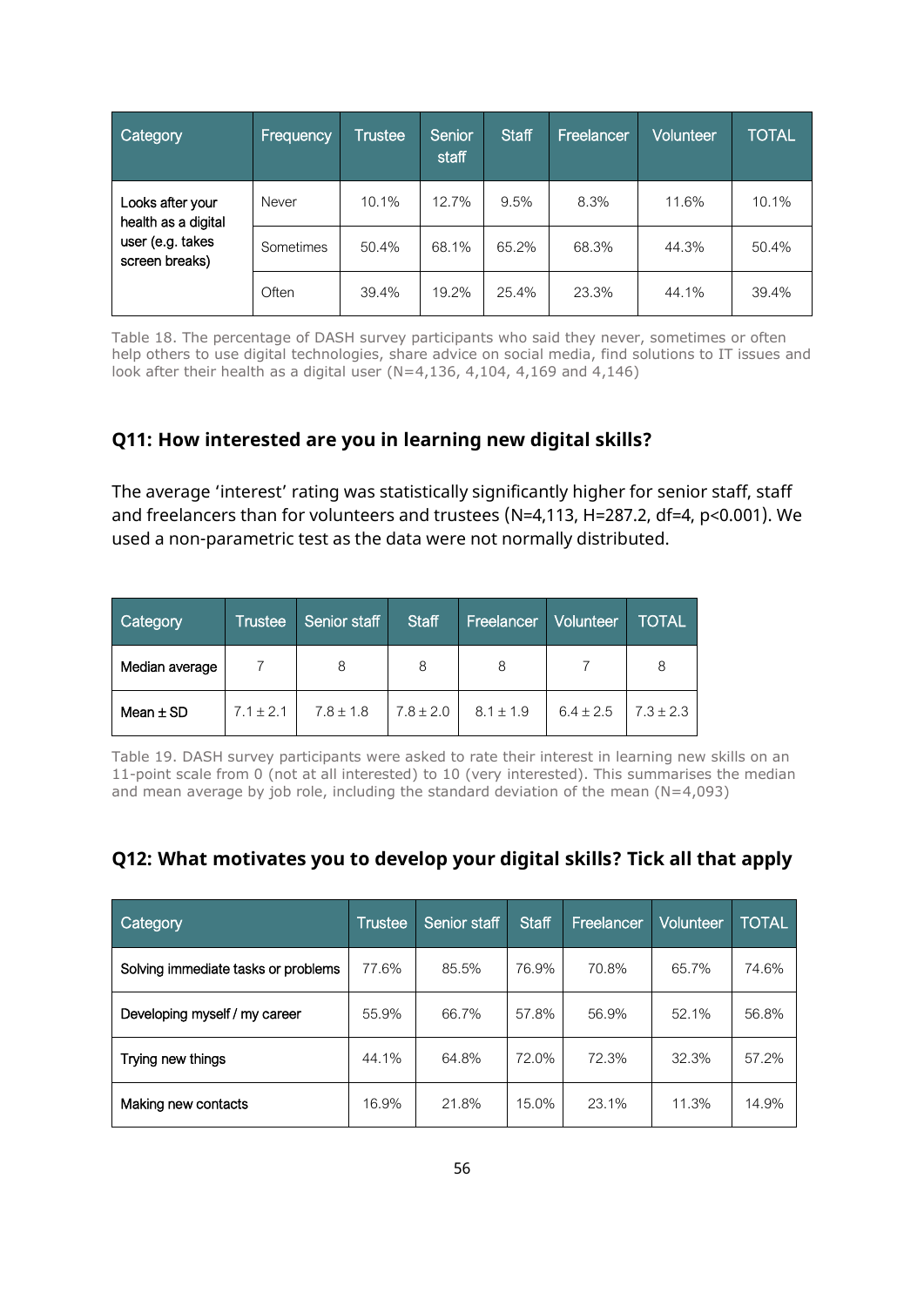| Category | Frequency | Trustee | Senior staff | Staff | Freelancer | Volunteer | TOTAL |
|---|---|---|---|---|---|---|---|
| Looks after your health as a digital user (e.g. takes screen breaks) | Never | 10.1% | 12.7% | 9.5% | 8.3% | 11.6% | 10.1% |
| | Sometimes | 50.4% | 68.1% | 65.2% | 68.3% | 44.3% | 50.4% |
| | Often | 39.4% | 19.2% | 25.4% | 23.3% | 44.1% | 39.4% |

Table 18. The percentage of DASH survey participants who said they never, sometimes or often help others to use digital technologies, share advice on social media, find solutions to IT issues and look after their health as a digital user (N=4,136, 4,104, 4,169 and 4,146)

### Q11: How interested are you in learning new digital skills?

The average 'interest' rating was statistically significantly higher for senior staff, staff and freelancers than for volunteers and trustees ($N=4,113$, $H=287.2$, $df=4$, $p<0.001$). We used a non-parametric test as the data were not normally distributed.

| Category | Trustee | Senior staff | Staff | Freelancer | Volunteer | TOTAL |
|---|---|---|---|---|---|---|
| Median average | 7 | 8 | 8 | 8 | 7 | 8 |
| Mean ± SD | 7.1 ± 2.1 | 7.8 ± 1.8 | 7.8 ± 2.0 | 8.1 ± 1.9 | 6.4 ± 2.5 | 7.3 ± 2.3 |

Table 19. DASH survey participants were asked to rate their interest in learning new skills on an 11-point scale from 0 (not at all interested) to 10 (very interested). This summarises the median and mean average by job role, including the standard deviation of the mean (N=4,093)

### Q12: What motivates you to develop your digital skills? Tick all that apply

| Category | Trustee | Senior staff | Staff | Freelancer | Volunteer | TOTAL |
|---|---|---|---|---|---|---|
| Solving immediate tasks or problems | 77.6% | 85.5% | 76.9% | 70.8% | 65.7% | 74.6% |
| Developing myself / my career | 55.9% | 66.7% | 57.8% | 56.9% | 52.1% | 56.8% |
| Trying new things | 44.1% | 64.8% | 72.0% | 72.3% | 32.3% | 57.2% |
| Making new contacts | 16.9% | 21.8% | 15.0% | 23.1% | 11.3% | 14.9% |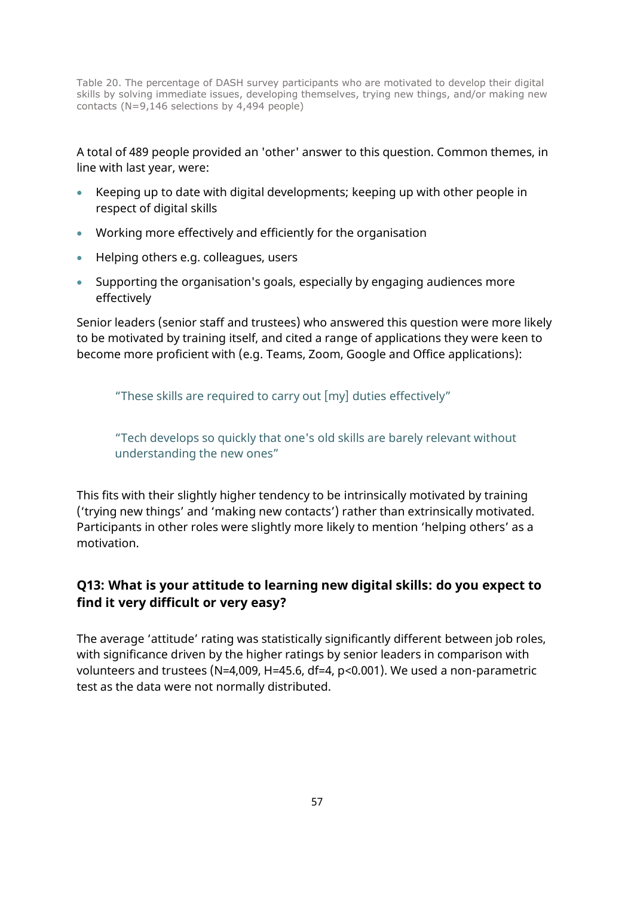Table 20. The percentage of DASH survey participants who are motivated to develop their digital skills by solving immediate issues, developing themselves, trying new things, and/or making new contacts (N=9,146 selections by 4,494 people)

A total of 489 people provided an 'other' answer to this question. Common themes, in line with last year, were:

- Keeping up to date with digital developments; keeping up with other people in respect of digital skills
- Working more effectively and efficiently for the organisation
- Helping others e.g. colleagues, users
- Supporting the organisation's goals, especially by engaging audiences more effectively

Senior leaders (senior staff and trustees) who answered this question were more likely to be motivated by training itself, and cited a range of applications they were keen to become more proficient with (e.g. Teams, Zoom, Google and Office applications):

> "These skills are required to carry out [my] duties effectively"

> "Tech develops so quickly that one's old skills are barely relevant without understanding the new ones"

This fits with their slightly higher tendency to be intrinsically motivated by training ('trying new things' and 'making new contacts') rather than extrinsically motivated. Participants in other roles were slightly more likely to mention 'helping others' as a motivation.

### Q13: What is your attitude to learning new digital skills: do you expect to find it very difficult or very easy?

The average 'attitude' rating was statistically significantly different between job roles, with significance driven by the higher ratings by senior leaders in comparison with volunteers and trustees ($N=4,009$, $H=45.6$, $df=4$, $p<0.001$). We used a non-parametric test as the data were not normally distributed.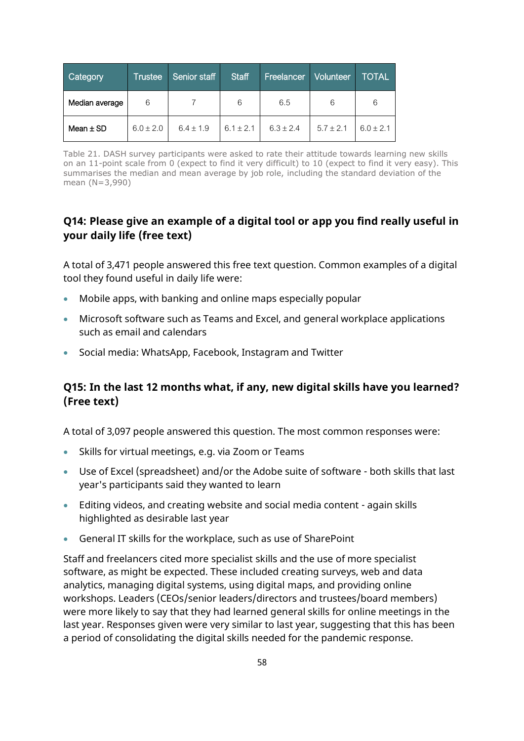| Category | Trustee | Senior staff | Staff | Freelancer | Volunteer | TOTAL |
|---|---|---|---|---|---|---|
| Median average | 6 | 7 | 6 | 6.5 | 6 | 6 |
| Mean ± SD | 6.0 ± 2.0 | 6.4 ± 1.9 | 6.1 ± 2.1 | 6.3 ± 2.4 | 5.7 ± 2.1 | 6.0 ± 2.1 |

Table 21. DASH survey participants were asked to rate their attitude towards learning new skills on an 11-point scale from 0 (expect to find it very difficult) to 10 (expect to find it very easy). This summarises the median and mean average by job role, including the standard deviation of the mean (N=3,990)

### Q14: Please give an example of a digital tool or app you find really useful in your daily life (free text)

A total of 3,471 people answered this free text question. Common examples of a digital tool they found useful in daily life were:

- Mobile apps, with banking and online maps especially popular
- Microsoft software such as Teams and Excel, and general workplace applications such as email and calendars
- Social media: WhatsApp, Facebook, Instagram and Twitter

### Q15: In the last 12 months what, if any, new digital skills have you learned? (Free text)

A total of 3,097 people answered this question. The most common responses were:

- Skills for virtual meetings, e.g. via Zoom or Teams
- Use of Excel (spreadsheet) and/or the Adobe suite of software - both skills that last year's participants said they wanted to learn
- Editing videos, and creating website and social media content - again skills highlighted as desirable last year
- General IT skills for the workplace, such as use of SharePoint

Staff and freelancers cited more specialist skills and the use of more specialist software, as might be expected. These included creating surveys, web and data analytics, managing digital systems, using digital maps, and providing online workshops. Leaders (CEOs/senior leaders/directors and trustees/board members) were more likely to say that they had learned general skills for online meetings in the last year. Responses given were very similar to last year, suggesting that this has been a period of consolidating the digital skills needed for the pandemic response.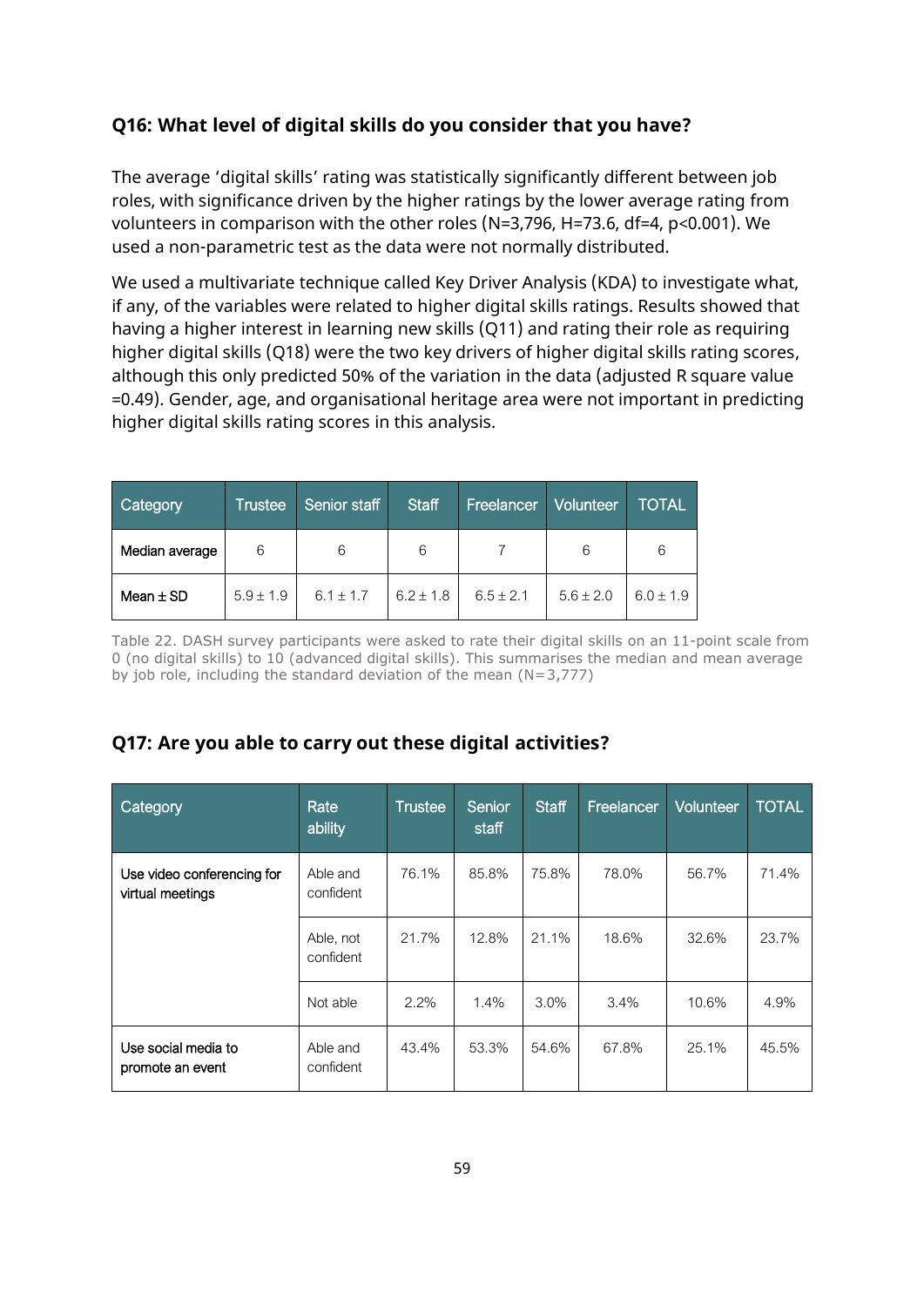### Q16: What level of digital skills do you consider that you have?

The average 'digital skills' rating was statistically significantly different between job roles, with significance driven by the higher ratings by the lower average rating from volunteers in comparison with the other roles (N=3,796, H=73.6, df=4, $p<0.001$). We used a non-parametric test as the data were not normally distributed.

We used a multivariate technique called Key Driver Analysis (KDA) to investigate what, if any, of the variables were related to higher digital skills ratings. Results showed that having a higher interest in learning new skills (Q11) and rating their role as requiring higher digital skills (Q18) were the two key drivers of higher digital skills rating scores, although this only predicted 50% of the variation in the data (adjusted R square value =0.49). Gender, age, and organisational heritage area were not important in predicting higher digital skills rating scores in this analysis.

| Category | Trustee | Senior staff | Staff | Freelancer | Volunteer | TOTAL |
|---|---|---|---|---|---|---|
| Median average | 6 | 6 | 6 | 7 | 6 | 6 |
| Mean ± SD | 5.9 ± 1.9 | 6.1 ± 1.7 | 6.2 ± 1.8 | 6.5 ± 2.1 | 5.6 ± 2.0 | 6.0 ± 1.9 |

Table 22. DASH survey participants were asked to rate their digital skills on an 11-point scale from 0 (no digital skills) to 10 (advanced digital skills). This summarises the median and mean average by job role, including the standard deviation of the mean (N=3,777)

### Q17: Are you able to carry out these digital activities?

| Category | Rate ability | Trustee | Senior staff | Staff | Freelancer | Volunteer | TOTAL |
|---|---|---|---|---|---|---|---|
| Use video conferencing for virtual meetings | Able and confident | 76.1% | 85.8% | 75.8% | 78.0% | 56.7% | 71.4% |
| | Able, not confident | 21.7% | 12.8% | 21.1% | 18.6% | 32.6% | 23.7% |
| | Not able | 2.2% | 1.4% | 3.0% | 3.4% | 10.6% | 4.9% |
| Use social media to promote an event | Able and confident | 43.4% | 53.3% | 54.6% | 67.8% | 25.1% | 45.5% |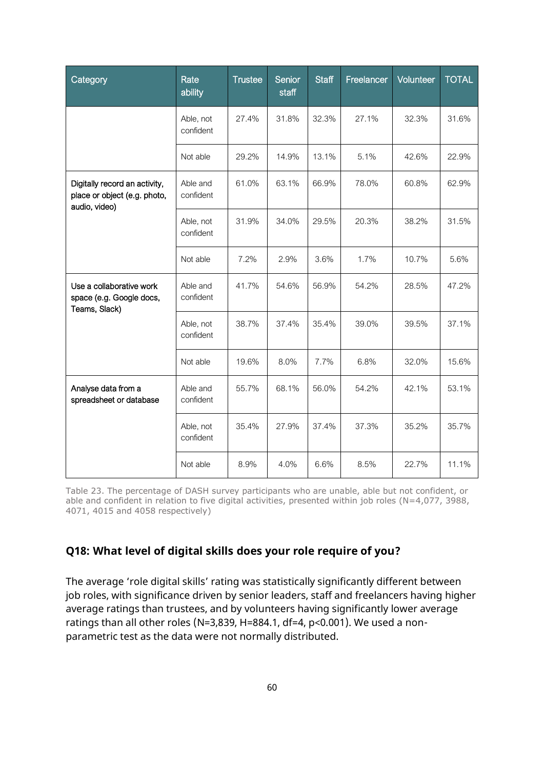| Category | Rate ability | Trustee | Senior staff | Staff | Freelancer | Volunteer | TOTAL |
|---|---|---|---|---|---|---|---|
| | Able, not confident | 27.4% | 31.8% | 32.3% | 27.1% | 32.3% | 31.6% |
| | Not able | 29.2% | 14.9% | 13.1% | 5.1% | 42.6% | 22.9% |
| Digitally record an activity, place or object (e.g. photo, audio, video) | Able and confident | 61.0% | 63.1% | 66.9% | 78.0% | 60.8% | 62.9% |
| | Able, not confident | 31.9% | 34.0% | 29.5% | 20.3% | 38.2% | 31.5% |
| | Not able | 7.2% | 2.9% | 3.6% | 1.7% | 10.7% | 5.6% |
| Use a collaborative work space (e.g. Google docs, Teams, Slack) | Able and confident | 41.7% | 54.6% | 56.9% | 54.2% | 28.5% | 47.2% |
| | Able, not confident | 38.7% | 37.4% | 35.4% | 39.0% | 39.5% | 37.1% |
| | Not able | 19.6% | 8.0% | 7.7% | 6.8% | 32.0% | 15.6% |
| Analyse data from a spreadsheet or database | Able and confident | 55.7% | 68.1% | 56.0% | 54.2% | 42.1% | 53.1% |
| | Able, not confident | 35.4% | 27.9% | 37.4% | 37.3% | 35.2% | 35.7% |
| | Not able | 8.9% | 4.0% | 6.6% | 8.5% | 22.7% | 11.1% |

Table 23. The percentage of DASH survey participants who are unable, able but not confident, or able and confident in relation to five digital activities, presented within job roles (N=4,077, 3988, 4071, 4015 and 4058 respectively)

## Q18: What level of digital skills does your role require of you?

The average 'role digital skills' rating was statistically significantly different between job roles, with significance driven by senior leaders, staff and freelancers having higher average ratings than trustees, and by volunteers having significantly lower average ratings than all other roles ($N=3{,}839$, $H=884.1$, $df=4$, $p<0.001$). We used a non-parametric test as the data were not normally distributed.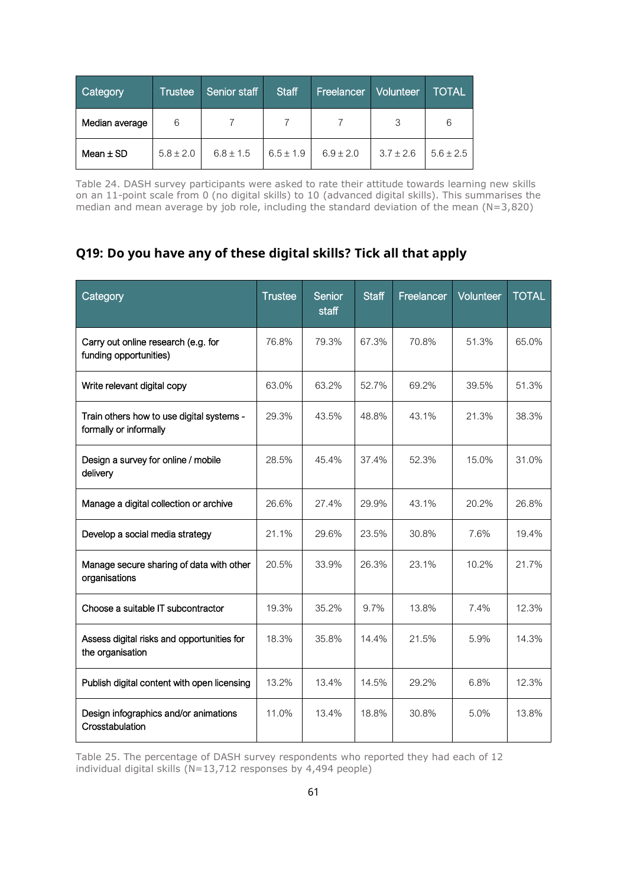| Category | Trustee | Senior staff | Staff | Freelancer | Volunteer | TOTAL |
|---|---|---|---|---|---|---|
| Median average | 6 | 7 | 7 | 7 | 3 | 6 |
| Mean ± SD | 5.8 ± 2.0 | 6.8 ± 1.5 | 6.5 ± 1.9 | 6.9 ± 2.0 | 3.7 ± 2.6 | 5.6 ± 2.5 |

Table 24. DASH survey participants were asked to rate their attitude towards learning new skills on an 11-point scale from 0 (no digital skills) to 10 (advanced digital skills). This summarises the median and mean average by job role, including the standard deviation of the mean (N=3,820)

## Q19: Do you have any of these digital skills? Tick all that apply

| Category | Trustee | Senior staff | Staff | Freelancer | Volunteer | TOTAL |
|---|---|---|---|---|---|---|
| Carry out online research (e.g. for funding opportunities) | 76.8% | 79.3% | 67.3% | 70.8% | 51.3% | 65.0% |
| Write relevant digital copy | 63.0% | 63.2% | 52.7% | 69.2% | 39.5% | 51.3% |
| Train others how to use digital systems - formally or informally | 29.3% | 43.5% | 48.8% | 43.1% | 21.3% | 38.3% |
| Design a survey for online / mobile delivery | 28.5% | 45.4% | 37.4% | 52.3% | 15.0% | 31.0% |
| Manage a digital collection or archive | 26.6% | 27.4% | 29.9% | 43.1% | 20.2% | 26.8% |
| Develop a social media strategy | 21.1% | 29.6% | 23.5% | 30.8% | 7.6% | 19.4% |
| Manage secure sharing of data with other organisations | 20.5% | 33.9% | 26.3% | 23.1% | 10.2% | 21.7% |
| Choose a suitable IT subcontractor | 19.3% | 35.2% | 9.7% | 13.8% | 7.4% | 12.3% |
| Assess digital risks and opportunities for the organisation | 18.3% | 35.8% | 14.4% | 21.5% | 5.9% | 14.3% |
| Publish digital content with open licensing | 13.2% | 13.4% | 14.5% | 29.2% | 6.8% | 12.3% |
| Design infographics and/or animations Crosstabulation | 11.0% | 13.4% | 18.8% | 30.8% | 5.0% | 13.8% |

Table 25. The percentage of DASH survey respondents who reported they had each of 12 individual digital skills (N=13,712 responses by 4,494 people)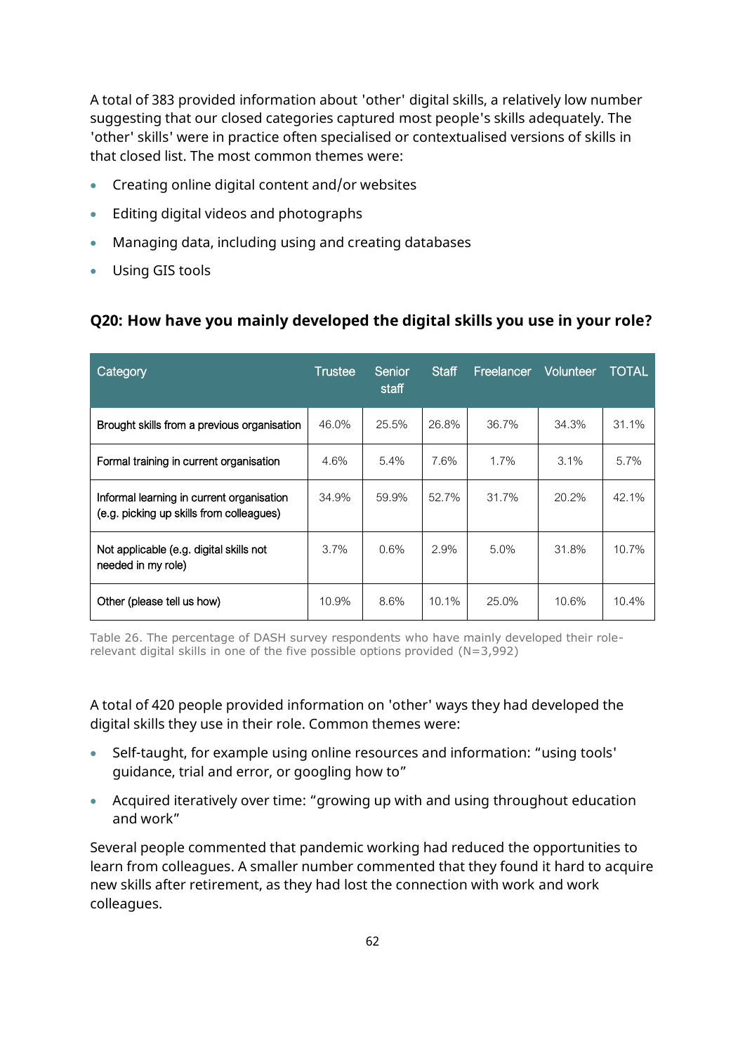A total of 383 provided information about 'other' digital skills, a relatively low number suggesting that our closed categories captured most people's skills adequately. The 'other' skills' were in practice often specialised or contextualised versions of skills in that closed list. The most common themes were:

- Creating online digital content and/or websites
- Editing digital videos and photographs
- Managing data, including using and creating databases
- Using GIS tools

### Q20: How have you mainly developed the digital skills you use in your role?

| Category | Trustee | Senior staff | Staff | Freelancer | Volunteer | TOTAL |
|---|---|---|---|---|---|---|
| Brought skills from a previous organisation | 46.0% | 25.5% | 26.8% | 36.7% | 34.3% | 31.1% |
| Formal training in current organisation | 4.6% | 5.4% | 7.6% | 1.7% | 3.1% | 5.7% |
| Informal learning in current organisation (e.g. picking up skills from colleagues) | 34.9% | 59.9% | 52.7% | 31.7% | 20.2% | 42.1% |
| Not applicable (e.g. digital skills not needed in my role) | 3.7% | 0.6% | 2.9% | 5.0% | 31.8% | 10.7% |
| Other (please tell us how) | 10.9% | 8.6% | 10.1% | 25.0% | 10.6% | 10.4% |

Table 26. The percentage of DASH survey respondents who have mainly developed their role-relevant digital skills in one of the five possible options provided (N=3,992)

A total of 420 people provided information on 'other' ways they had developed the digital skills they use in their role. Common themes were:

- Self-taught, for example using online resources and information: "using tools' guidance, trial and error, or googling how to"
- Acquired iteratively over time: "growing up with and using throughout education and work"

Several people commented that pandemic working had reduced the opportunities to learn from colleagues. A smaller number commented that they found it hard to acquire new skills after retirement, as they had lost the connection with work and work colleagues.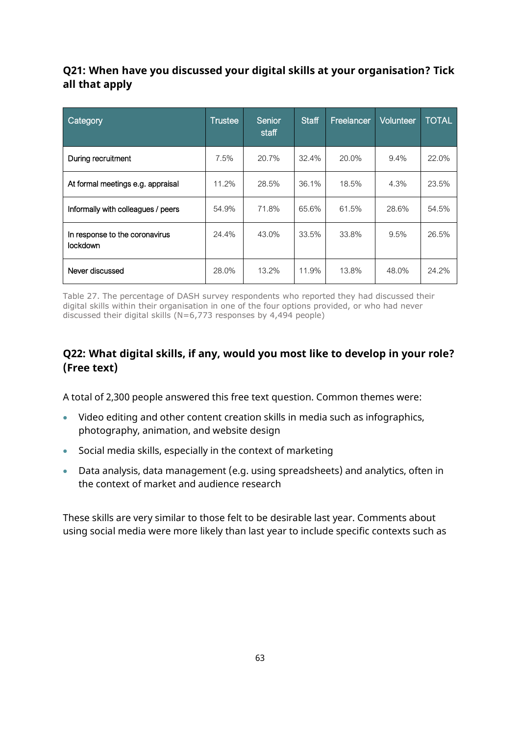### Q21: When have you discussed your digital skills at your organisation? Tick all that apply

| Category | Trustee | Senior staff | Staff | Freelancer | Volunteer | TOTAL |
|---|---|---|---|---|---|---|
| During recruitment | 7.5% | 20.7% | 32.4% | 20.0% | 9.4% | 22.0% |
| At formal meetings e.g. appraisal | 11.2% | 28.5% | 36.1% | 18.5% | 4.3% | 23.5% |
| Informally with colleagues / peers | 54.9% | 71.8% | 65.6% | 61.5% | 28.6% | 54.5% |
| In response to the coronavirus lockdown | 24.4% | 43.0% | 33.5% | 33.8% | 9.5% | 26.5% |
| Never discussed | 28.0% | 13.2% | 11.9% | 13.8% | 48.0% | 24.2% |

Table 27. The percentage of DASH survey respondents who reported they had discussed their digital skills within their organisation in one of the four options provided, or who had never discussed their digital skills (N=6,773 responses by 4,494 people)

### Q22: What digital skills, if any, would you most like to develop in your role? (Free text)

A total of 2,300 people answered this free text question. Common themes were:

- Video editing and other content creation skills in media such as infographics, photography, animation, and website design
- Social media skills, especially in the context of marketing
- Data analysis, data management (e.g. using spreadsheets) and analytics, often in the context of market and audience research

These skills are very similar to those felt to be desirable last year. Comments about using social media were more likely than last year to include specific contexts such as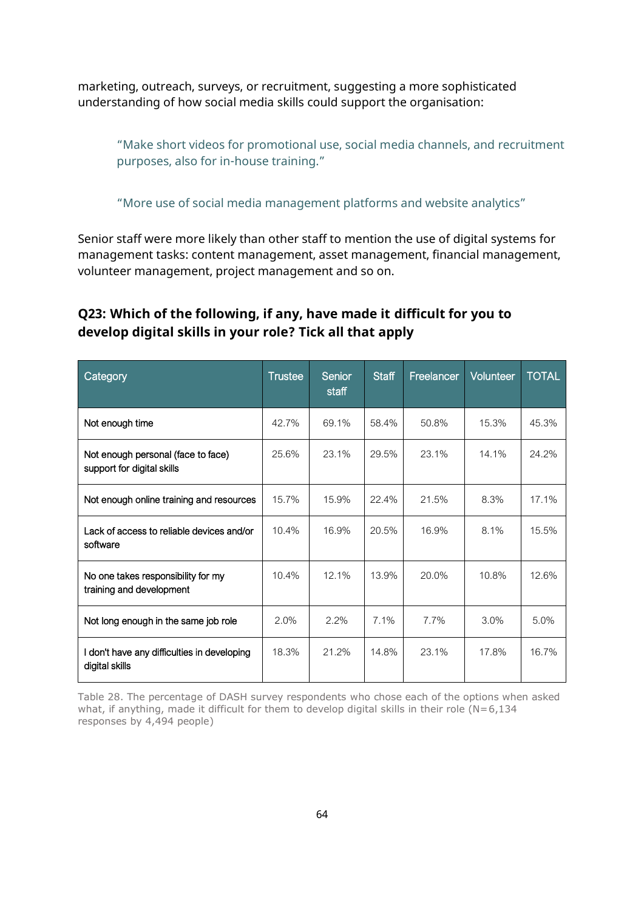marketing, outreach, surveys, or recruitment, suggesting a more sophisticated understanding of how social media skills could support the organisation:

> "Make short videos for promotional use, social media channels, and recruitment purposes, also for in-house training."

> "More use of social media management platforms and website analytics"

Senior staff were more likely than other staff to mention the use of digital systems for management tasks: content management, asset management, financial management, volunteer management, project management and so on.

### Q23: Which of the following, if any, have made it difficult for you to develop digital skills in your role? Tick all that apply

| Category | Trustee | Senior staff | Staff | Freelancer | Volunteer | TOTAL |
|---|---|---|---|---|---|---|
| Not enough time | 42.7% | 69.1% | 58.4% | 50.8% | 15.3% | 45.3% |
| Not enough personal (face to face) support for digital skills | 25.6% | 23.1% | 29.5% | 23.1% | 14.1% | 24.2% |
| Not enough online training and resources | 15.7% | 15.9% | 22.4% | 21.5% | 8.3% | 17.1% |
| Lack of access to reliable devices and/or software | 10.4% | 16.9% | 20.5% | 16.9% | 8.1% | 15.5% |
| No one takes responsibility for my training and development | 10.4% | 12.1% | 13.9% | 20.0% | 10.8% | 12.6% |
| Not long enough in the same job role | 2.0% | 2.2% | 7.1% | 7.7% | 3.0% | 5.0% |
| I don't have any difficulties in developing digital skills | 18.3% | 21.2% | 14.8% | 23.1% | 17.8% | 16.7% |

Table 28. The percentage of DASH survey respondents who chose each of the options when asked what, if anything, made it difficult for them to develop digital skills in their role (N=6,134 responses by 4,494 people)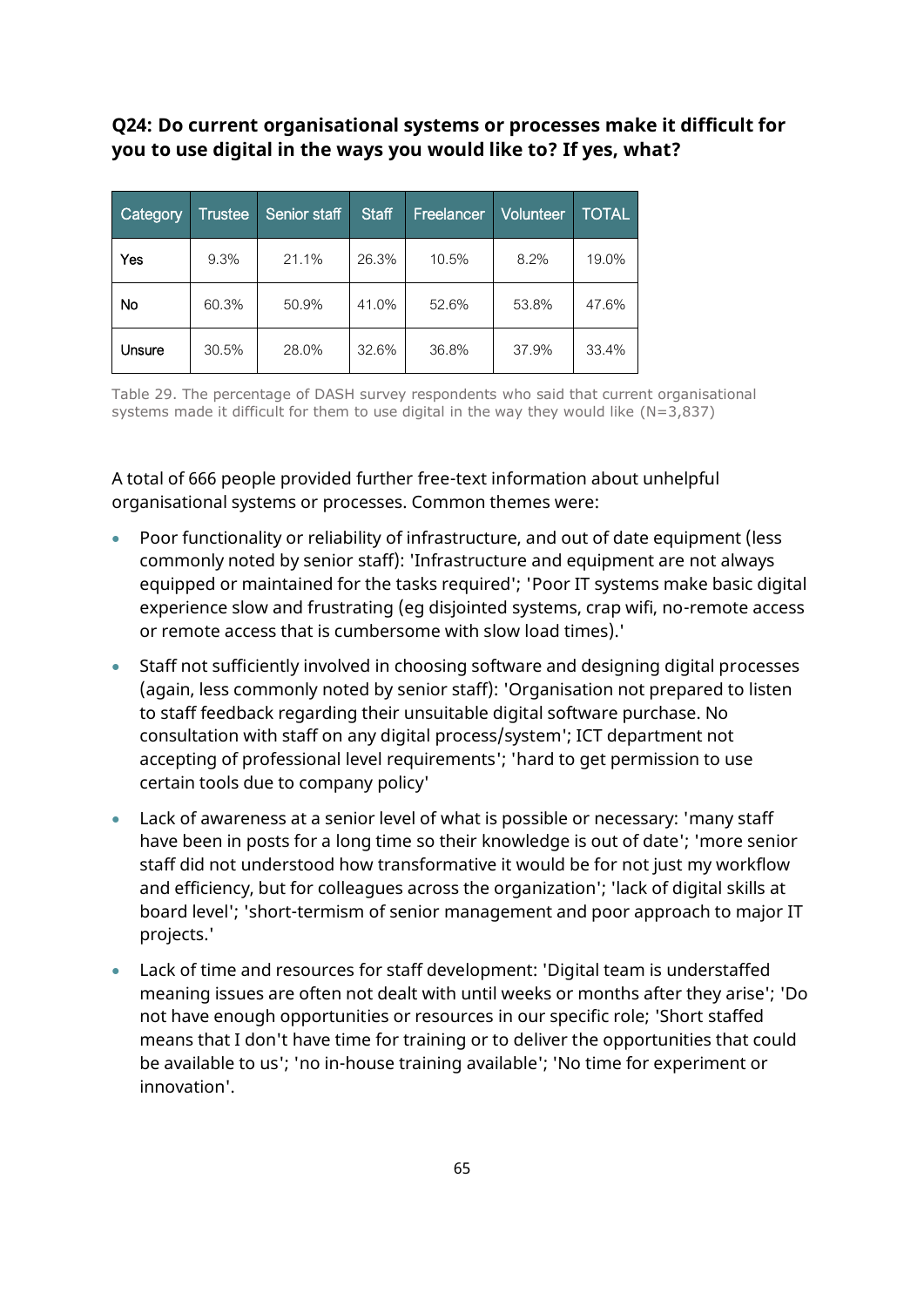**Q24: Do current organisational systems or processes make it difficult for you to use digital in the ways you would like to? If yes, what?**

| Category | Trustee | Senior staff | Staff | Freelancer | Volunteer | TOTAL |
|---|---|---|---|---|---|---|
| Yes | 9.3% | 21.1% | 26.3% | 10.5% | 8.2% | 19.0% |
| No | 60.3% | 50.9% | 41.0% | 52.6% | 53.8% | 47.6% |
| Unsure | 30.5% | 28.0% | 32.6% | 36.8% | 37.9% | 33.4% |

Table 29. The percentage of DASH survey respondents who said that current organisational systems made it difficult for them to use digital in the way they would like (N=3,837)

A total of 666 people provided further free-text information about unhelpful organisational systems or processes. Common themes were:

- Poor functionality or reliability of infrastructure, and out of date equipment (less commonly noted by senior staff): 'Infrastructure and equipment are not always equipped or maintained for the tasks required'; 'Poor IT systems make basic digital experience slow and frustrating (eg disjointed systems, crap wifi, no-remote access or remote access that is cumbersome with slow load times).'
- Staff not sufficiently involved in choosing software and designing digital processes (again, less commonly noted by senior staff): 'Organisation not prepared to listen to staff feedback regarding their unsuitable digital software purchase. No consultation with staff on any digital process/system'; ICT department not accepting of professional level requirements'; 'hard to get permission to use certain tools due to company policy'
- Lack of awareness at a senior level of what is possible or necessary: 'many staff have been in posts for a long time so their knowledge is out of date'; 'more senior staff did not understood how transformative it would be for not just my workflow and efficiency, but for colleagues across the organization'; 'lack of digital skills at board level'; 'short-termism of senior management and poor approach to major IT projects.'
- Lack of time and resources for staff development: 'Digital team is understaffed meaning issues are often not dealt with until weeks or months after they arise'; 'Do not have enough opportunities or resources in our specific role; 'Short staffed means that I don't have time for training or to deliver the opportunities that could be available to us'; 'no in-house training available'; 'No time for experiment or innovation'.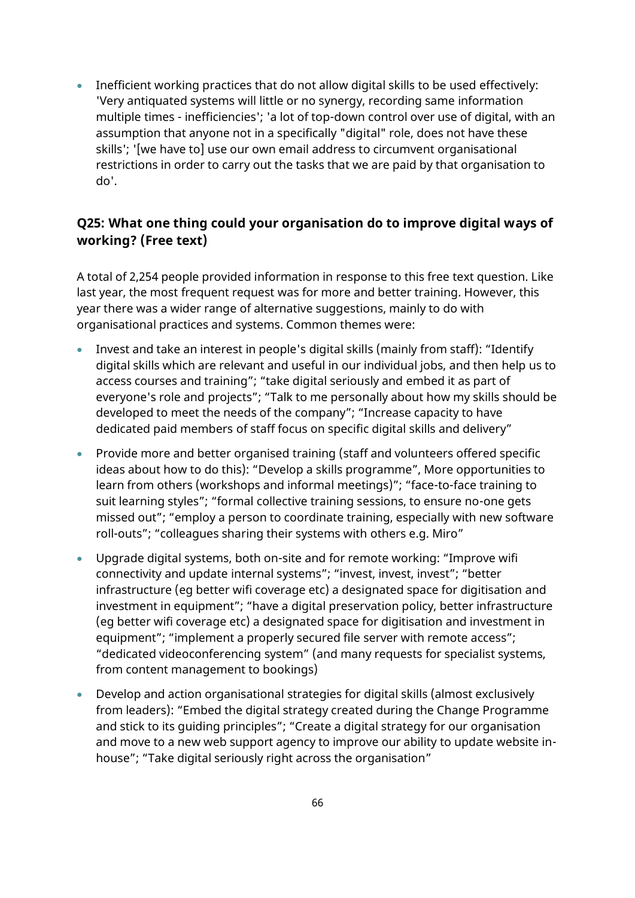- Inefficient working practices that do not allow digital skills to be used effectively: 'Very antiquated systems will little or no synergy, recording same information multiple times - inefficiencies'; 'a lot of top-down control over use of digital, with an assumption that anyone not in a specifically "digital" role, does not have these skills'; '[we have to] use our own email address to circumvent organisational restrictions in order to carry out the tasks that we are paid by that organisation to do'.

### Q25: What one thing could your organisation do to improve digital ways of working? (Free text)

A total of 2,254 people provided information in response to this free text question. Like last year, the most frequent request was for more and better training. However, this year there was a wider range of alternative suggestions, mainly to do with organisational practices and systems. Common themes were:

- Invest and take an interest in people's digital skills (mainly from staff): "Identify digital skills which are relevant and useful in our individual jobs, and then help us to access courses and training"; "take digital seriously and embed it as part of everyone's role and projects"; "Talk to me personally about how my skills should be developed to meet the needs of the company"; "Increase capacity to have dedicated paid members of staff focus on specific digital skills and delivery"
- Provide more and better organised training (staff and volunteers offered specific ideas about how to do this): "Develop a skills programme", More opportunities to learn from others (workshops and informal meetings)"; "face-to-face training to suit learning styles"; "formal collective training sessions, to ensure no-one gets missed out"; "employ a person to coordinate training, especially with new software roll-outs"; "colleagues sharing their systems with others e.g. Miro"
- Upgrade digital systems, both on-site and for remote working: "Improve wifi connectivity and update internal systems"; "invest, invest, invest"; "better infrastructure (eg better wifi coverage etc) a designated space for digitisation and investment in equipment"; "have a digital preservation policy, better infrastructure (eg better wifi coverage etc) a designated space for digitisation and investment in equipment"; "implement a properly secured file server with remote access"; "dedicated videoconferencing system" (and many requests for specialist systems, from content management to bookings)
- Develop and action organisational strategies for digital skills (almost exclusively from leaders): "Embed the digital strategy created during the Change Programme and stick to its guiding principles"; "Create a digital strategy for our organisation and move to a new web support agency to improve our ability to update website in-house"; "Take digital seriously right across the organisation"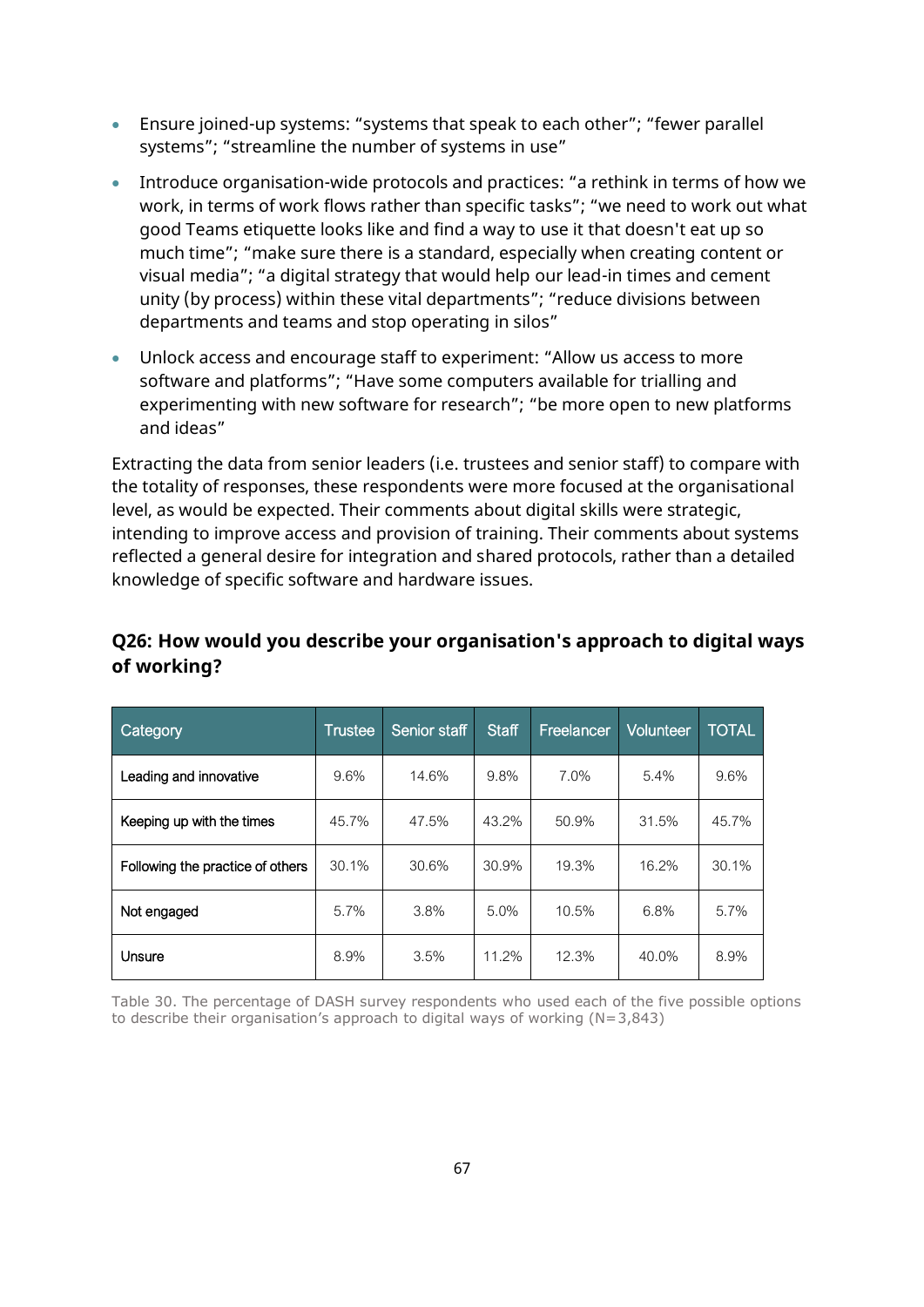- Ensure joined-up systems: “systems that speak to each other”; “fewer parallel systems”; “streamline the number of systems in use”
- Introduce organisation-wide protocols and practices: “a rethink in terms of how we work, in terms of work flows rather than specific tasks”; “we need to work out what good Teams etiquette looks like and find a way to use it that doesn't eat up so much time”; “make sure there is a standard, especially when creating content or visual media”; “a digital strategy that would help our lead-in times and cement unity (by process) within these vital departments”; “reduce divisions between departments and teams and stop operating in silos”
- Unlock access and encourage staff to experiment: “Allow us access to more software and platforms”; “Have some computers available for trialling and experimenting with new software for research”; “be more open to new platforms and ideas”

Extracting the data from senior leaders (i.e. trustees and senior staff) to compare with the totality of responses, these respondents were more focused at the organisational level, as would be expected. Their comments about digital skills were strategic, intending to improve access and provision of training. Their comments about systems reflected a general desire for integration and shared protocols, rather than a detailed knowledge of specific software and hardware issues.

### Q26: How would you describe your organisation's approach to digital ways of working?

| Category | Trustee | Senior staff | Staff | Freelancer | Volunteer | TOTAL |
|---|---|---|---|---|---|---|
| Leading and innovative | 9.6% | 14.6% | 9.8% | 7.0% | 5.4% | 9.6% |
| Keeping up with the times | 45.7% | 47.5% | 43.2% | 50.9% | 31.5% | 45.7% |
| Following the practice of others | 30.1% | 30.6% | 30.9% | 19.3% | 16.2% | 30.1% |
| Not engaged | 5.7% | 3.8% | 5.0% | 10.5% | 6.8% | 5.7% |
| Unsure | 8.9% | 3.5% | 11.2% | 12.3% | 40.0% | 8.9% |

Table 30. The percentage of DASH survey respondents who used each of the five possible options to describe their organisation’s approach to digital ways of working (N=3,843)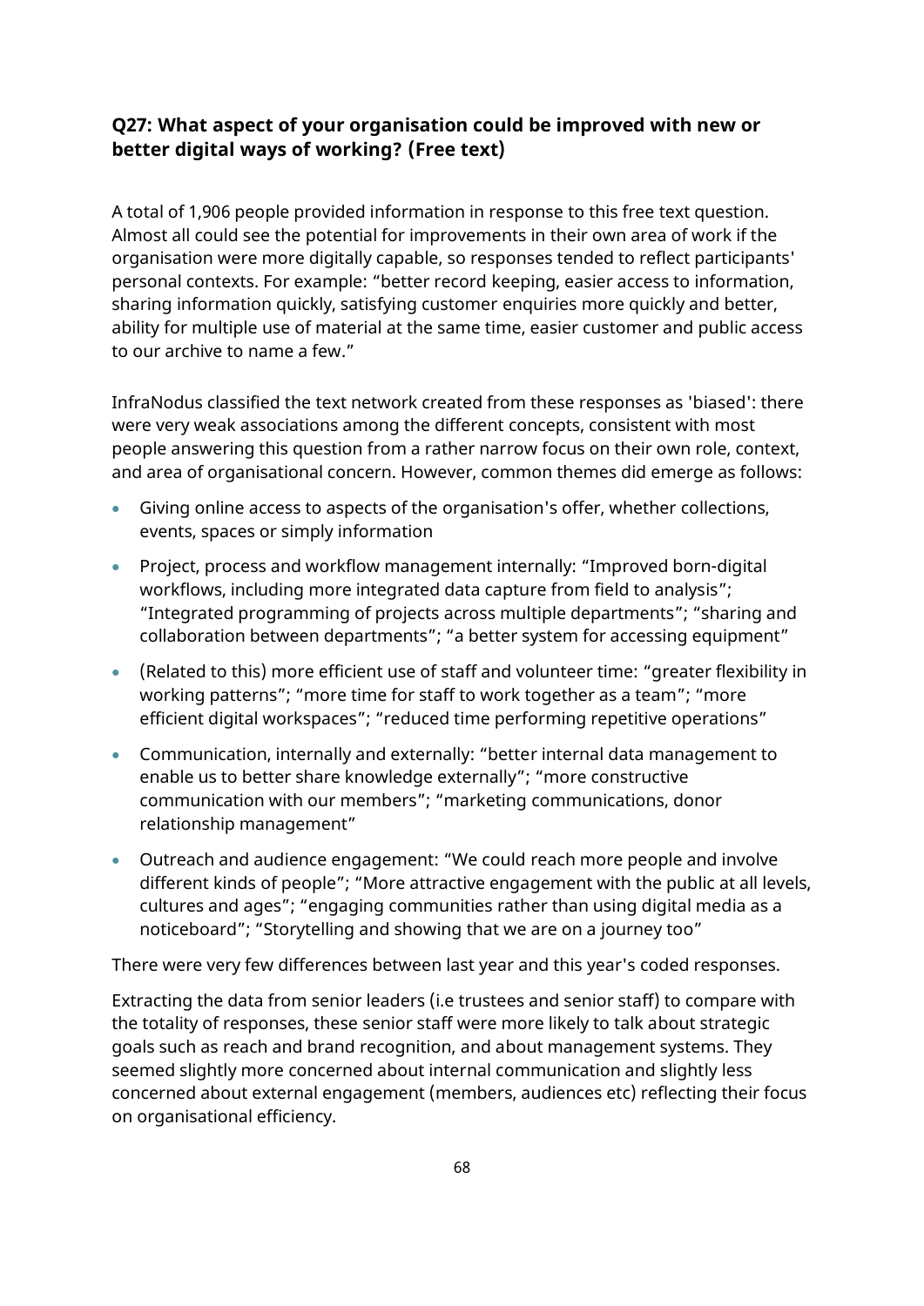### Q27: What aspect of your organisation could be improved with new or better digital ways of working? (Free text)

A total of 1,906 people provided information in response to this free text question. Almost all could see the potential for improvements in their own area of work if the organisation were more digitally capable, so responses tended to reflect participants' personal contexts. For example: “better record keeping, easier access to information, sharing information quickly, satisfying customer enquiries more quickly and better, ability for multiple use of material at the same time, easier customer and public access to our archive to name a few.”

InfraNodus classified the text network created from these responses as 'biased': there were very weak associations among the different concepts, consistent with most people answering this question from a rather narrow focus on their own role, context, and area of organisational concern. However, common themes did emerge as follows:

- Giving online access to aspects of the organisation's offer, whether collections, events, spaces or simply information
- Project, process and workflow management internally: “Improved born-digital workflows, including more integrated data capture from field to analysis”; “Integrated programming of projects across multiple departments”; “sharing and collaboration between departments”; “a better system for accessing equipment”
- (Related to this) more efficient use of staff and volunteer time: “greater flexibility in working patterns”; “more time for staff to work together as a team”; “more efficient digital workspaces”; “reduced time performing repetitive operations”
- Communication, internally and externally: “better internal data management to enable us to better share knowledge externally”; “more constructive communication with our members”; “marketing communications, donor relationship management”
- Outreach and audience engagement: “We could reach more people and involve different kinds of people”; “More attractive engagement with the public at all levels, cultures and ages”; “engaging communities rather than using digital media as a noticeboard”; “Storytelling and showing that we are on a journey too”

There were very few differences between last year and this year's coded responses.

Extracting the data from senior leaders (i.e trustees and senior staff) to compare with the totality of responses, these senior staff were more likely to talk about strategic goals such as reach and brand recognition, and about management systems. They seemed slightly more concerned about internal communication and slightly less concerned about external engagement (members, audiences etc) reflecting their focus on organisational efficiency.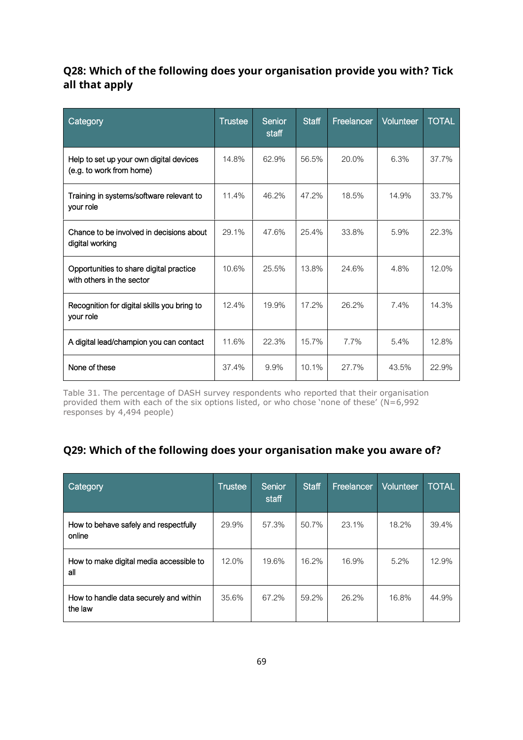## Q28: Which of the following does your organisation provide you with? Tick all that apply

| Category | Trustee | Senior staff | Staff | Freelancer | Volunteer | TOTAL |
|---|---|---|---|---|---|---|
| Help to set up your own digital devices (e.g. to work from home) | 14.8% | 62.9% | 56.5% | 20.0% | 6.3% | 37.7% |
| Training in systems/software relevant to your role | 11.4% | 46.2% | 47.2% | 18.5% | 14.9% | 33.7% |
| Chance to be involved in decisions about digital working | 29.1% | 47.6% | 25.4% | 33.8% | 5.9% | 22.3% |
| Opportunities to share digital practice with others in the sector | 10.6% | 25.5% | 13.8% | 24.6% | 4.8% | 12.0% |
| Recognition for digital skills you bring to your role | 12.4% | 19.9% | 17.2% | 26.2% | 7.4% | 14.3% |
| A digital lead/champion you can contact | 11.6% | 22.3% | 15.7% | 7.7% | 5.4% | 12.8% |
| None of these | 37.4% | 9.9% | 10.1% | 27.7% | 43.5% | 22.9% |

Table 31. The percentage of DASH survey respondents who reported that their organisation provided them with each of the six options listed, or who chose 'none of these' (N=6,992 responses by 4,494 people)

## Q29: Which of the following does your organisation make you aware of?

| Category | Trustee | Senior staff | Staff | Freelancer | Volunteer | TOTAL |
|---|---|---|---|---|---|---|
| How to behave safely and respectfully online | 29.9% | 57.3% | 50.7% | 23.1% | 18.2% | 39.4% |
| How to make digital media accessible to all | 12.0% | 19.6% | 16.2% | 16.9% | 5.2% | 12.9% |
| How to handle data securely and within the law | 35.6% | 67.2% | 59.2% | 26.2% | 16.8% | 44.9% |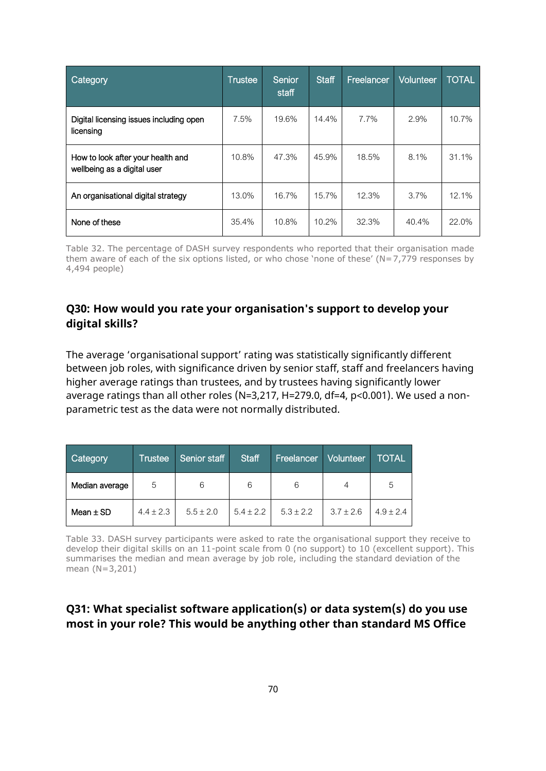| Category | Trustee | Senior staff | Staff | Freelancer | Volunteer | TOTAL |
|---|---|---|---|---|---|---|
| Digital licensing issues including open licensing | 7.5% | 19.6% | 14.4% | 7.7% | 2.9% | 10.7% |
| How to look after your health and wellbeing as a digital user | 10.8% | 47.3% | 45.9% | 18.5% | 8.1% | 31.1% |
| An organisational digital strategy | 13.0% | 16.7% | 15.7% | 12.3% | 3.7% | 12.1% |
| None of these | 35.4% | 10.8% | 10.2% | 32.3% | 40.4% | 22.0% |

Table 32. The percentage of DASH survey respondents who reported that their organisation made them aware of each of the six options listed, or who chose 'none of these' (N=7,779 responses by 4,494 people)

### Q30: How would you rate your organisation's support to develop your digital skills?

The average 'organisational support' rating was statistically significantly different between job roles, with significance driven by senior staff, staff and freelancers having higher average ratings than trustees, and by trustees having significantly lower average ratings than all other roles (N=3,217, H=279.0, df=4, $p<0.001$). We used a non-parametric test as the data were not normally distributed.

| Category | Trustee | Senior staff | Staff | Freelancer | Volunteer | TOTAL |
|---|---|---|---|---|---|---|
| Median average | 5 | 6 | 6 | 6 | 4 | 5 |
| Mean ± SD | 4.4 ± 2.3 | 5.5 ± 2.0 | 5.4 ± 2.2 | 5.3 ± 2.2 | 3.7 ± 2.6 | 4.9 ± 2.4 |

Table 33. DASH survey participants were asked to rate the organisational support they receive to develop their digital skills on an 11-point scale from 0 (no support) to 10 (excellent support). This summarises the median and mean average by job role, including the standard deviation of the mean (N=3,201)

### Q31: What specialist software application(s) or data system(s) do you use most in your role? This would be anything other than standard MS Office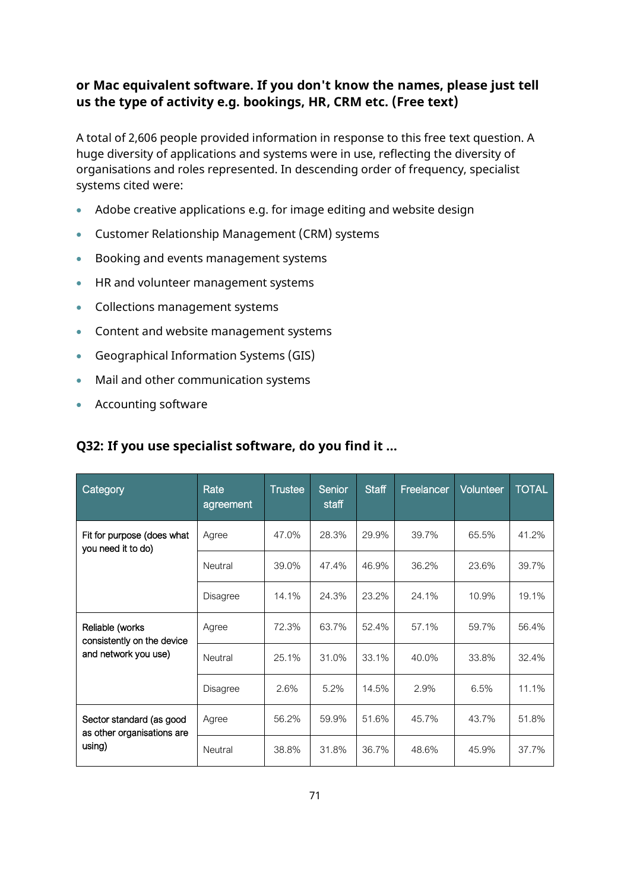**or Mac equivalent software. If you don't know the names, please just tell us the type of activity e.g. bookings, HR, CRM etc. (Free text)**

A total of 2,606 people provided information in response to this free text question. A huge diversity of applications and systems were in use, reflecting the diversity of organisations and roles represented. In descending order of frequency, specialist systems cited were:

- Adobe creative applications e.g. for image editing and website design
- Customer Relationship Management (CRM) systems
- Booking and events management systems
- HR and volunteer management systems
- Collections management systems
- Content and website management systems
- Geographical Information Systems (GIS)
- Mail and other communication systems
- Accounting software

### Q32: If you use specialist software, do you find it ...

| Category | Rate agreement | Trustee | Senior staff | Staff | Freelancer | Volunteer | TOTAL |
|---|---|---|---|---|---|---|---|
| Fit for purpose (does what you need it to do) | Agree | 47.0% | 28.3% | 29.9% | 39.7% | 65.5% | 41.2% |
| | Neutral | 39.0% | 47.4% | 46.9% | 36.2% | 23.6% | 39.7% |
| | Disagree | 14.1% | 24.3% | 23.2% | 24.1% | 10.9% | 19.1% |
| Reliable (works consistently on the device and network you use) | Agree | 72.3% | 63.7% | 52.4% | 57.1% | 59.7% | 56.4% |
| | Neutral | 25.1% | 31.0% | 33.1% | 40.0% | 33.8% | 32.4% |
| | Disagree | 2.6% | 5.2% | 14.5% | 2.9% | 6.5% | 11.1% |
| Sector standard (as good as other organisations are using) | Agree | 56.2% | 59.9% | 51.6% | 45.7% | 43.7% | 51.8% |
| | Neutral | 38.8% | 31.8% | 36.7% | 48.6% | 45.9% | 37.7% |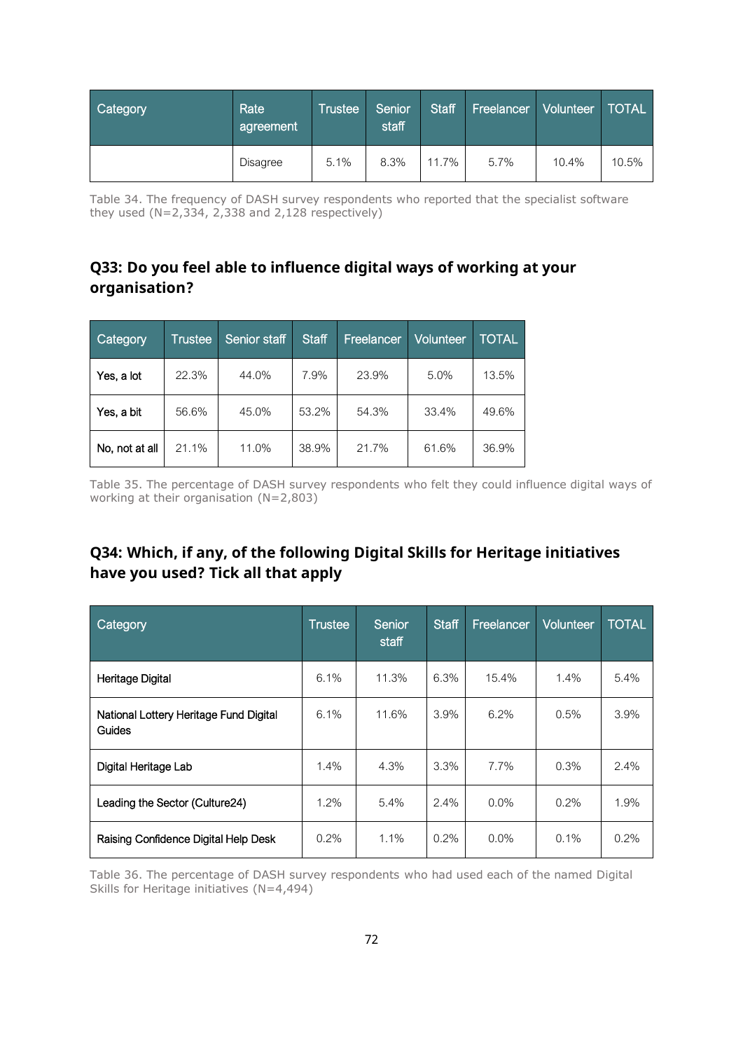| Category | Rate agreement | Trustee | Senior staff | Staff | Freelancer | Volunteer | TOTAL |
|---|---|---|---|---|---|---|---|
| | Disagree | 5.1% | 8.3% | 11.7% | 5.7% | 10.4% | 10.5% |

Table 34. The frequency of DASH survey respondents who reported that the specialist software they used (N=2,334, 2,338 and 2,128 respectively)

## Q33: Do you feel able to influence digital ways of working at your organisation?

| Category | Trustee | Senior staff | Staff | Freelancer | Volunteer | TOTAL |
|---|---|---|---|---|---|---|
| Yes, a lot | 22.3% | 44.0% | 7.9% | 23.9% | 5.0% | 13.5% |
| Yes, a bit | 56.6% | 45.0% | 53.2% | 54.3% | 33.4% | 49.6% |
| No, not at all | 21.1% | 11.0% | 38.9% | 21.7% | 61.6% | 36.9% |

Table 35. The percentage of DASH survey respondents who felt they could influence digital ways of working at their organisation (N=2,803)

## Q34: Which, if any, of the following Digital Skills for Heritage initiatives have you used? Tick all that apply

| Category | Trustee | Senior staff | Staff | Freelancer | Volunteer | TOTAL |
|---|---|---|---|---|---|---|
| Heritage Digital | 6.1% | 11.3% | 6.3% | 15.4% | 1.4% | 5.4% |
| National Lottery Heritage Fund Digital Guides | 6.1% | 11.6% | 3.9% | 6.2% | 0.5% | 3.9% |
| Digital Heritage Lab | 1.4% | 4.3% | 3.3% | 7.7% | 0.3% | 2.4% |
| Leading the Sector (Culture24) | 1.2% | 5.4% | 2.4% | 0.0% | 0.2% | 1.9% |
| Raising Confidence Digital Help Desk | 0.2% | 1.1% | 0.2% | 0.0% | 0.1% | 0.2% |

Table 36. The percentage of DASH survey respondents who had used each of the named Digital Skills for Heritage initiatives (N=4,494)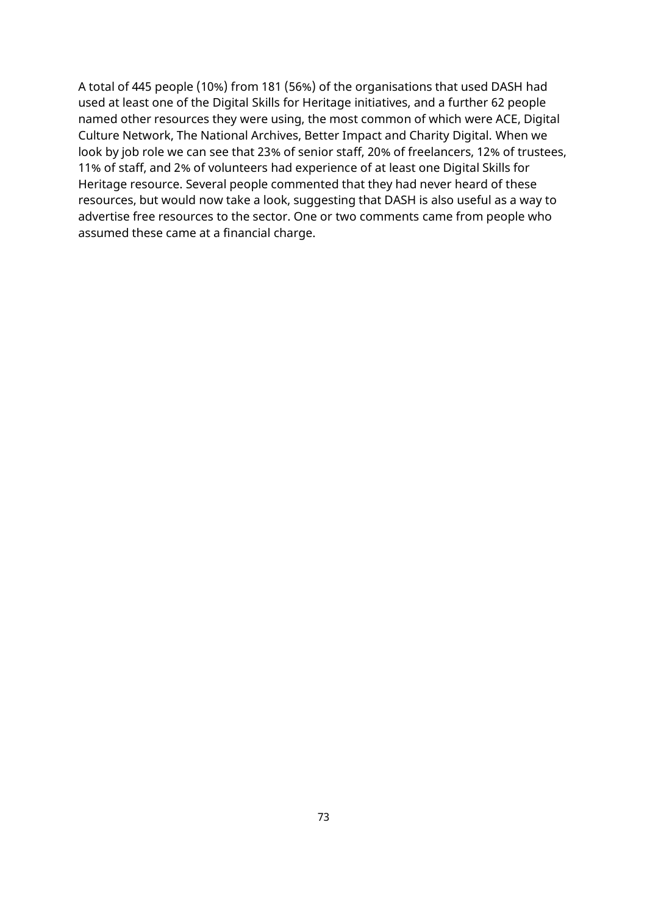A total of 445 people (10%) from 181 (56%) of the organisations that used DASH had used at least one of the Digital Skills for Heritage initiatives, and a further 62 people named other resources they were using, the most common of which were ACE, Digital Culture Network, The National Archives, Better Impact and Charity Digital. When we look by job role we can see that 23% of senior staff, 20% of freelancers, 12% of trustees, 11% of staff, and 2% of volunteers had experience of at least one Digital Skills for Heritage resource. Several people commented that they had never heard of these resources, but would now take a look, suggesting that DASH is also useful as a way to advertise free resources to the sector. One or two comments came from people who assumed these came at a financial charge.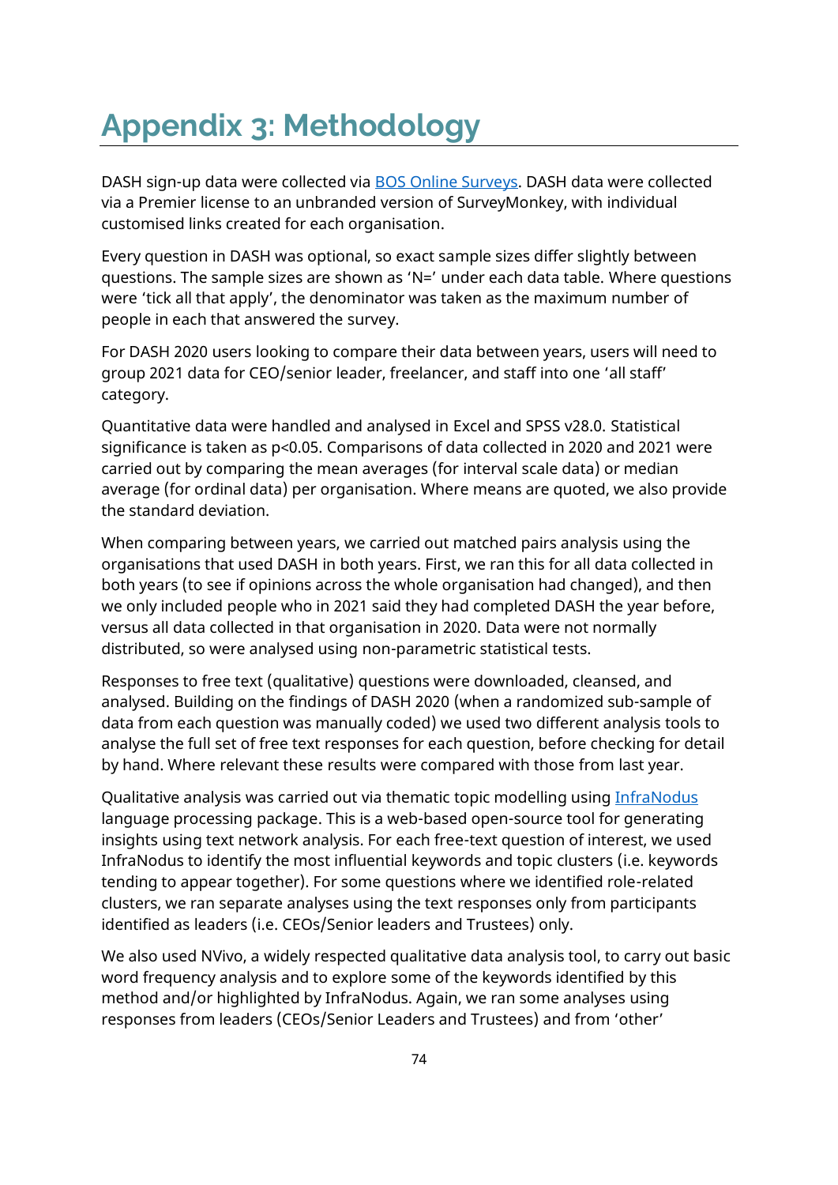# Appendix 3: Methodology

DASH sign-up data were collected via [BOS Online Surveys](). DASH data were collected via a Premier license to an unbranded version of SurveyMonkey, with individual customised links created for each organisation.

Every question in DASH was optional, so exact sample sizes differ slightly between questions. The sample sizes are shown as 'N=' under each data table. Where questions were 'tick all that apply', the denominator was taken as the maximum number of people in each that answered the survey.

For DASH 2020 users looking to compare their data between years, users will need to group 2021 data for CEO/senior leader, freelancer, and staff into one 'all staff' category.

Quantitative data were handled and analysed in Excel and SPSS v28.0. Statistical significance is taken as $p<0.05$. Comparisons of data collected in 2020 and 2021 were carried out by comparing the mean averages (for interval scale data) or median average (for ordinal data) per organisation. Where means are quoted, we also provide the standard deviation.

When comparing between years, we carried out matched pairs analysis using the organisations that used DASH in both years. First, we ran this for all data collected in both years (to see if opinions across the whole organisation had changed), and then we only included people who in 2021 said they had completed DASH the year before, versus all data collected in that organisation in 2020. Data were not normally distributed, so were analysed using non-parametric statistical tests.

Responses to free text (qualitative) questions were downloaded, cleansed, and analysed. Building on the findings of DASH 2020 (when a randomized sub-sample of data from each question was manually coded) we used two different analysis tools to analyse the full set of free text responses for each question, before checking for detail by hand. Where relevant these results were compared with those from last year.

Qualitative analysis was carried out via thematic topic modelling using [InfraNodus]() language processing package. This is a web-based open-source tool for generating insights using text network analysis. For each free-text question of interest, we used InfraNodus to identify the most influential keywords and topic clusters (i.e. keywords tending to appear together). For some questions where we identified role-related clusters, we ran separate analyses using the text responses only from participants identified as leaders (i.e. CEOs/Senior leaders and Trustees) only.

We also used NVivo, a widely respected qualitative data analysis tool, to carry out basic word frequency analysis and to explore some of the keywords identified by this method and/or highlighted by InfraNodus. Again, we ran some analyses using responses from leaders (CEOs/Senior Leaders and Trustees) and from 'other'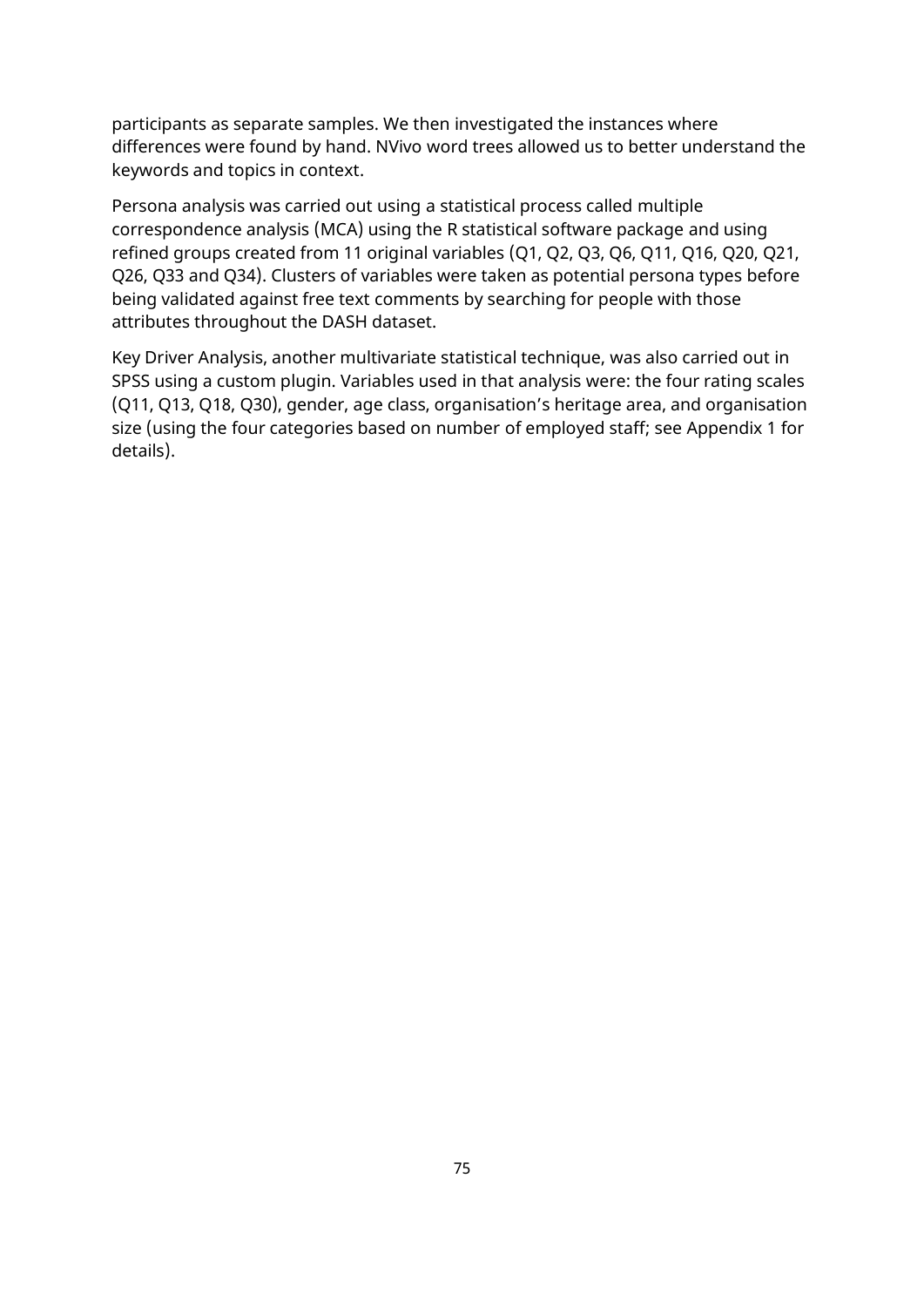participants as separate samples. We then investigated the instances where differences were found by hand. NVivo word trees allowed us to better understand the keywords and topics in context.

Persona analysis was carried out using a statistical process called multiple correspondence analysis (MCA) using the R statistical software package and using refined groups created from 11 original variables (Q1, Q2, Q3, Q6, Q11, Q16, Q20, Q21, Q26, Q33 and Q34). Clusters of variables were taken as potential persona types before being validated against free text comments by searching for people with those attributes throughout the DASH dataset.

Key Driver Analysis, another multivariate statistical technique, was also carried out in SPSS using a custom plugin. Variables used in that analysis were: the four rating scales (Q11, Q13, Q18, Q30), gender, age class, organisation's heritage area, and organisation size (using the four categories based on number of employed staff; see Appendix 1 for details).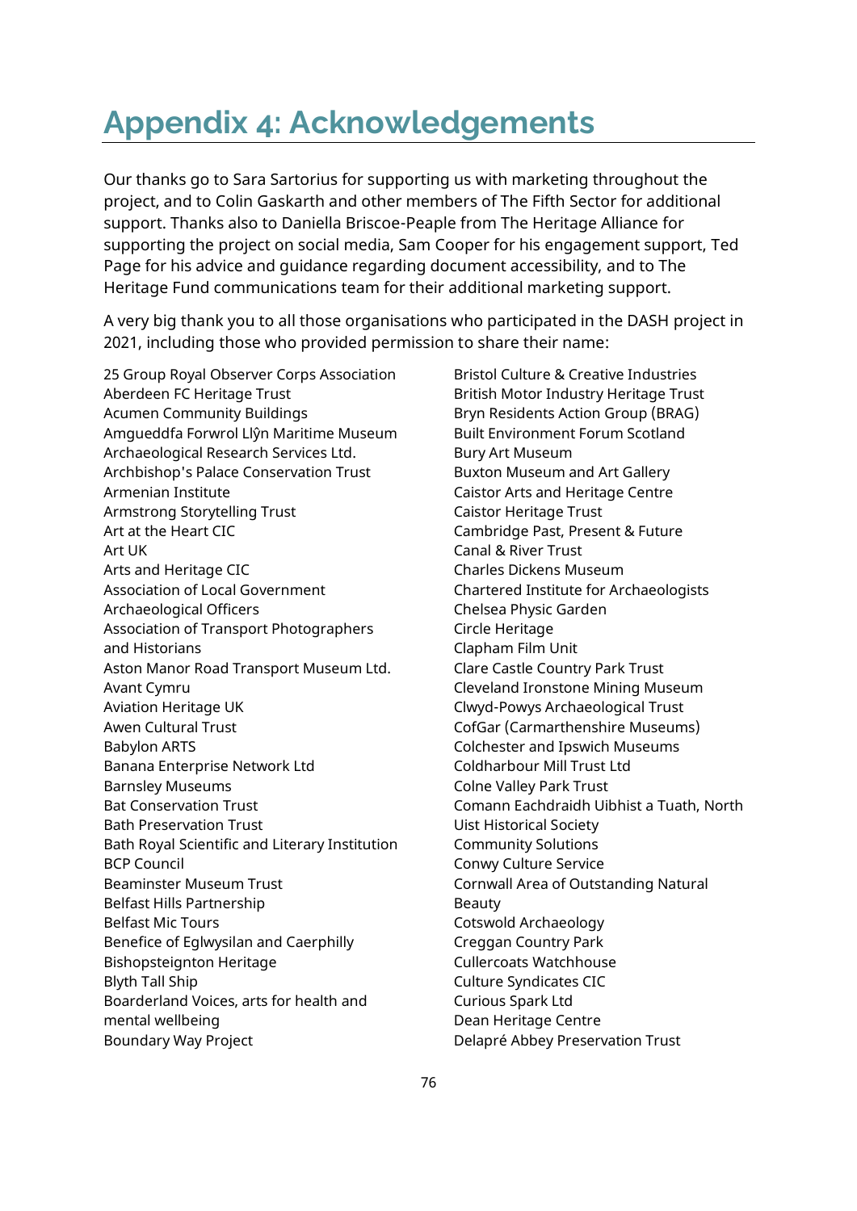# Appendix 4: Acknowledgements

Our thanks go to Sara Sartorius for supporting us with marketing throughout the project, and to Colin Gaskarth and other members of The Fifth Sector for additional support. Thanks also to Daniella Briscoe-Peaple from The Heritage Alliance for supporting the project on social media, Sam Cooper for his engagement support, Ted Page for his advice and guidance regarding document accessibility, and to The Heritage Fund communications team for their additional marketing support.

A very big thank you to all those organisations who participated in the DASH project in 2021, including those who provided permission to share their name:

25 Group Royal Observer Corps Association
Aberdeen FC Heritage Trust
Acumen Community Buildings
Amgueddfa Forwrol Llŷn Maritime Museum
Archaeological Research Services Ltd.
Archbishop's Palace Conservation Trust
Armenian Institute
Armstrong Storytelling Trust
Art at the Heart CIC
Art UK
Arts and Heritage CIC
Association of Local Government Archaeological Officers
Association of Transport Photographers and Historians
Aston Manor Road Transport Museum Ltd.
Avant Cymru
Aviation Heritage UK
Awen Cultural Trust
Babylon ARTS
Banana Enterprise Network Ltd
Barnsley Museums
Bat Conservation Trust
Bath Preservation Trust
Bath Royal Scientific and Literary Institution
BCP Council
Beaminster Museum Trust
Belfast Hills Partnership
Belfast Mic Tours
Benefice of Eglwysilan and Caerphilly
Bishopsteignton Heritage
Blyth Tall Ship
Boarderland Voices, arts for health and mental wellbeing
Boundary Way Project
Bristol Culture & Creative Industries
British Motor Industry Heritage Trust
Bryn Residents Action Group (BRAG)
Built Environment Forum Scotland
Bury Art Museum
Buxton Museum and Art Gallery
Caistor Arts and Heritage Centre
Caistor Heritage Trust
Cambridge Past, Present & Future
Canal & River Trust
Charles Dickens Museum
Chartered Institute for Archaeologists
Chelsea Physic Garden
Circle Heritage
Clapham Film Unit
Clare Castle Country Park Trust
Cleveland Ironstone Mining Museum
Clwyd-Powys Archaeological Trust
CofGar (Carmarthenshire Museums)
Colchester and Ipswich Museums
Coldharbour Mill Trust Ltd
Colne Valley Park Trust
Comann Eachdraidh Uibhist a Tuath, North Uist Historical Society
Community Solutions
Conwy Culture Service
Cornwall Area of Outstanding Natural Beauty
Cotswold Archaeology
Creggan Country Park
Cullercoats Watchhouse
Culture Syndicates CIC
Curious Spark Ltd
Dean Heritage Centre
Delapré Abbey Preservation Trust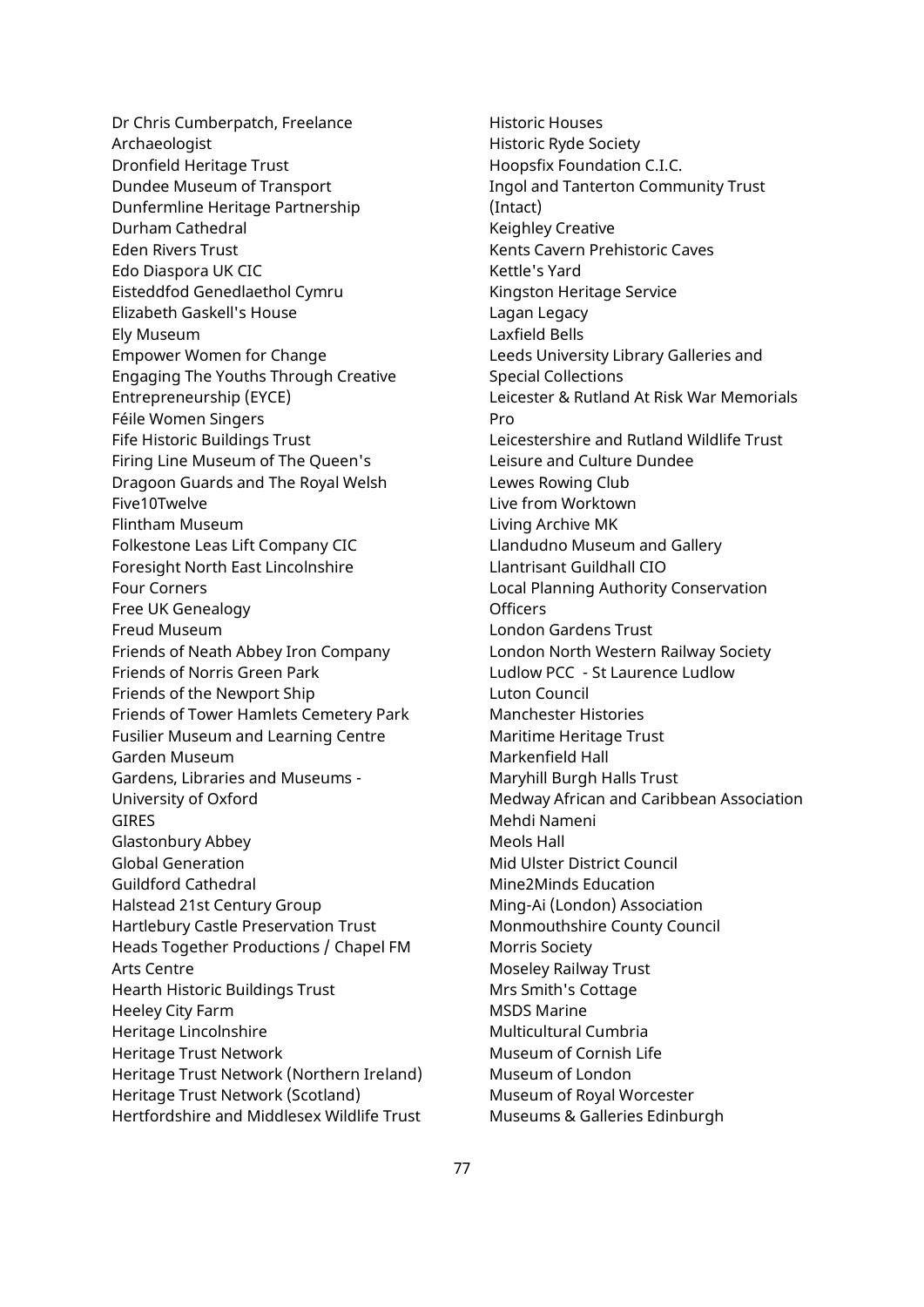Dr Chris Cumberpatch, Freelance Archaeologist
Dronfield Heritage Trust
Dundee Museum of Transport
Dunfermline Heritage Partnership
Durham Cathedral
Eden Rivers Trust
Edo Diaspora UK CIC
Eisteddfod Genedlaethol Cymru
Elizabeth Gaskell's House
Ely Museum
Empower Women for Change
Engaging The Youths Through Creative Entrepreneurship (EYCE)
Féile Women Singers
Fife Historic Buildings Trust
Firing Line Museum of The Queen's Dragoon Guards and The Royal Welsh
Five10Twelve
Flintham Museum
Folkestone Leas Lift Company CIC
Foresight North East Lincolnshire
Four Corners
Free UK Genealogy
Freud Museum
Friends of Neath Abbey Iron Company
Friends of Norris Green Park
Friends of the Newport Ship
Friends of Tower Hamlets Cemetery Park
Fusilier Museum and Learning Centre
Garden Museum
Gardens, Libraries and Museums - University of Oxford
GIRES
Glastonbury Abbey
Global Generation
Guildford Cathedral
Halstead 21st Century Group
Hartlebury Castle Preservation Trust
Heads Together Productions / Chapel FM Arts Centre
Hearth Historic Buildings Trust
Heeley City Farm
Heritage Lincolnshire
Heritage Trust Network
Heritage Trust Network (Northern Ireland)
Heritage Trust Network (Scotland)
Hertfordshire and Middlesex Wildlife Trust
Historic Houses
Historic Ryde Society
Hoopsfix Foundation C.I.C.
Ingol and Tanterton Community Trust (Intact)
Keighley Creative
Kents Cavern Prehistoric Caves
Kettle's Yard
Kingston Heritage Service
Lagan Legacy
Laxfield Bells
Leeds University Library Galleries and Special Collections
Leicester & Rutland At Risk War Memorials Pro
Leicestershire and Rutland Wildlife Trust
Leisure and Culture Dundee
Lewes Rowing Club
Live from Worktown
Living Archive MK
Llandudno Museum and Gallery
Llantrisant Guildhall CIO
Local Planning Authority Conservation Officers
London Gardens Trust
London North Western Railway Society
Ludlow PCC - St Laurence Ludlow
Luton Council
Manchester Histories
Maritime Heritage Trust
Markenfield Hall
Maryhill Burgh Halls Trust
Medway African and Caribbean Association
Mehdi Nameni
Meols Hall
Mid Ulster District Council
Mine2Minds Education
Ming-Ai (London) Association
Monmouthshire County Council
Morris Society
Moseley Railway Trust
Mrs Smith's Cottage
MSDS Marine
Multicultural Cumbria
Museum of Cornish Life
Museum of London
Museum of Royal Worcester
Museums & Galleries Edinburgh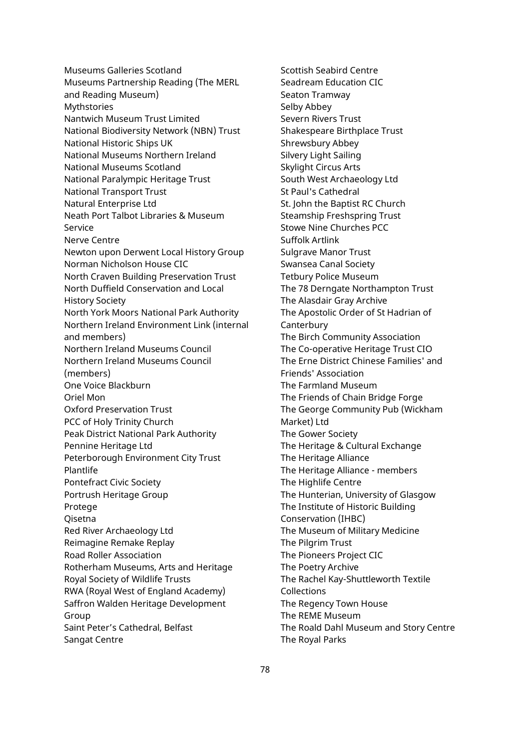Museums Galleries Scotland
Museums Partnership Reading (The MERL and Reading Museum)
Mythstories
Nantwich Museum Trust Limited
National Biodiversity Network (NBN) Trust
National Historic Ships UK
National Museums Northern Ireland
National Museums Scotland
National Paralympic Heritage Trust
National Transport Trust
Natural Enterprise Ltd
Neath Port Talbot Libraries & Museum Service
Nerve Centre
Newton upon Derwent Local History Group
Norman Nicholson House CIC
North Craven Building Preservation Trust
North Duffield Conservation and Local History Society
North York Moors National Park Authority
Northern Ireland Environment Link (internal and members)
Northern Ireland Museums Council
Northern Ireland Museums Council (members)
One Voice Blackburn
Oriel Mon
Oxford Preservation Trust
PCC of Holy Trinity Church
Peak District National Park Authority
Pennine Heritage Ltd
Peterborough Environment City Trust
Plantlife
Pontefract Civic Society
Portrush Heritage Group
Protege
Qisetna
Red River Archaeology Ltd
Reimagine Remake Replay
Road Roller Association
Rotherham Museums, Arts and Heritage
Royal Society of Wildlife Trusts
RWA (Royal West of England Academy)
Saffron Walden Heritage Development Group
Saint Peter’s Cathedral, Belfast
Sangat Centre
Scottish Seabird Centre
Seadream Education CIC
Seaton Tramway
Selby Abbey
Severn Rivers Trust
Shakespeare Birthplace Trust
Shrewsbury Abbey
Silvery Light Sailing
Skylight Circus Arts
South West Archaeology Ltd
St Paul's Cathedral
St. John the Baptist RC Church
Steamship Freshspring Trust
Stowe Nine Churches PCC
Suffolk Artlink
Sulgrave Manor Trust
Swansea Canal Society
Tetbury Police Museum
The 78 Derngate Northampton Trust
The Alasdair Gray Archive
The Apostolic Order of St Hadrian of Canterbury
The Birch Community Association
The Co-operative Heritage Trust CIO
The Erne District Chinese Families' and Friends' Association
The Farmland Museum
The Friends of Chain Bridge Forge
The George Community Pub (Wickham Market) Ltd
The Gower Society
The Heritage & Cultural Exchange
The Heritage Alliance
The Heritage Alliance - members
The Highlife Centre
The Hunterian, University of Glasgow
The Institute of Historic Building Conservation (IHBC)
The Museum of Military Medicine
The Pilgrim Trust
The Pioneers Project CIC
The Poetry Archive
The Rachel Kay-Shuttleworth Textile Collections
The Regency Town House
The REME Museum
The Roald Dahl Museum and Story Centre
The Royal Parks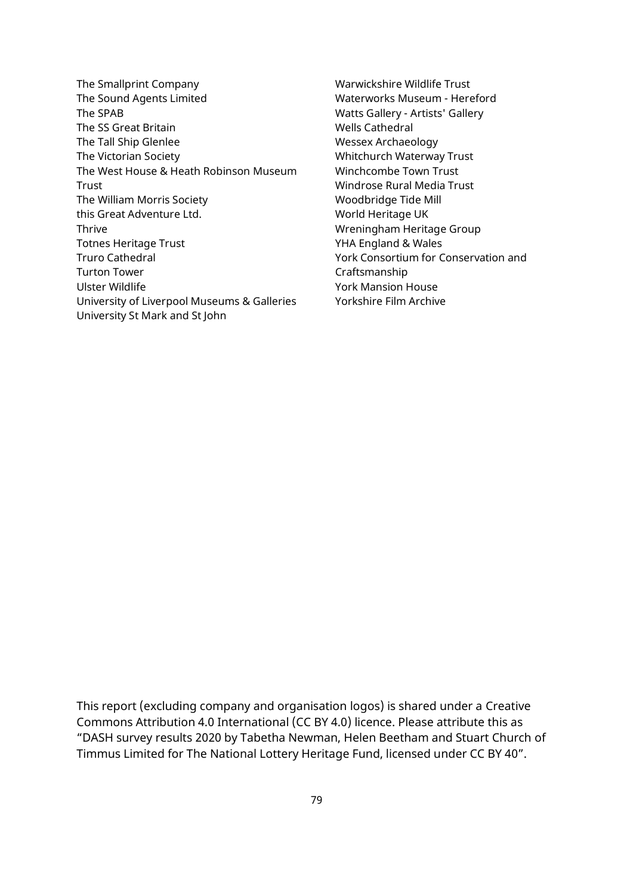The Smallprint Company
The Sound Agents Limited
The SPAB
The SS Great Britain
The Tall Ship Glenlee
The Victorian Society
The West House & Heath Robinson Museum Trust
The William Morris Society
this Great Adventure Ltd.
Thrive
Totnes Heritage Trust
Truro Cathedral
Turton Tower
Ulster Wildlife
University of Liverpool Museums & Galleries
University St Mark and St John
Warwickshire Wildlife Trust
Waterworks Museum - Hereford
Watts Gallery - Artists' Gallery
Wells Cathedral
Wessex Archaeology
Whitchurch Waterway Trust
Winchcombe Town Trust
Windrose Rural Media Trust
Woodbridge Tide Mill
World Heritage UK
Wreningham Heritage Group
YHA England & Wales
York Consortium for Conservation and Craftsmanship
York Mansion House
Yorkshire Film Archive

This report (excluding company and organisation logos) is shared under a Creative Commons Attribution 4.0 International (CC BY 4.0) licence. Please attribute this as "DASH survey results 2020 by Tabetha Newman, Helen Beetham and Stuart Church of Timmus Limited for The National Lottery Heritage Fund, licensed under CC BY 40".